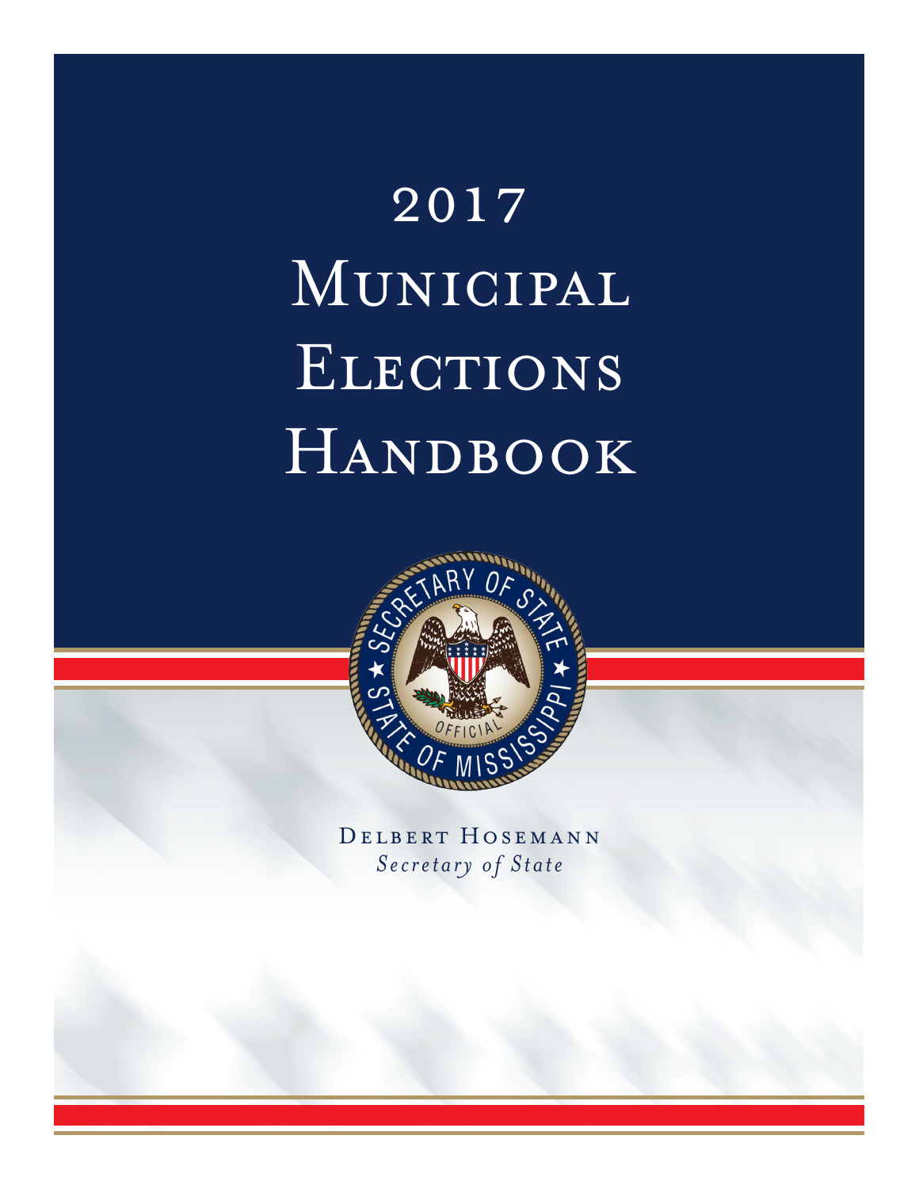# 2017 Municipal Elections Handbook

Delbert Hosemann

*Secretary of State*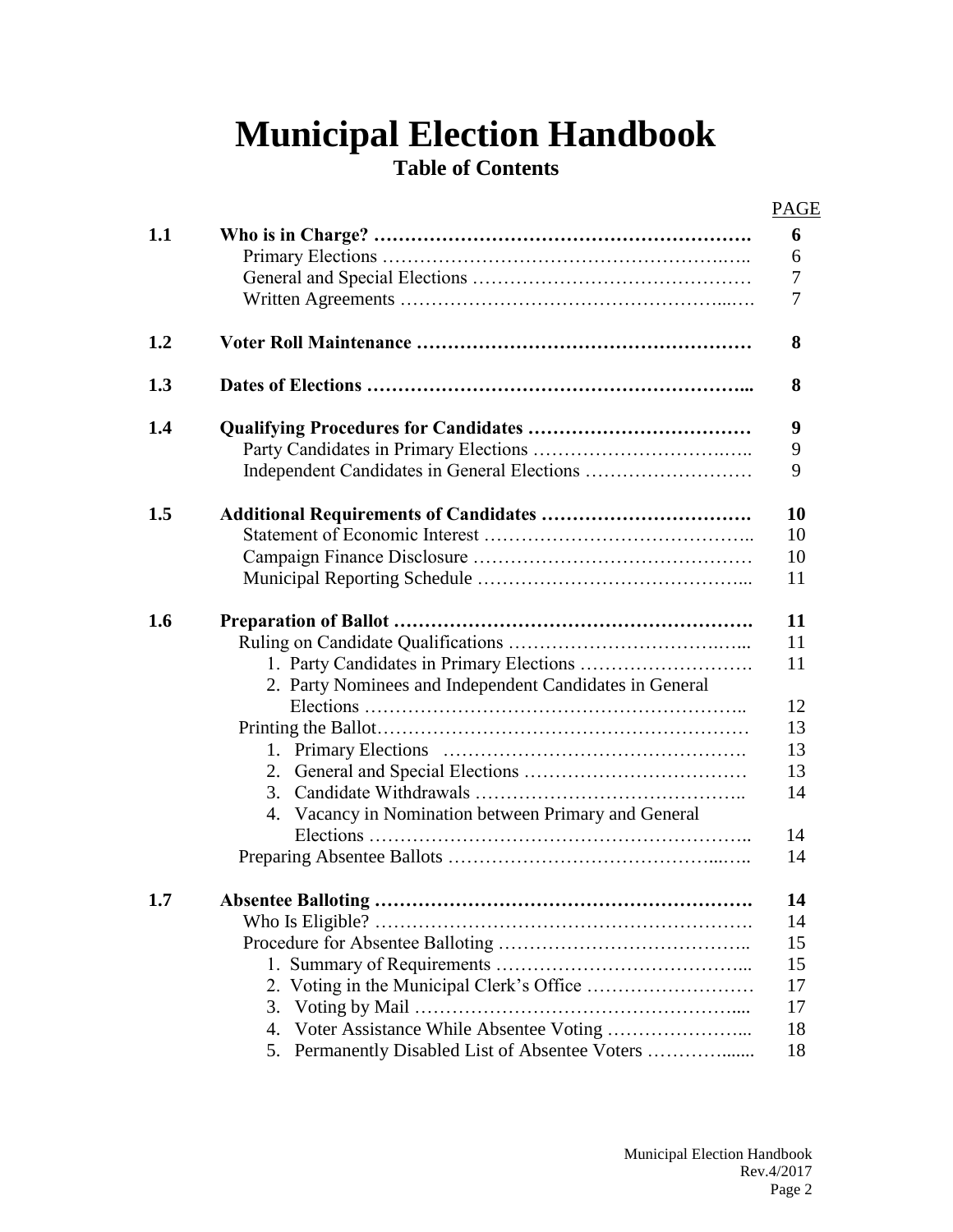# Municipal Election Handbook

## Table of Contents

| | | PAGE |
|---|---|---|
| **1.1** | **Who is in Charge?** | **6** |
| | Primary Elections | 6 |
| | General and Special Elections | 7 |
| | Written Agreements | 7 |
| **1.2** | **Voter Roll Maintenance** | **8** |
| **1.3** | **Dates of Elections** | **8** |
| **1.4** | **Qualifying Procedures for Candidates** | **9** |
| | Party Candidates in Primary Elections | 9 |
| | Independent Candidates in General Elections | 9 |
| **1.5** | **Additional Requirements of Candidates** | **10** |
| | Statement of Economic Interest | 10 |
| | Campaign Finance Disclosure | 10 |
| | Municipal Reporting Schedule | 11 |
| **1.6** | **Preparation of Ballot** | **11** |
| | Ruling on Candidate Qualifications | 11 |
| | 1. Party Candidates in Primary Elections | 11 |
| | 2. Party Nominees and Independent Candidates in General Elections | 12 |
| | Printing the Ballot | 13 |
| | 1. Primary Elections | 13 |
| | 2. General and Special Elections | 13 |
| | 3. Candidate Withdrawals | 14 |
| | 4. Vacancy in Nomination between Primary and General Elections | 14 |
| | Preparing Absentee Ballots | 14 |
| **1.7** | **Absentee Balloting** | **14** |
| | Who Is Eligible? | 14 |
| | Procedure for Absentee Balloting | 15 |
| | 1. Summary of Requirements | 15 |
| | 2. Voting in the Municipal Clerk's Office | 17 |
| | 3. Voting by Mail | 17 |
| | 4. Voter Assistance While Absentee Voting | 18 |
| | 5. Permanently Disabled List of Absentee Voters | 18 |

Municipal Election Handbook
Rev.4/2017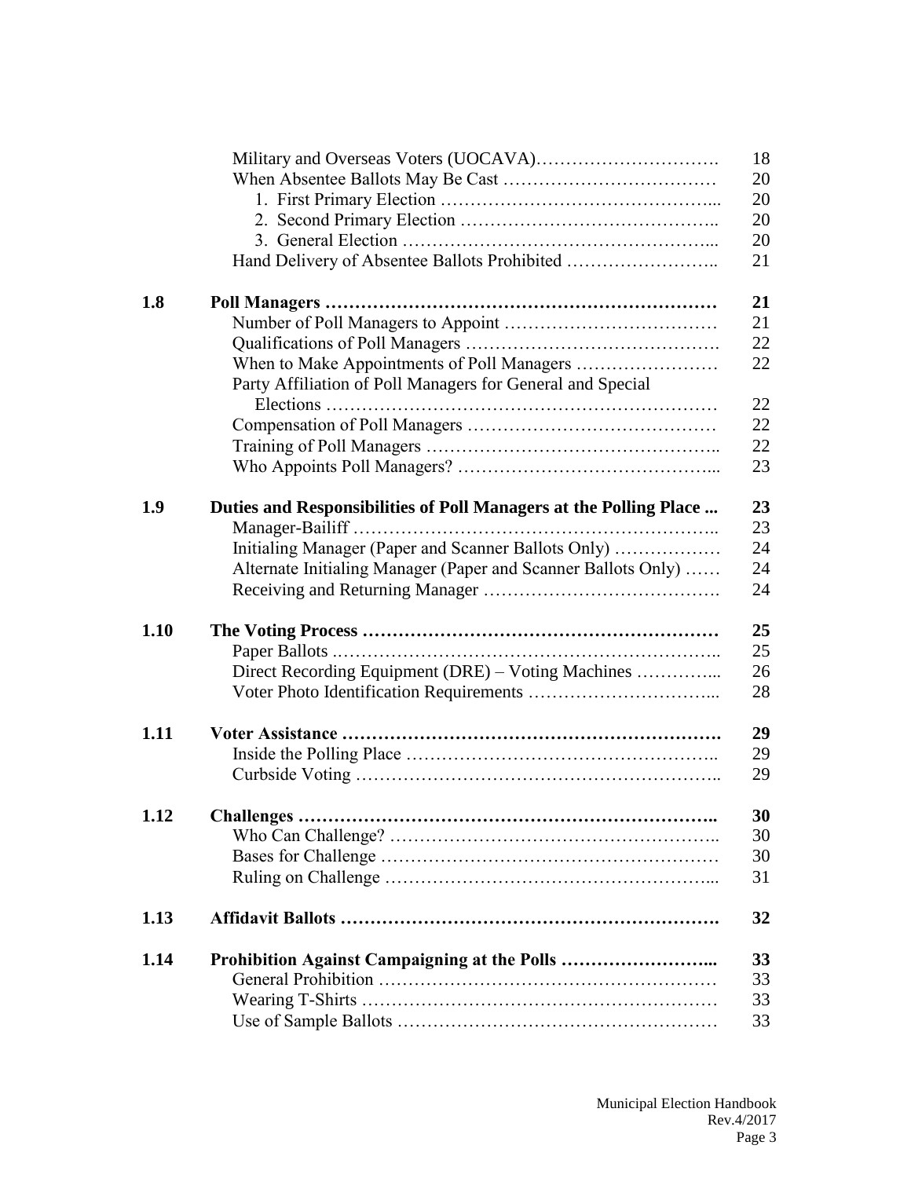| | | |
|---|---|---|
| | Military and Overseas Voters (UOCAVA)…………………………. | 18 |
| | When Absentee Ballots May Be Cast ……………………………… | 20 |
| | 1. First Primary Election ……………………………………... | 20 |
| | 2. Second Primary Election …………………………………... | 20 |
| | 3. General Election ……………………………………………... | 20 |
| | Hand Delivery of Absentee Ballots Prohibited …………………….. | 21 |
| **1.8** | **Poll Managers ………………………………………………………** | **21** |
| | Number of Poll Managers to Appoint ……………………………… | 21 |
| | Qualifications of Poll Managers ……………………………………. | 22 |
| | When to Make Appointments of Poll Managers …………………… | 22 |
| | Party Affiliation of Poll Managers for General and Special Elections ………………………………………………………… | 22 |
| | Compensation of Poll Managers …………………………………… | 22 |
| | Training of Poll Managers ………………………………………….. | 22 |
| | Who Appoints Poll Managers? ……………………………………... | 23 |
| **1.9** | **Duties and Responsibilities of Poll Managers at the Polling Place ...** | **23** |
| | Manager-Bailiff …………………………………………………….. | 23 |
| | Initialing Manager (Paper and Scanner Ballots Only) ……………… | 24 |
| | Alternate Initialing Manager (Paper and Scanner Ballots Only) …… | 24 |
| | Receiving and Returning Manager …………………………………. | 24 |
| **1.10** | **The Voting Process …………………………………………………** | **25** |
| | Paper Ballots ..……………………………………………………….. | 25 |
| | Direct Recording Equipment (DRE) – Voting Machines …………... | 26 |
| | Voter Photo Identification Requirements …………………………... | 28 |
| **1.11** | **Voter Assistance ……………………………………………………….** | **29** |
| | Inside the Polling Place …………………………………………….. | 29 |
| | Curbside Voting …………………………………………………….. | 29 |
| **1.12** | **Challenges ……………………………………………………………..** | **30** |
| | Who Can Challenge? ……………………………………………….. | 30 |
| | Bases for Challenge ………………………………………………… | 30 |
| | Ruling on Challenge ………………………………………………... | 31 |
| **1.13** | **Affidavit Ballots ……………………………………………………….** | **32** |
| **1.14** | **Prohibition Against Campaigning at the Polls ……………………...** | **33** |
| | General Prohibition ………………………………………………… | 33 |
| | Wearing T-Shirts …………………………………………………… | 33 |
| | Use of Sample Ballots ……………………………………………… | 33 |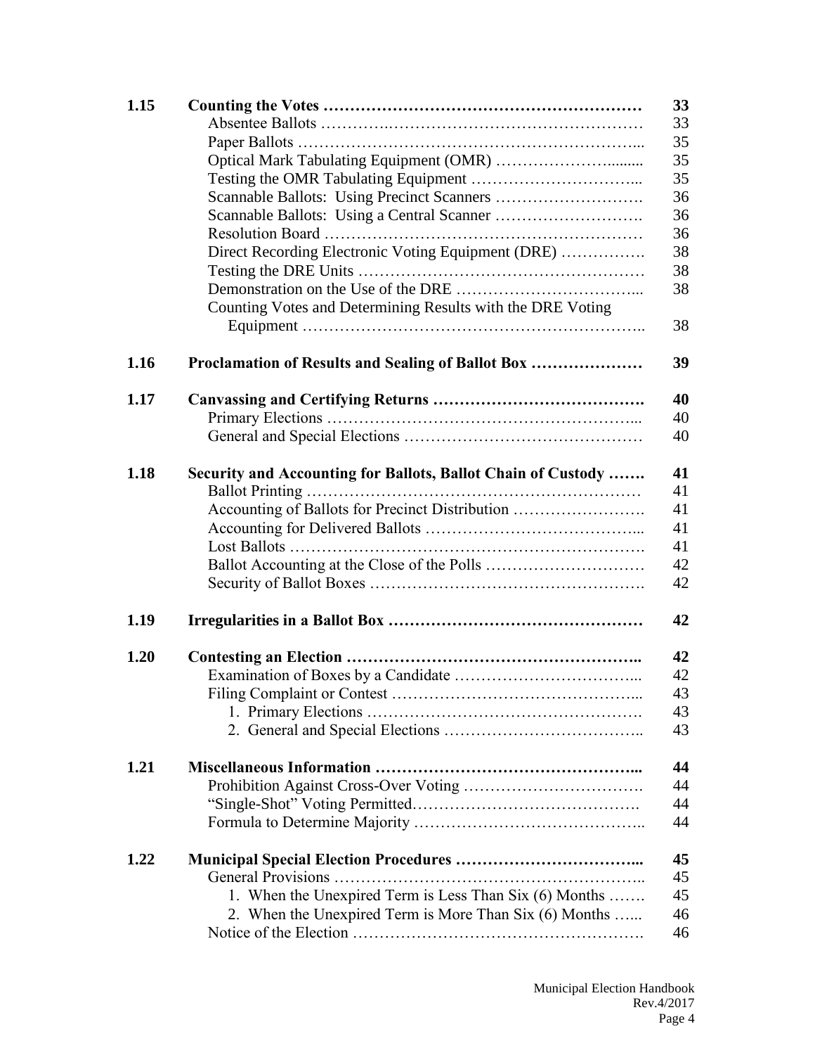| | | |
|---|---|---|
| **1.15** | **Counting the Votes** | **33** |
| | Absentee Ballots | 33 |
| | Paper Ballots | 35 |
| | Optical Mark Tabulating Equipment (OMR) | 35 |
| | Testing the OMR Tabulating Equipment | 35 |
| | Scannable Ballots: Using Precinct Scanners | 36 |
| | Scannable Ballots: Using a Central Scanner | 36 |
| | Resolution Board | 36 |
| | Direct Recording Electronic Voting Equipment (DRE) | 38 |
| | Testing the DRE Units | 38 |
| | Demonstration on the Use of the DRE | 38 |
| | Counting Votes and Determining Results with the DRE Voting Equipment | 38 |
| **1.16** | **Proclamation of Results and Sealing of Ballot Box** | **39** |
| **1.17** | **Canvassing and Certifying Returns** | **40** |
| | Primary Elections | 40 |
| | General and Special Elections | 40 |
| **1.18** | **Security and Accounting for Ballots, Ballot Chain of Custody** | **41** |
| | Ballot Printing | 41 |
| | Accounting of Ballots for Precinct Distribution | 41 |
| | Accounting for Delivered Ballots | 41 |
| | Lost Ballots | 41 |
| | Ballot Accounting at the Close of the Polls | 42 |
| | Security of Ballot Boxes | 42 |
| **1.19** | **Irregularities in a Ballot Box** | **42** |
| **1.20** | **Contesting an Election** | **42** |
| | Examination of Boxes by a Candidate | 42 |
| | Filing Complaint or Contest | 43 |
| | 1. Primary Elections | 43 |
| | 2. General and Special Elections | 43 |
| **1.21** | **Miscellaneous Information** | **44** |
| | Prohibition Against Cross-Over Voting | 44 |
| | "Single-Shot" Voting Permitted | 44 |
| | Formula to Determine Majority | 44 |
| **1.22** | **Municipal Special Election Procedures** | **45** |
| | General Provisions | 45 |
| | 1. When the Unexpired Term is Less Than Six (6) Months | 45 |
| | 2. When the Unexpired Term is More Than Six (6) Months | 46 |
| | Notice of the Election | 46 |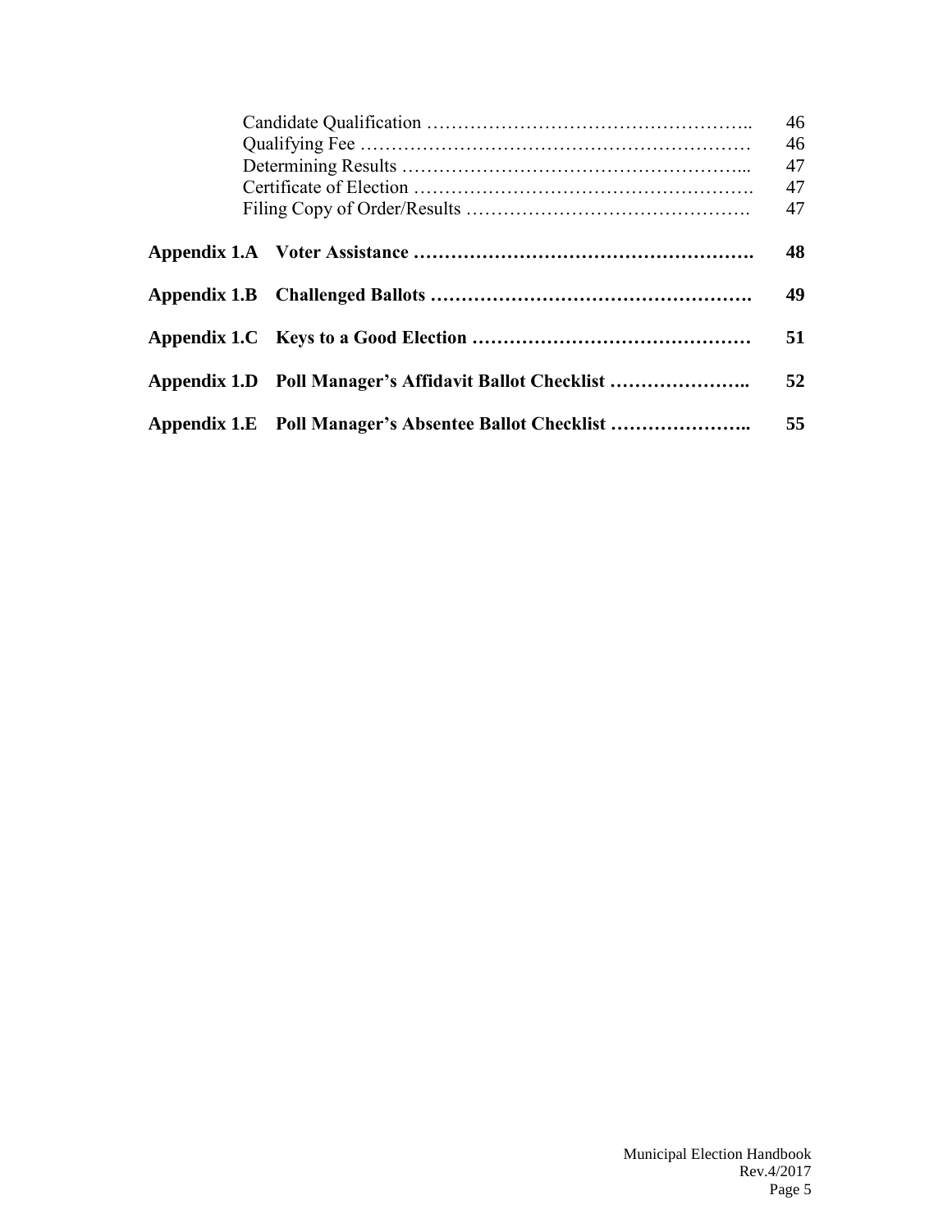| | | |
|---|---|---|
| | Candidate Qualification …………………………………………….. | 46 |
| | Qualifying Fee ……………………………………………………… | 46 |
| | Determining Results ……………………………………………... | 47 |
| | Certificate of Election ……………………………………………. | 47 |
| | Filing Copy of Order/Results ………………………………………. | 47 |
| **Appendix 1.A** | **Voter Assistance ……………………………………………….** | **48** |
| **Appendix 1.B** | **Challenged Ballots …………………………………………….** | **49** |
| **Appendix 1.C** | **Keys to a Good Election ………………………………………** | **51** |
| **Appendix 1.D** | **Poll Manager's Affidavit Ballot Checklist …………………..** | **52** |
| **Appendix 1.E** | **Poll Manager's Absentee Ballot Checklist …………………..** | **55** |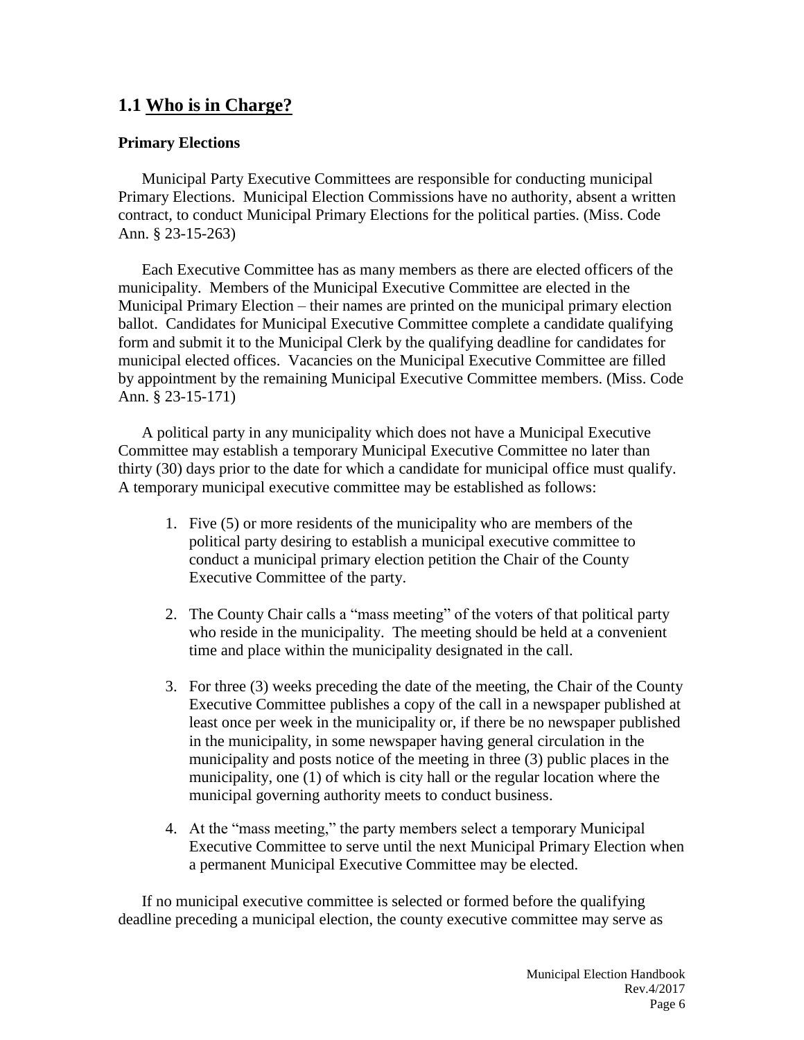## 1.1 Who is in Charge?

### Primary Elections

Municipal Party Executive Committees are responsible for conducting municipal Primary Elections. Municipal Election Commissions have no authority, absent a written contract, to conduct Municipal Primary Elections for the political parties. (Miss. Code Ann. § 23-15-263)

Each Executive Committee has as many members as there are elected officers of the municipality. Members of the Municipal Executive Committee are elected in the Municipal Primary Election – their names are printed on the municipal primary election ballot. Candidates for Municipal Executive Committee complete a candidate qualifying form and submit it to the Municipal Clerk by the qualifying deadline for candidates for municipal elected offices. Vacancies on the Municipal Executive Committee are filled by appointment by the remaining Municipal Executive Committee members. (Miss. Code Ann. § 23-15-171)

A political party in any municipality which does not have a Municipal Executive Committee may establish a temporary Municipal Executive Committee no later than thirty (30) days prior to the date for which a candidate for municipal office must qualify. A temporary municipal executive committee may be established as follows:

1. Five (5) or more residents of the municipality who are members of the political party desiring to establish a municipal executive committee to conduct a municipal primary election petition the Chair of the County Executive Committee of the party.

2. The County Chair calls a "mass meeting" of the voters of that political party who reside in the municipality. The meeting should be held at a convenient time and place within the municipality designated in the call.

3. For three (3) weeks preceding the date of the meeting, the Chair of the County Executive Committee publishes a copy of the call in a newspaper published at least once per week in the municipality or, if there be no newspaper published in the municipality, in some newspaper having general circulation in the municipality and posts notice of the meeting in three (3) public places in the municipality, one (1) of which is city hall or the regular location where the municipal governing authority meets to conduct business.

4. At the "mass meeting," the party members select a temporary Municipal Executive Committee to serve until the next Municipal Primary Election when a permanent Municipal Executive Committee may be elected.

If no municipal executive committee is selected or formed before the qualifying deadline preceding a municipal election, the county executive committee may serve as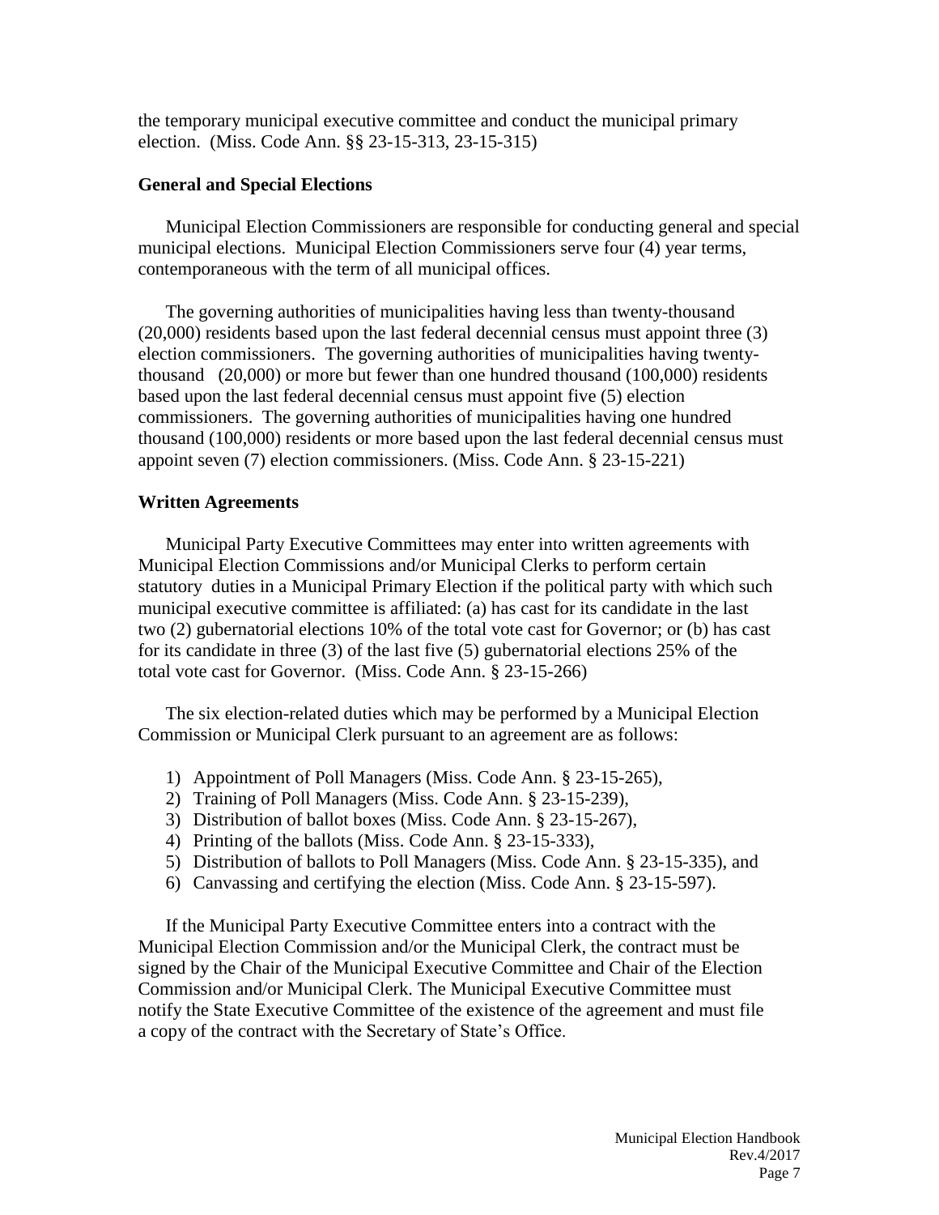the temporary municipal executive committee and conduct the municipal primary election. (Miss. Code Ann. §§ 23-15-313, 23-15-315)

## General and Special Elections

Municipal Election Commissioners are responsible for conducting general and special municipal elections. Municipal Election Commissioners serve four (4) year terms, contemporaneous with the term of all municipal offices.

The governing authorities of municipalities having less than twenty-thousand (20,000) residents based upon the last federal decennial census must appoint three (3) election commissioners. The governing authorities of municipalities having twenty-thousand (20,000) or more but fewer than one hundred thousand (100,000) residents based upon the last federal decennial census must appoint five (5) election commissioners. The governing authorities of municipalities having one hundred thousand (100,000) residents or more based upon the last federal decennial census must appoint seven (7) election commissioners. (Miss. Code Ann. § 23-15-221)

## Written Agreements

Municipal Party Executive Committees may enter into written agreements with Municipal Election Commissions and/or Municipal Clerks to perform certain statutory duties in a Municipal Primary Election if the political party with which such municipal executive committee is affiliated: (a) has cast for its candidate in the last two (2) gubernatorial elections 10% of the total vote cast for Governor; or (b) has cast for its candidate in three (3) of the last five (5) gubernatorial elections 25% of the total vote cast for Governor. (Miss. Code Ann. § 23-15-266)

The six election-related duties which may be performed by a Municipal Election Commission or Municipal Clerk pursuant to an agreement are as follows:

1) Appointment of Poll Managers (Miss. Code Ann. § 23-15-265),
2) Training of Poll Managers (Miss. Code Ann. § 23-15-239),
3) Distribution of ballot boxes (Miss. Code Ann. § 23-15-267),
4) Printing of the ballots (Miss. Code Ann. § 23-15-333),
5) Distribution of ballots to Poll Managers (Miss. Code Ann. § 23-15-335), and
6) Canvassing and certifying the election (Miss. Code Ann. § 23-15-597).

If the Municipal Party Executive Committee enters into a contract with the Municipal Election Commission and/or the Municipal Clerk, the contract must be signed by the Chair of the Municipal Executive Committee and Chair of the Election Commission and/or Municipal Clerk. The Municipal Executive Committee must notify the State Executive Committee of the existence of the agreement and must file a copy of the contract with the Secretary of State's Office.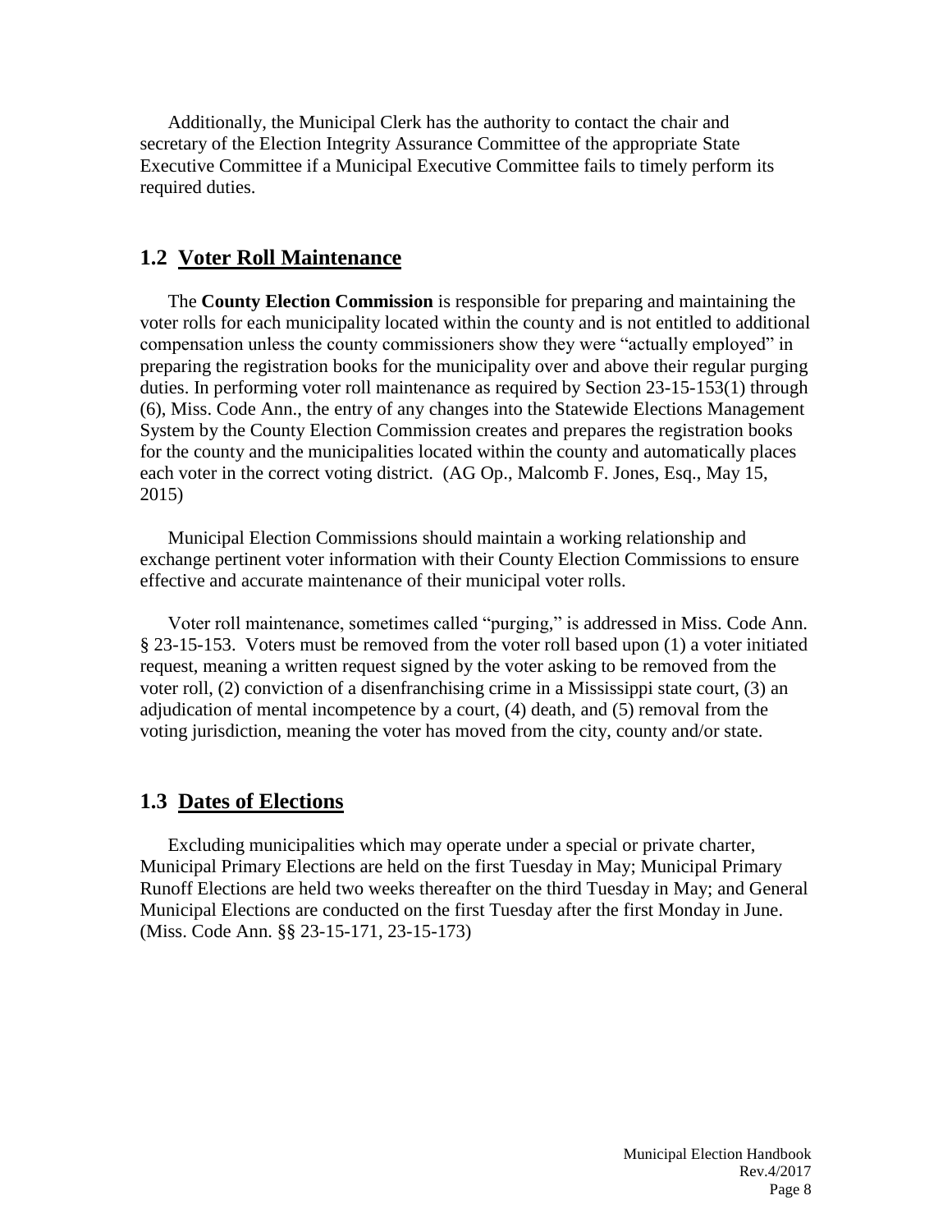Additionally, the Municipal Clerk has the authority to contact the chair and secretary of the Election Integrity Assurance Committee of the appropriate State Executive Committee if a Municipal Executive Committee fails to timely perform its required duties.

## 1.2 Voter Roll Maintenance

The **County Election Commission** is responsible for preparing and maintaining the voter rolls for each municipality located within the county and is not entitled to additional compensation unless the county commissioners show they were "actually employed" in preparing the registration books for the municipality over and above their regular purging duties. In performing voter roll maintenance as required by Section 23-15-153(1) through (6), Miss. Code Ann., the entry of any changes into the Statewide Elections Management System by the County Election Commission creates and prepares the registration books for the county and the municipalities located within the county and automatically places each voter in the correct voting district. (AG Op., Malcomb F. Jones, Esq., May 15, 2015)

Municipal Election Commissions should maintain a working relationship and exchange pertinent voter information with their County Election Commissions to ensure effective and accurate maintenance of their municipal voter rolls.

Voter roll maintenance, sometimes called "purging," is addressed in Miss. Code Ann. § 23-15-153. Voters must be removed from the voter roll based upon (1) a voter initiated request, meaning a written request signed by the voter asking to be removed from the voter roll, (2) conviction of a disenfranchising crime in a Mississippi state court, (3) an adjudication of mental incompetence by a court, (4) death, and (5) removal from the voting jurisdiction, meaning the voter has moved from the city, county and/or state.

## 1.3 Dates of Elections

Excluding municipalities which may operate under a special or private charter, Municipal Primary Elections are held on the first Tuesday in May; Municipal Primary Runoff Elections are held two weeks thereafter on the third Tuesday in May; and General Municipal Elections are conducted on the first Tuesday after the first Monday in June. (Miss. Code Ann. §§ 23-15-171, 23-15-173)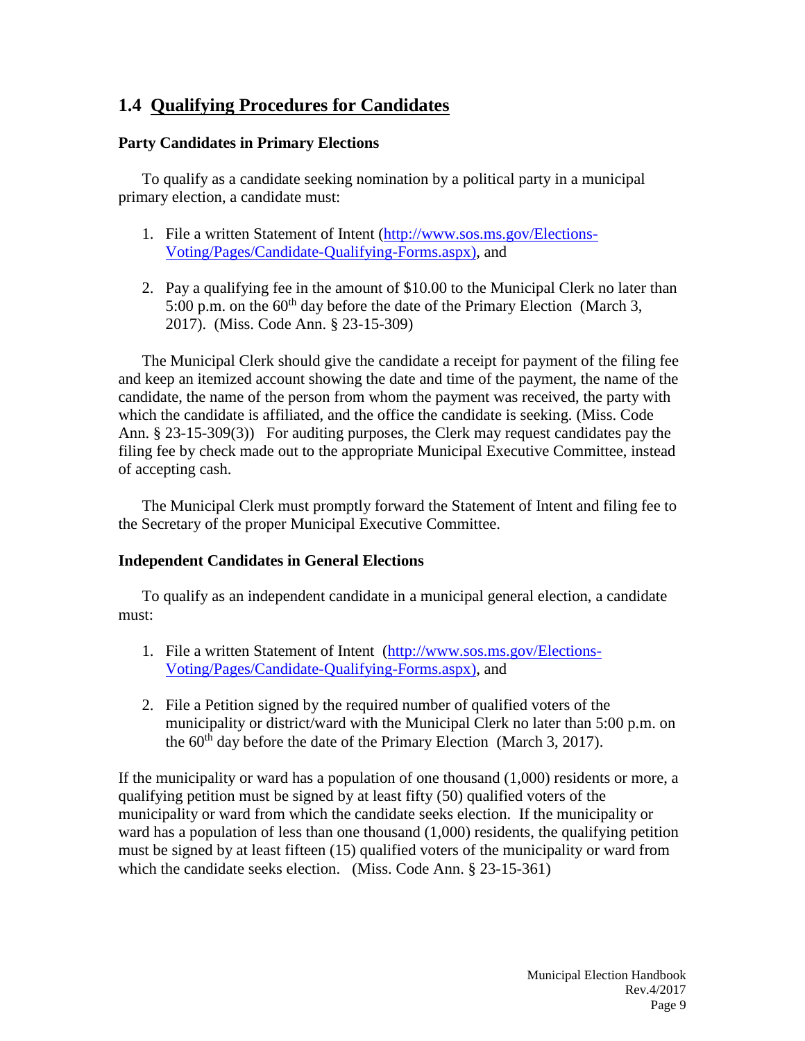## 1.4 Qualifying Procedures for Candidates

### Party Candidates in Primary Elections

To qualify as a candidate seeking nomination by a political party in a municipal primary election, a candidate must:

1. File a written Statement of Intent (http://www.sos.ms.gov/Elections-Voting/Pages/Candidate-Qualifying-Forms.aspx), and
2. Pay a qualifying fee in the amount of $10.00 to the Municipal Clerk no later than 5:00 p.m. on the 60th day before the date of the Primary Election (March 3, 2017). (Miss. Code Ann. § 23-15-309)

The Municipal Clerk should give the candidate a receipt for payment of the filing fee and keep an itemized account showing the date and time of the payment, the name of the candidate, the name of the person from whom the payment was received, the party with which the candidate is affiliated, and the office the candidate is seeking. (Miss. Code Ann. § 23-15-309(3)) For auditing purposes, the Clerk may request candidates pay the filing fee by check made out to the appropriate Municipal Executive Committee, instead of accepting cash.

The Municipal Clerk must promptly forward the Statement of Intent and filing fee to the Secretary of the proper Municipal Executive Committee.

### Independent Candidates in General Elections

To qualify as an independent candidate in a municipal general election, a candidate must:

1. File a written Statement of Intent (http://www.sos.ms.gov/Elections-Voting/Pages/Candidate-Qualifying-Forms.aspx), and
2. File a Petition signed by the required number of qualified voters of the municipality or district/ward with the Municipal Clerk no later than 5:00 p.m. on the 60th day before the date of the Primary Election (March 3, 2017).

If the municipality or ward has a population of one thousand (1,000) residents or more, a qualifying petition must be signed by at least fifty (50) qualified voters of the municipality or ward from which the candidate seeks election. If the municipality or ward has a population of less than one thousand (1,000) residents, the qualifying petition must be signed by at least fifteen (15) qualified voters of the municipality or ward from which the candidate seeks election. (Miss. Code Ann. § 23-15-361)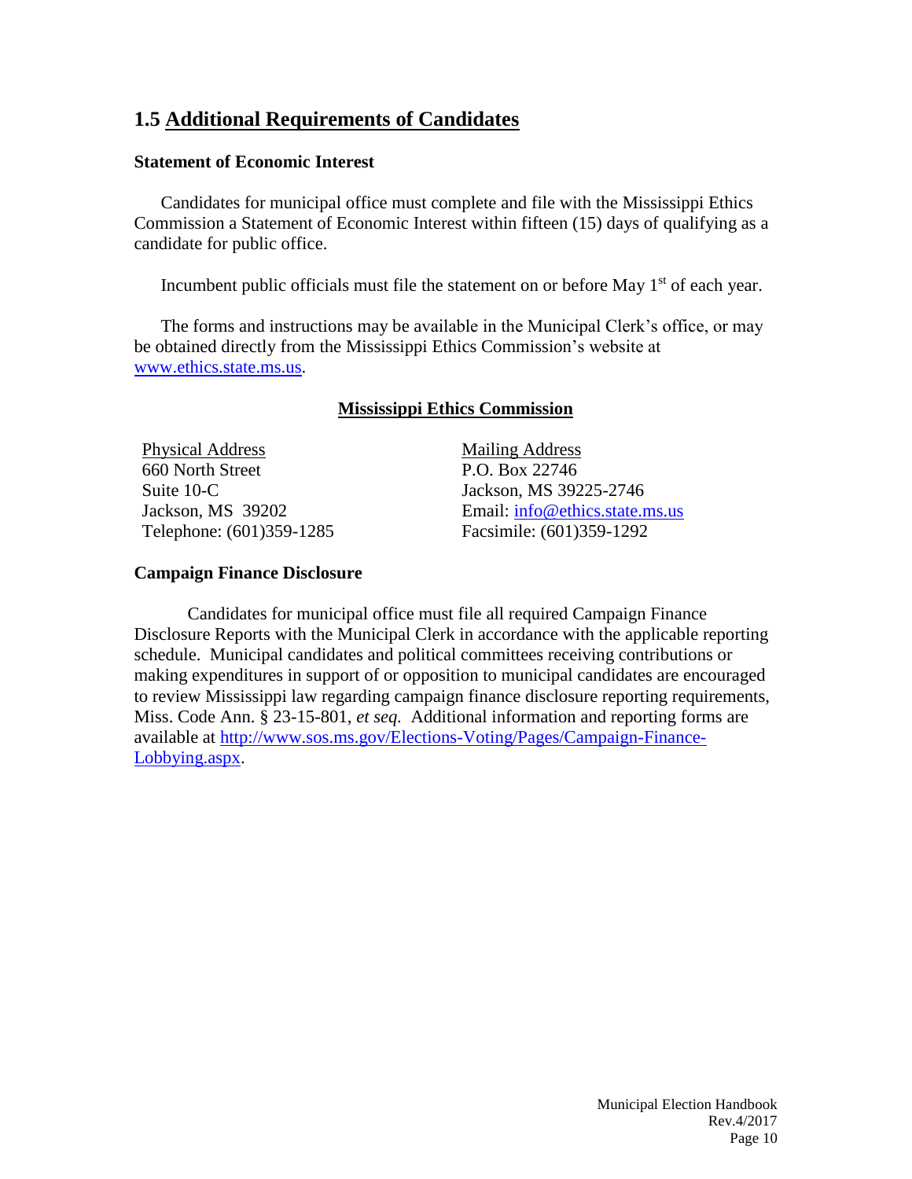## 1.5 Additional Requirements of Candidates

### Statement of Economic Interest

Candidates for municipal office must complete and file with the Mississippi Ethics Commission a Statement of Economic Interest within fifteen (15) days of qualifying as a candidate for public office.

Incumbent public officials must file the statement on or before May 1st of each year.

The forms and instructions may be available in the Municipal Clerk's office, or may be obtained directly from the Mississippi Ethics Commission's website at www.ethics.state.ms.us.

**Mississippi Ethics Commission**

Physical Address
660 North Street
Suite 10-C
Jackson, MS 39202
Telephone: (601)359-1285

Mailing Address
P.O. Box 22746
Jackson, MS 39225-2746
Email: info@ethics.state.ms.us
Facsimile: (601)359-1292

### Campaign Finance Disclosure

Candidates for municipal office must file all required Campaign Finance Disclosure Reports with the Municipal Clerk in accordance with the applicable reporting schedule. Municipal candidates and political committees receiving contributions or making expenditures in support of or opposition to municipal candidates are encouraged to review Mississippi law regarding campaign finance disclosure reporting requirements, Miss. Code Ann. § 23-15-801, *et seq.* Additional information and reporting forms are available at http://www.sos.ms.gov/Elections-Voting/Pages/Campaign-Finance-Lobbying.aspx.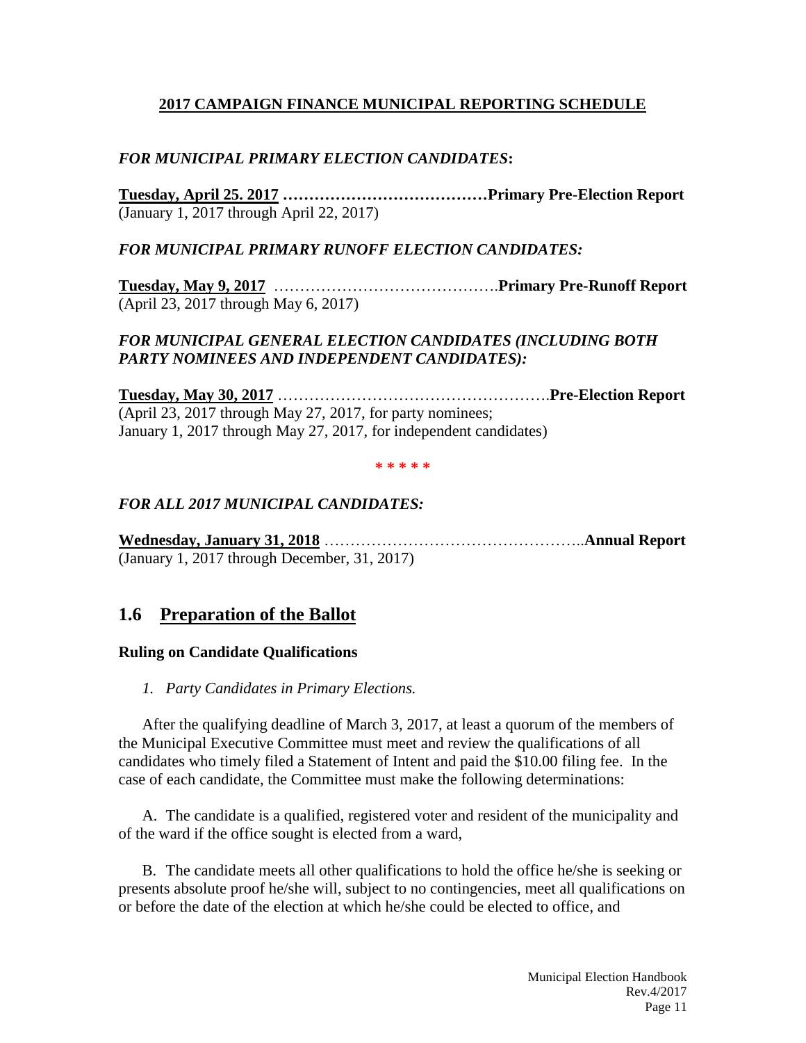## 2017 CAMPAIGN FINANCE MUNICIPAL REPORTING SCHEDULE

***FOR MUNICIPAL PRIMARY ELECTION CANDIDATES*:**

**Tuesday, April 25. 2017 …………………………………Primary Pre-Election Report**
(January 1, 2017 through April 22, 2017)

***FOR MUNICIPAL PRIMARY RUNOFF ELECTION CANDIDATES:***

**Tuesday, May 9, 2017** …………………………………….**Primary Pre-Runoff Report**
(April 23, 2017 through May 6, 2017)

***FOR MUNICIPAL GENERAL ELECTION CANDIDATES (INCLUDING BOTH PARTY NOMINEES AND INDEPENDENT CANDIDATES):***

**Tuesday, May 30, 2017** …………………………………………….**Pre-Election Report**
(April 23, 2017 through May 27, 2017, for party nominees;
January 1, 2017 through May 27, 2017, for independent candidates)

\* \* \* \* \*

***FOR ALL 2017 MUNICIPAL CANDIDATES:***

**Wednesday, January 31, 2018** …………………………………………..**Annual Report**
(January 1, 2017 through December, 31, 2017)

## 1.6 Preparation of the Ballot

### Ruling on Candidate Qualifications

*1. Party Candidates in Primary Elections.*

After the qualifying deadline of March 3, 2017, at least a quorum of the members of the Municipal Executive Committee must meet and review the qualifications of all candidates who timely filed a Statement of Intent and paid the $10.00 filing fee. In the case of each candidate, the Committee must make the following determinations:

A. The candidate is a qualified, registered voter and resident of the municipality and of the ward if the office sought is elected from a ward,

B. The candidate meets all other qualifications to hold the office he/she is seeking or presents absolute proof he/she will, subject to no contingencies, meet all qualifications on or before the date of the election at which he/she could be elected to office, and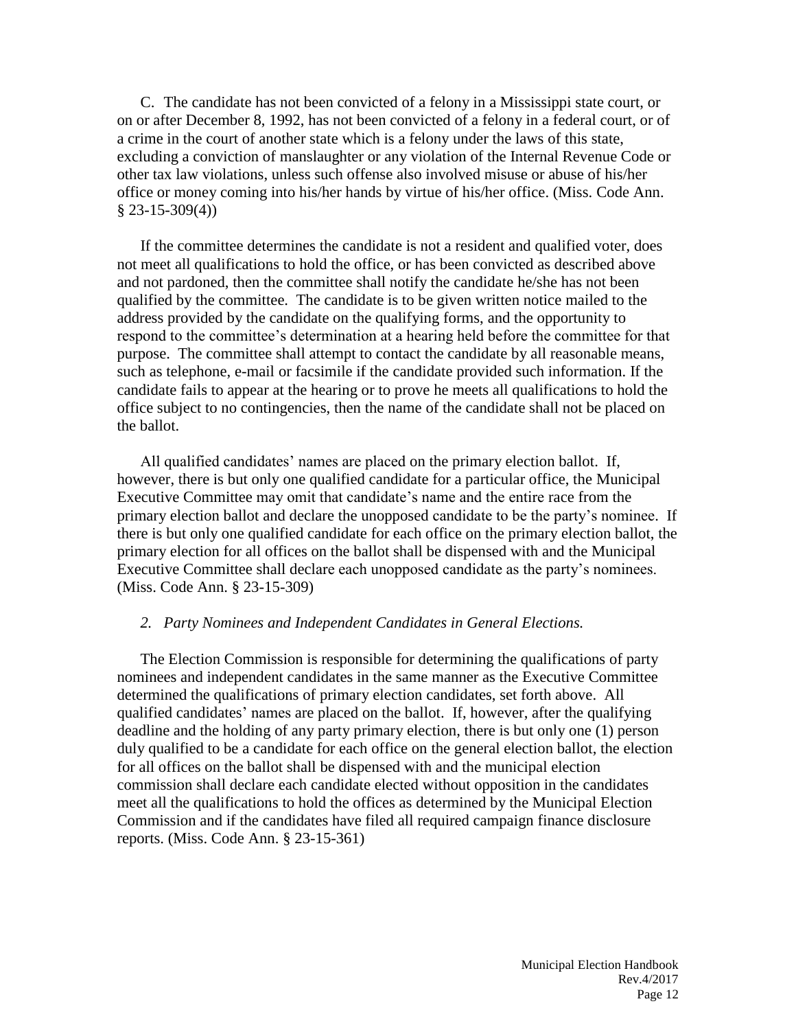C. The candidate has not been convicted of a felony in a Mississippi state court, or on or after December 8, 1992, has not been convicted of a felony in a federal court, or of a crime in the court of another state which is a felony under the laws of this state, excluding a conviction of manslaughter or any violation of the Internal Revenue Code or other tax law violations, unless such offense also involved misuse or abuse of his/her office or money coming into his/her hands by virtue of his/her office. (Miss. Code Ann. § 23-15-309(4))

If the committee determines the candidate is not a resident and qualified voter, does not meet all qualifications to hold the office, or has been convicted as described above and not pardoned, then the committee shall notify the candidate he/she has not been qualified by the committee. The candidate is to be given written notice mailed to the address provided by the candidate on the qualifying forms, and the opportunity to respond to the committee's determination at a hearing held before the committee for that purpose. The committee shall attempt to contact the candidate by all reasonable means, such as telephone, e-mail or facsimile if the candidate provided such information. If the candidate fails to appear at the hearing or to prove he meets all qualifications to hold the office subject to no contingencies, then the name of the candidate shall not be placed on the ballot.

All qualified candidates' names are placed on the primary election ballot. If, however, there is but only one qualified candidate for a particular office, the Municipal Executive Committee may omit that candidate's name and the entire race from the primary election ballot and declare the unopposed candidate to be the party's nominee. If there is but only one qualified candidate for each office on the primary election ballot, the primary election for all offices on the ballot shall be dispensed with and the Municipal Executive Committee shall declare each unopposed candidate as the party's nominees. (Miss. Code Ann. § 23-15-309)

*2. Party Nominees and Independent Candidates in General Elections.*

The Election Commission is responsible for determining the qualifications of party nominees and independent candidates in the same manner as the Executive Committee determined the qualifications of primary election candidates, set forth above. All qualified candidates' names are placed on the ballot. If, however, after the qualifying deadline and the holding of any party primary election, there is but only one (1) person duly qualified to be a candidate for each office on the general election ballot, the election for all offices on the ballot shall be dispensed with and the municipal election commission shall declare each candidate elected without opposition in the candidates meet all the qualifications to hold the offices as determined by the Municipal Election Commission and if the candidates have filed all required campaign finance disclosure reports. (Miss. Code Ann. § 23-15-361)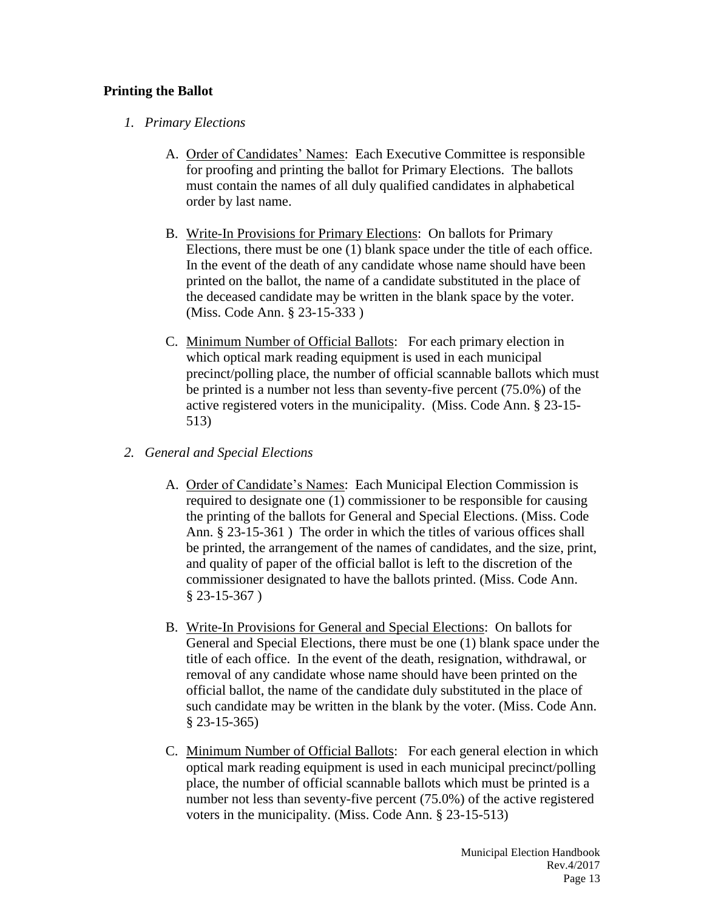**Printing the Ballot**

1. *Primary Elections*

    A. Order of Candidates' Names: Each Executive Committee is responsible for proofing and printing the ballot for Primary Elections. The ballots must contain the names of all duly qualified candidates in alphabetical order by last name.

    B. Write-In Provisions for Primary Elections: On ballots for Primary Elections, there must be one (1) blank space under the title of each office. In the event of the death of any candidate whose name should have been printed on the ballot, the name of a candidate substituted in the place of the deceased candidate may be written in the blank space by the voter. (Miss. Code Ann. § 23-15-333 )

    C. Minimum Number of Official Ballots: For each primary election in which optical mark reading equipment is used in each municipal precinct/polling place, the number of official scannable ballots which must be printed is a number not less than seventy-five percent (75.0%) of the active registered voters in the municipality. (Miss. Code Ann. § 23-15-513)

2. *General and Special Elections*

    A. Order of Candidate's Names: Each Municipal Election Commission is required to designate one (1) commissioner to be responsible for causing the printing of the ballots for General and Special Elections. (Miss. Code Ann. § 23-15-361 ) The order in which the titles of various offices shall be printed, the arrangement of the names of candidates, and the size, print, and quality of paper of the official ballot is left to the discretion of the commissioner designated to have the ballots printed. (Miss. Code Ann. § 23-15-367 )

    B. Write-In Provisions for General and Special Elections: On ballots for General and Special Elections, there must be one (1) blank space under the title of each office. In the event of the death, resignation, withdrawal, or removal of any candidate whose name should have been printed on the official ballot, the name of the candidate duly substituted in the place of such candidate may be written in the blank by the voter. (Miss. Code Ann. § 23-15-365)

    C. Minimum Number of Official Ballots: For each general election in which optical mark reading equipment is used in each municipal precinct/polling place, the number of official scannable ballots which must be printed is a number not less than seventy-five percent (75.0%) of the active registered voters in the municipality. (Miss. Code Ann. § 23-15-513)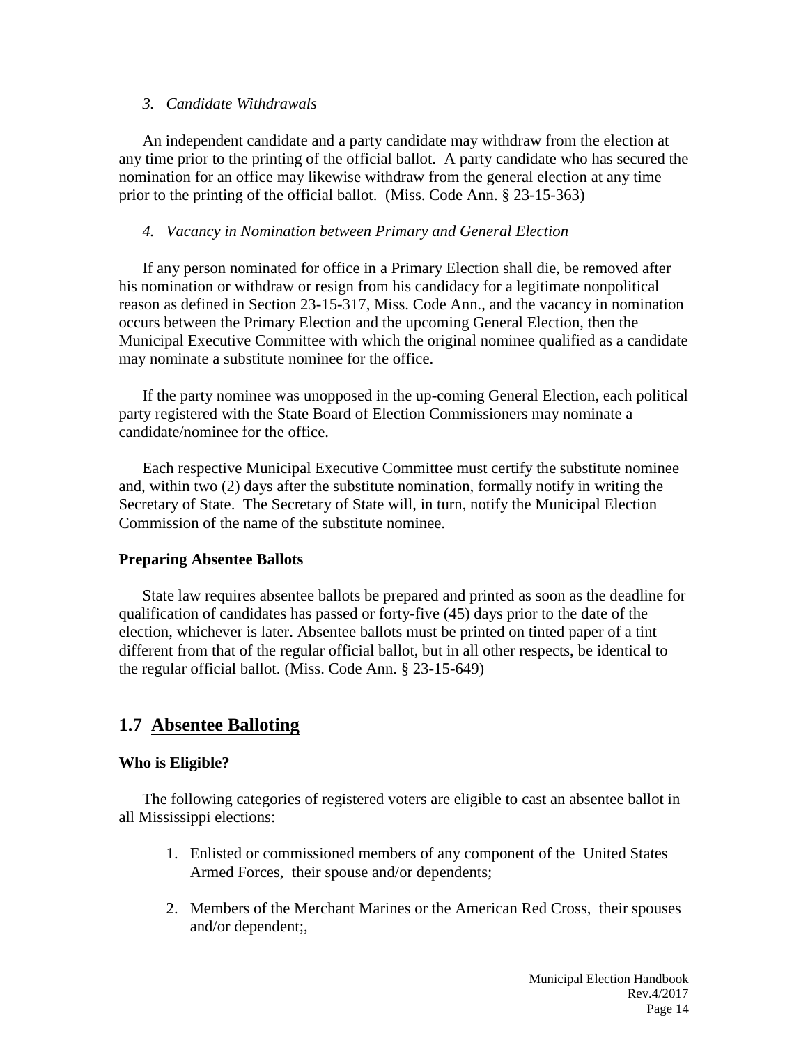*3. Candidate Withdrawals*

An independent candidate and a party candidate may withdraw from the election at any time prior to the printing of the official ballot. A party candidate who has secured the nomination for an office may likewise withdraw from the general election at any time prior to the printing of the official ballot. (Miss. Code Ann. § 23-15-363)

*4. Vacancy in Nomination between Primary and General Election*

If any person nominated for office in a Primary Election shall die, be removed after his nomination or withdraw or resign from his candidacy for a legitimate nonpolitical reason as defined in Section 23-15-317, Miss. Code Ann., and the vacancy in nomination occurs between the Primary Election and the upcoming General Election, then the Municipal Executive Committee with which the original nominee qualified as a candidate may nominate a substitute nominee for the office.

If the party nominee was unopposed in the up-coming General Election, each political party registered with the State Board of Election Commissioners may nominate a candidate/nominee for the office.

Each respective Municipal Executive Committee must certify the substitute nominee and, within two (2) days after the substitute nomination, formally notify in writing the Secretary of State. The Secretary of State will, in turn, notify the Municipal Election Commission of the name of the substitute nominee.

**Preparing Absentee Ballots**

State law requires absentee ballots be prepared and printed as soon as the deadline for qualification of candidates has passed or forty-five (45) days prior to the date of the election, whichever is later. Absentee ballots must be printed on tinted paper of a tint different from that of the regular official ballot, but in all other respects, be identical to the regular official ballot. (Miss. Code Ann. § 23-15-649)

## 1.7 Absentee Balloting

**Who is Eligible?**

The following categories of registered voters are eligible to cast an absentee ballot in all Mississippi elections:

1. Enlisted or commissioned members of any component of the United States Armed Forces, their spouse and/or dependents;

2. Members of the Merchant Marines or the American Red Cross, their spouses and/or dependent;,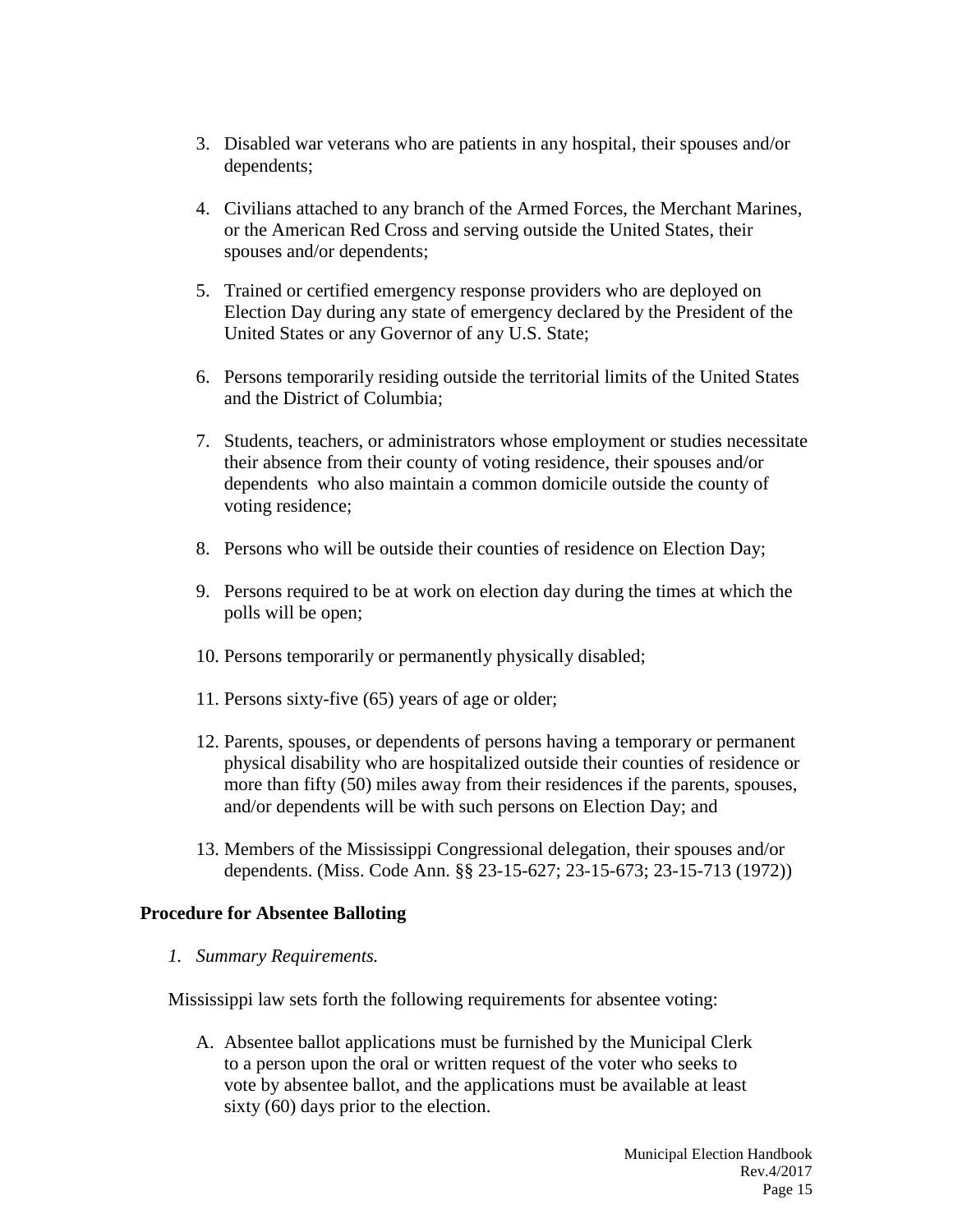3. Disabled war veterans who are patients in any hospital, their spouses and/or dependents;

4. Civilians attached to any branch of the Armed Forces, the Merchant Marines, or the American Red Cross and serving outside the United States, their spouses and/or dependents;

5. Trained or certified emergency response providers who are deployed on Election Day during any state of emergency declared by the President of the United States or any Governor of any U.S. State;

6. Persons temporarily residing outside the territorial limits of the United States and the District of Columbia;

7. Students, teachers, or administrators whose employment or studies necessitate their absence from their county of voting residence, their spouses and/or dependents who also maintain a common domicile outside the county of voting residence;

8. Persons who will be outside their counties of residence on Election Day;

9. Persons required to be at work on election day during the times at which the polls will be open;

10. Persons temporarily or permanently physically disabled;

11. Persons sixty-five (65) years of age or older;

12. Parents, spouses, or dependents of persons having a temporary or permanent physical disability who are hospitalized outside their counties of residence or more than fifty (50) miles away from their residences if the parents, spouses, and/or dependents will be with such persons on Election Day; and

13. Members of the Mississippi Congressional delegation, their spouses and/or dependents. (Miss. Code Ann. §§ 23-15-627; 23-15-673; 23-15-713 (1972))

### Procedure for Absentee Balloting

*1. Summary Requirements.*

Mississippi law sets forth the following requirements for absentee voting:

A. Absentee ballot applications must be furnished by the Municipal Clerk to a person upon the oral or written request of the voter who seeks to vote by absentee ballot, and the applications must be available at least sixty (60) days prior to the election.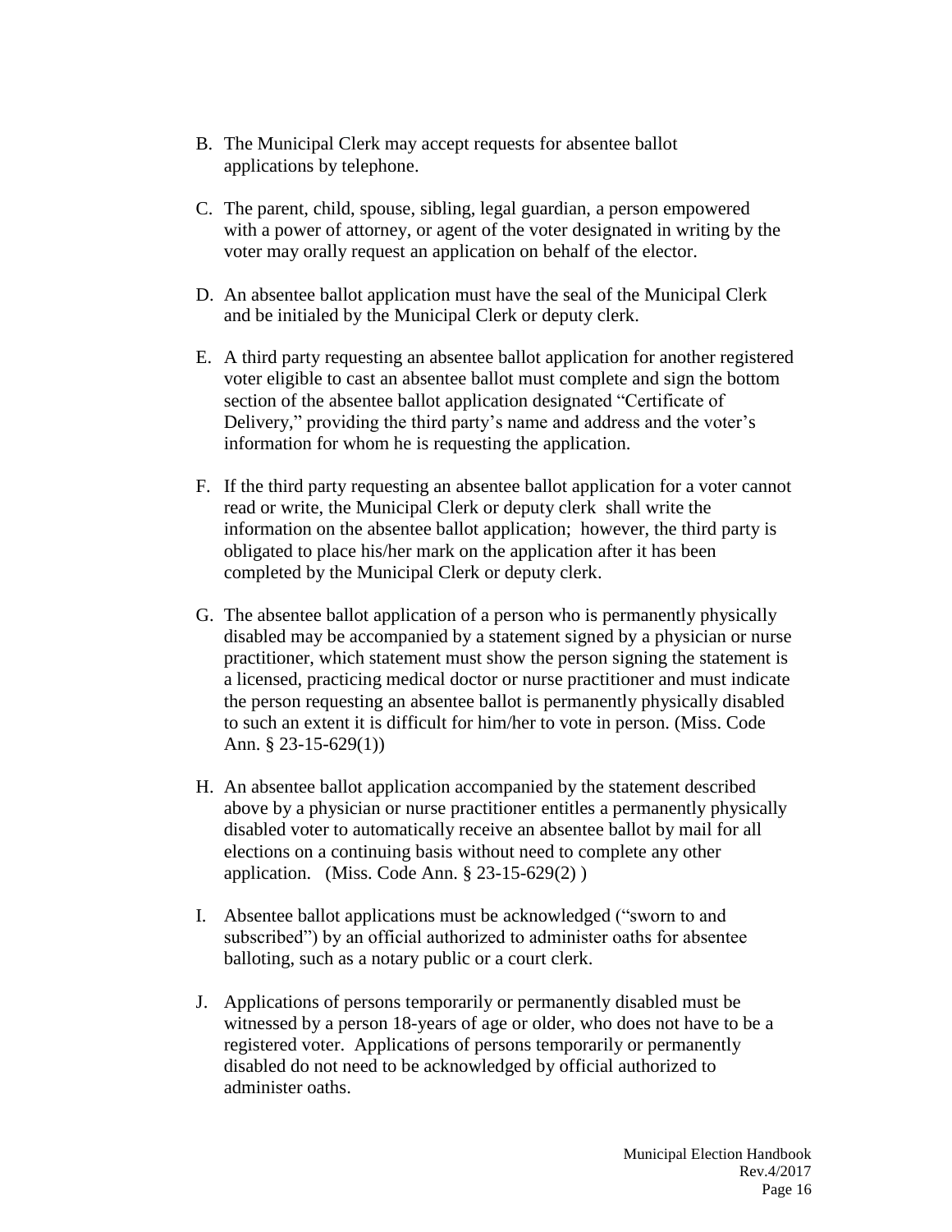B. The Municipal Clerk may accept requests for absentee ballot applications by telephone.

C. The parent, child, spouse, sibling, legal guardian, a person empowered with a power of attorney, or agent of the voter designated in writing by the voter may orally request an application on behalf of the elector.

D. An absentee ballot application must have the seal of the Municipal Clerk and be initialed by the Municipal Clerk or deputy clerk.

E. A third party requesting an absentee ballot application for another registered voter eligible to cast an absentee ballot must complete and sign the bottom section of the absentee ballot application designated "Certificate of Delivery," providing the third party's name and address and the voter's information for whom he is requesting the application.

F. If the third party requesting an absentee ballot application for a voter cannot read or write, the Municipal Clerk or deputy clerk shall write the information on the absentee ballot application; however, the third party is obligated to place his/her mark on the application after it has been completed by the Municipal Clerk or deputy clerk.

G. The absentee ballot application of a person who is permanently physically disabled may be accompanied by a statement signed by a physician or nurse practitioner, which statement must show the person signing the statement is a licensed, practicing medical doctor or nurse practitioner and must indicate the person requesting an absentee ballot is permanently physically disabled to such an extent it is difficult for him/her to vote in person. (Miss. Code Ann. § 23-15-629(1))

H. An absentee ballot application accompanied by the statement described above by a physician or nurse practitioner entitles a permanently physically disabled voter to automatically receive an absentee ballot by mail for all elections on a continuing basis without need to complete any other application. (Miss. Code Ann. § 23-15-629(2) )

I. Absentee ballot applications must be acknowledged ("sworn to and subscribed") by an official authorized to administer oaths for absentee balloting, such as a notary public or a court clerk.

J. Applications of persons temporarily or permanently disabled must be witnessed by a person 18-years of age or older, who does not have to be a registered voter. Applications of persons temporarily or permanently disabled do not need to be acknowledged by official authorized to administer oaths.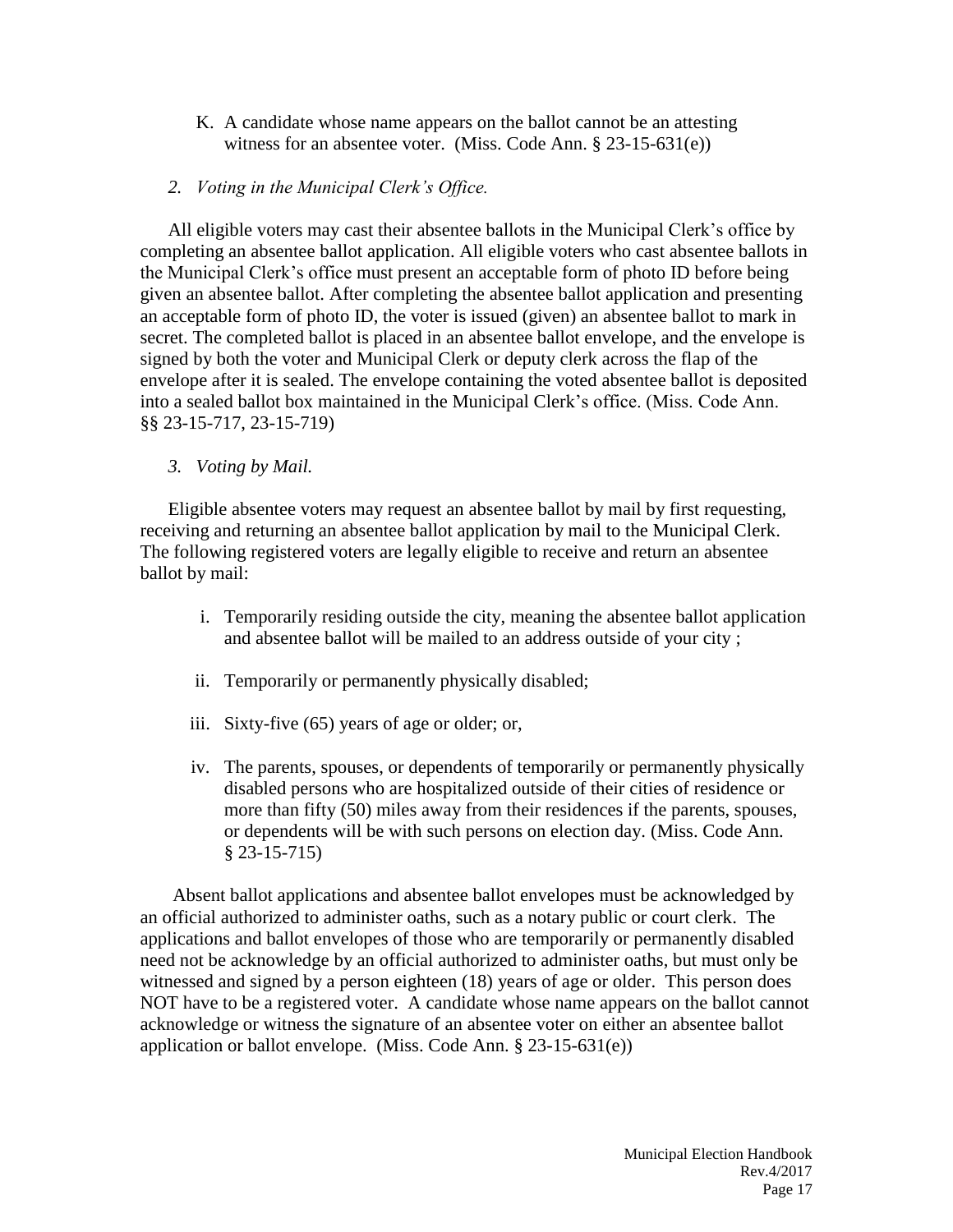K. A candidate whose name appears on the ballot cannot be an attesting witness for an absentee voter. (Miss. Code Ann. § 23-15-631(e))

*2. Voting in the Municipal Clerk's Office.*

All eligible voters may cast their absentee ballots in the Municipal Clerk's office by completing an absentee ballot application. All eligible voters who cast absentee ballots in the Municipal Clerk's office must present an acceptable form of photo ID before being given an absentee ballot. After completing the absentee ballot application and presenting an acceptable form of photo ID, the voter is issued (given) an absentee ballot to mark in secret. The completed ballot is placed in an absentee ballot envelope, and the envelope is signed by both the voter and Municipal Clerk or deputy clerk across the flap of the envelope after it is sealed. The envelope containing the voted absentee ballot is deposited into a sealed ballot box maintained in the Municipal Clerk's office. (Miss. Code Ann. §§ 23-15-717, 23-15-719)

*3. Voting by Mail.*

Eligible absentee voters may request an absentee ballot by mail by first requesting, receiving and returning an absentee ballot application by mail to the Municipal Clerk. The following registered voters are legally eligible to receive and return an absentee ballot by mail:

i. Temporarily residing outside the city, meaning the absentee ballot application and absentee ballot will be mailed to an address outside of your city ;

ii. Temporarily or permanently physically disabled;

iii. Sixty-five (65) years of age or older; or,

iv. The parents, spouses, or dependents of temporarily or permanently physically disabled persons who are hospitalized outside of their cities of residence or more than fifty (50) miles away from their residences if the parents, spouses, or dependents will be with such persons on election day. (Miss. Code Ann. § 23-15-715)

Absent ballot applications and absentee ballot envelopes must be acknowledged by an official authorized to administer oaths, such as a notary public or court clerk. The applications and ballot envelopes of those who are temporarily or permanently disabled need not be acknowledge by an official authorized to administer oaths, but must only be witnessed and signed by a person eighteen (18) years of age or older. This person does NOT have to be a registered voter. A candidate whose name appears on the ballot cannot acknowledge or witness the signature of an absentee voter on either an absentee ballot application or ballot envelope. (Miss. Code Ann. § 23-15-631(e))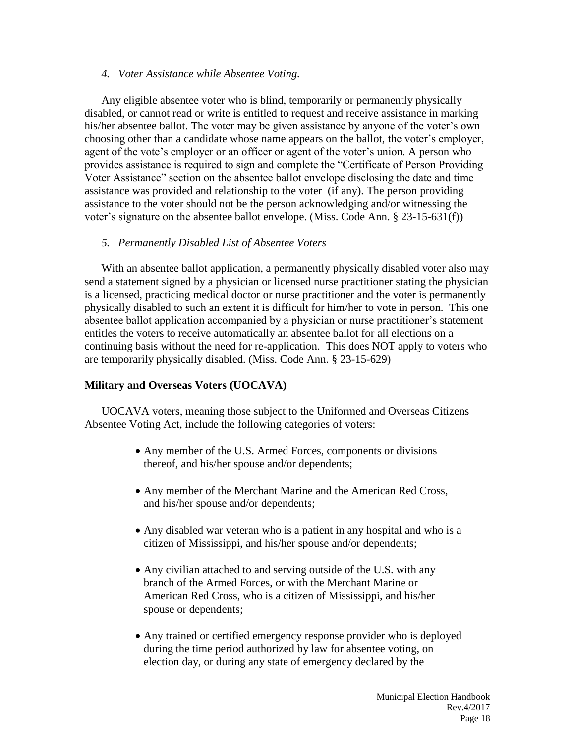*4. Voter Assistance while Absentee Voting.*

Any eligible absentee voter who is blind, temporarily or permanently physically disabled, or cannot read or write is entitled to request and receive assistance in marking his/her absentee ballot. The voter may be given assistance by anyone of the voter's own choosing other than a candidate whose name appears on the ballot, the voter's employer, agent of the vote's employer or an officer or agent of the voter's union. A person who provides assistance is required to sign and complete the "Certificate of Person Providing Voter Assistance" section on the absentee ballot envelope disclosing the date and time assistance was provided and relationship to the voter (if any). The person providing assistance to the voter should not be the person acknowledging and/or witnessing the voter's signature on the absentee ballot envelope. (Miss. Code Ann. § 23-15-631(f))

*5. Permanently Disabled List of Absentee Voters*

With an absentee ballot application, a permanently physically disabled voter also may send a statement signed by a physician or licensed nurse practitioner stating the physician is a licensed, practicing medical doctor or nurse practitioner and the voter is permanently physically disabled to such an extent it is difficult for him/her to vote in person. This one absentee ballot application accompanied by a physician or nurse practitioner's statement entitles the voters to receive automatically an absentee ballot for all elections on a continuing basis without the need for re-application. This does NOT apply to voters who are temporarily physically disabled. (Miss. Code Ann. § 23-15-629)

**Military and Overseas Voters (UOCAVA)**

UOCAVA voters, meaning those subject to the Uniformed and Overseas Citizens Absentee Voting Act, include the following categories of voters:

- Any member of the U.S. Armed Forces, components or divisions thereof, and his/her spouse and/or dependents;
- Any member of the Merchant Marine and the American Red Cross, and his/her spouse and/or dependents;
- Any disabled war veteran who is a patient in any hospital and who is a citizen of Mississippi, and his/her spouse and/or dependents;
- Any civilian attached to and serving outside of the U.S. with any branch of the Armed Forces, or with the Merchant Marine or American Red Cross, who is a citizen of Mississippi, and his/her spouse or dependents;
- Any trained or certified emergency response provider who is deployed during the time period authorized by law for absentee voting, on election day, or during any state of emergency declared by the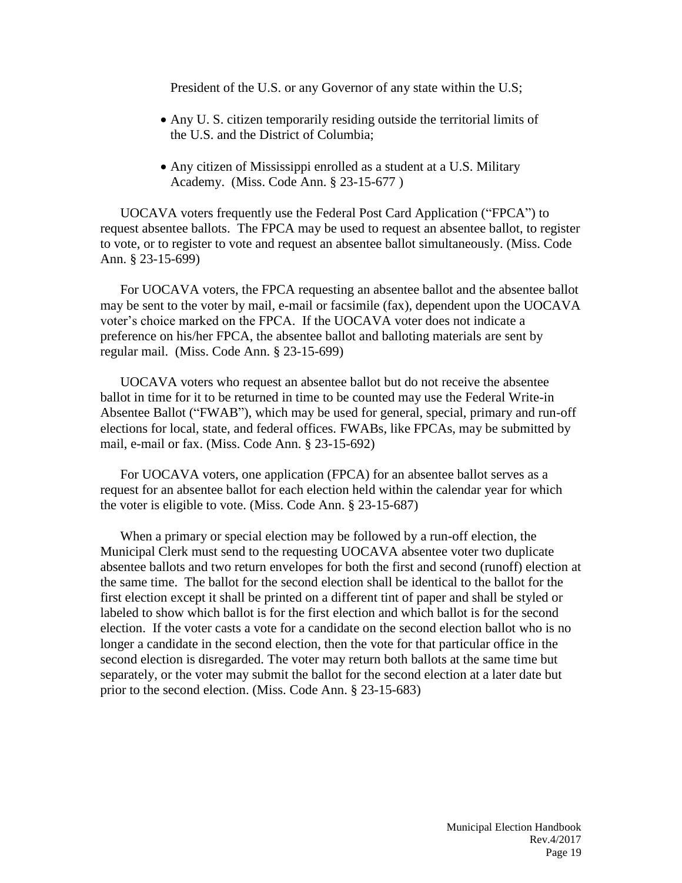President of the U.S. or any Governor of any state within the U.S;

- Any U. S. citizen temporarily residing outside the territorial limits of the U.S. and the District of Columbia;
- Any citizen of Mississippi enrolled as a student at a U.S. Military Academy. (Miss. Code Ann. § 23-15-677 )

UOCAVA voters frequently use the Federal Post Card Application ("FPCA") to request absentee ballots. The FPCA may be used to request an absentee ballot, to register to vote, or to register to vote and request an absentee ballot simultaneously. (Miss. Code Ann. § 23-15-699)

For UOCAVA voters, the FPCA requesting an absentee ballot and the absentee ballot may be sent to the voter by mail, e-mail or facsimile (fax), dependent upon the UOCAVA voter's choice marked on the FPCA. If the UOCAVA voter does not indicate a preference on his/her FPCA, the absentee ballot and balloting materials are sent by regular mail. (Miss. Code Ann. § 23-15-699)

UOCAVA voters who request an absentee ballot but do not receive the absentee ballot in time for it to be returned in time to be counted may use the Federal Write-in Absentee Ballot ("FWAB"), which may be used for general, special, primary and run-off elections for local, state, and federal offices. FWABs, like FPCAs, may be submitted by mail, e-mail or fax. (Miss. Code Ann. § 23-15-692)

For UOCAVA voters, one application (FPCA) for an absentee ballot serves as a request for an absentee ballot for each election held within the calendar year for which the voter is eligible to vote. (Miss. Code Ann. § 23-15-687)

When a primary or special election may be followed by a run-off election, the Municipal Clerk must send to the requesting UOCAVA absentee voter two duplicate absentee ballots and two return envelopes for both the first and second (runoff) election at the same time. The ballot for the second election shall be identical to the ballot for the first election except it shall be printed on a different tint of paper and shall be styled or labeled to show which ballot is for the first election and which ballot is for the second election. If the voter casts a vote for a candidate on the second election ballot who is no longer a candidate in the second election, then the vote for that particular office in the second election is disregarded. The voter may return both ballots at the same time but separately, or the voter may submit the ballot for the second election at a later date but prior to the second election. (Miss. Code Ann. § 23-15-683)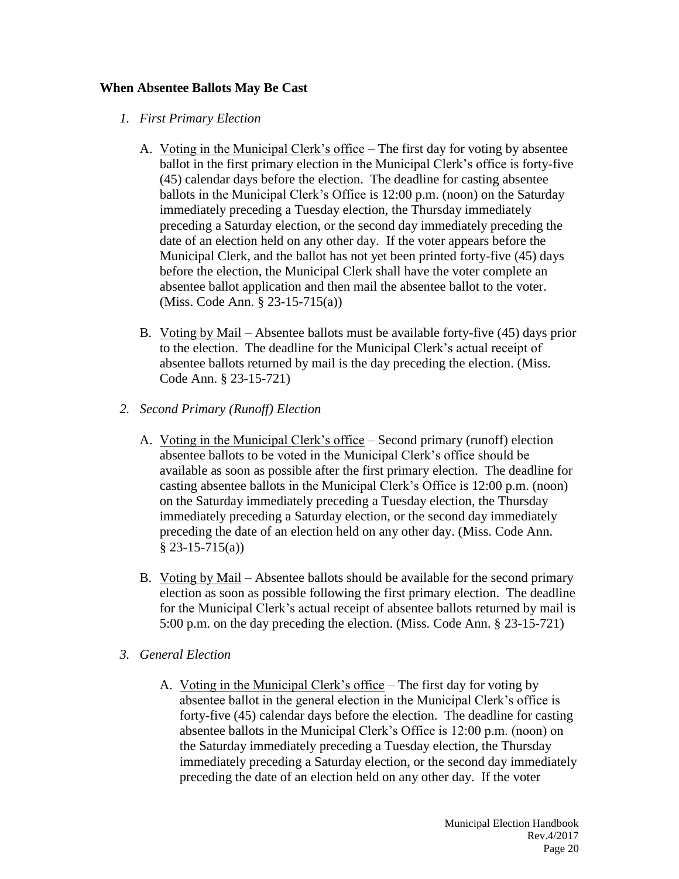**When Absentee Ballots May Be Cast**

1. *First Primary Election*

   A. <u>Voting in the Municipal Clerk's office</u> – The first day for voting by absentee ballot in the first primary election in the Municipal Clerk's office is forty-five (45) calendar days before the election. The deadline for casting absentee ballots in the Municipal Clerk's Office is 12:00 p.m. (noon) on the Saturday immediately preceding a Tuesday election, the Thursday immediately preceding a Saturday election, or the second day immediately preceding the date of an election held on any other day. If the voter appears before the Municipal Clerk, and the ballot has not yet been printed forty-five (45) days before the election, the Municipal Clerk shall have the voter complete an absentee ballot application and then mail the absentee ballot to the voter. (Miss. Code Ann. § 23-15-715(a))

   B. <u>Voting by Mail</u> – Absentee ballots must be available forty-five (45) days prior to the election. The deadline for the Municipal Clerk's actual receipt of absentee ballots returned by mail is the day preceding the election. (Miss. Code Ann. § 23-15-721)

2. *Second Primary (Runoff) Election*

   A. <u>Voting in the Municipal Clerk's office</u> – Second primary (runoff) election absentee ballots to be voted in the Municipal Clerk's office should be available as soon as possible after the first primary election. The deadline for casting absentee ballots in the Municipal Clerk's Office is 12:00 p.m. (noon) on the Saturday immediately preceding a Tuesday election, the Thursday immediately preceding a Saturday election, or the second day immediately preceding the date of an election held on any other day. (Miss. Code Ann. § 23-15-715(a))

   B. <u>Voting by Mail</u> – Absentee ballots should be available for the second primary election as soon as possible following the first primary election. The deadline for the Municipal Clerk's actual receipt of absentee ballots returned by mail is 5:00 p.m. on the day preceding the election. (Miss. Code Ann. § 23-15-721)

3. *General Election*

   A. <u>Voting in the Municipal Clerk's office</u> – The first day for voting by absentee ballot in the general election in the Municipal Clerk's office is forty-five (45) calendar days before the election. The deadline for casting absentee ballots in the Municipal Clerk's Office is 12:00 p.m. (noon) on the Saturday immediately preceding a Tuesday election, the Thursday immediately preceding a Saturday election, or the second day immediately preceding the date of an election held on any other day. If the voter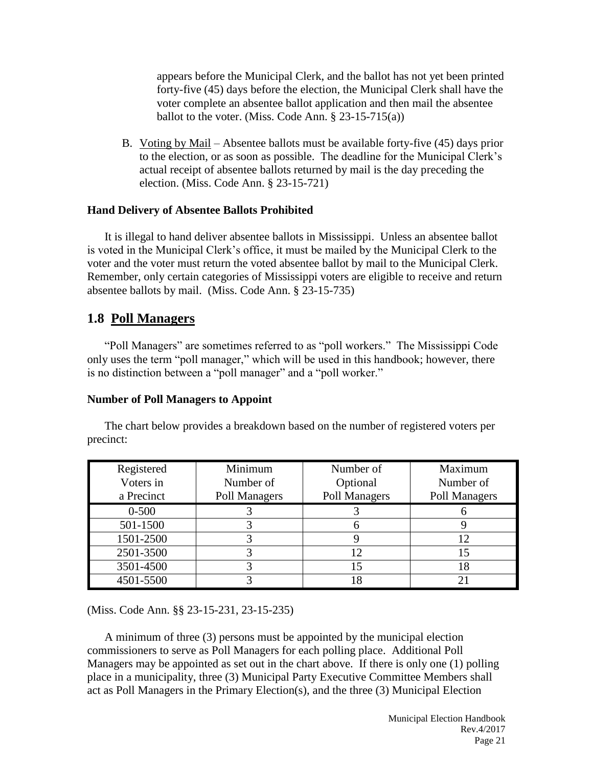appears before the Municipal Clerk, and the ballot has not yet been printed forty-five (45) days before the election, the Municipal Clerk shall have the voter complete an absentee ballot application and then mail the absentee ballot to the voter. (Miss. Code Ann. § 23-15-715(a))

B. Voting by Mail – Absentee ballots must be available forty-five (45) days prior to the election, or as soon as possible. The deadline for the Municipal Clerk's actual receipt of absentee ballots returned by mail is the day preceding the election. (Miss. Code Ann. § 23-15-721)

**Hand Delivery of Absentee Ballots Prohibited**

It is illegal to hand deliver absentee ballots in Mississippi. Unless an absentee ballot is voted in the Municipal Clerk's office, it must be mailed by the Municipal Clerk to the voter and the voter must return the voted absentee ballot by mail to the Municipal Clerk. Remember, only certain categories of Mississippi voters are eligible to receive and return absentee ballots by mail. (Miss. Code Ann. § 23-15-735)

## 1.8 Poll Managers

"Poll Managers" are sometimes referred to as "poll workers." The Mississippi Code only uses the term "poll manager," which will be used in this handbook; however, there is no distinction between a "poll manager" and a "poll worker."

**Number of Poll Managers to Appoint**

The chart below provides a breakdown based on the number of registered voters per precinct:

| Registered Voters in a Precinct | Minimum Number of Poll Managers | Number of Optional Poll Managers | Maximum Number of Poll Managers |
|---|---|---|---|
| 0-500 | 3 | 3 | 6 |
| 501-1500 | 3 | 6 | 9 |
| 1501-2500 | 3 | 9 | 12 |
| 2501-3500 | 3 | 12 | 15 |
| 3501-4500 | 3 | 15 | 18 |
| 4501-5500 | 3 | 18 | 21 |

(Miss. Code Ann. §§ 23-15-231, 23-15-235)

A minimum of three (3) persons must be appointed by the municipal election commissioners to serve as Poll Managers for each polling place. Additional Poll Managers may be appointed as set out in the chart above. If there is only one (1) polling place in a municipality, three (3) Municipal Party Executive Committee Members shall act as Poll Managers in the Primary Election(s), and the three (3) Municipal Election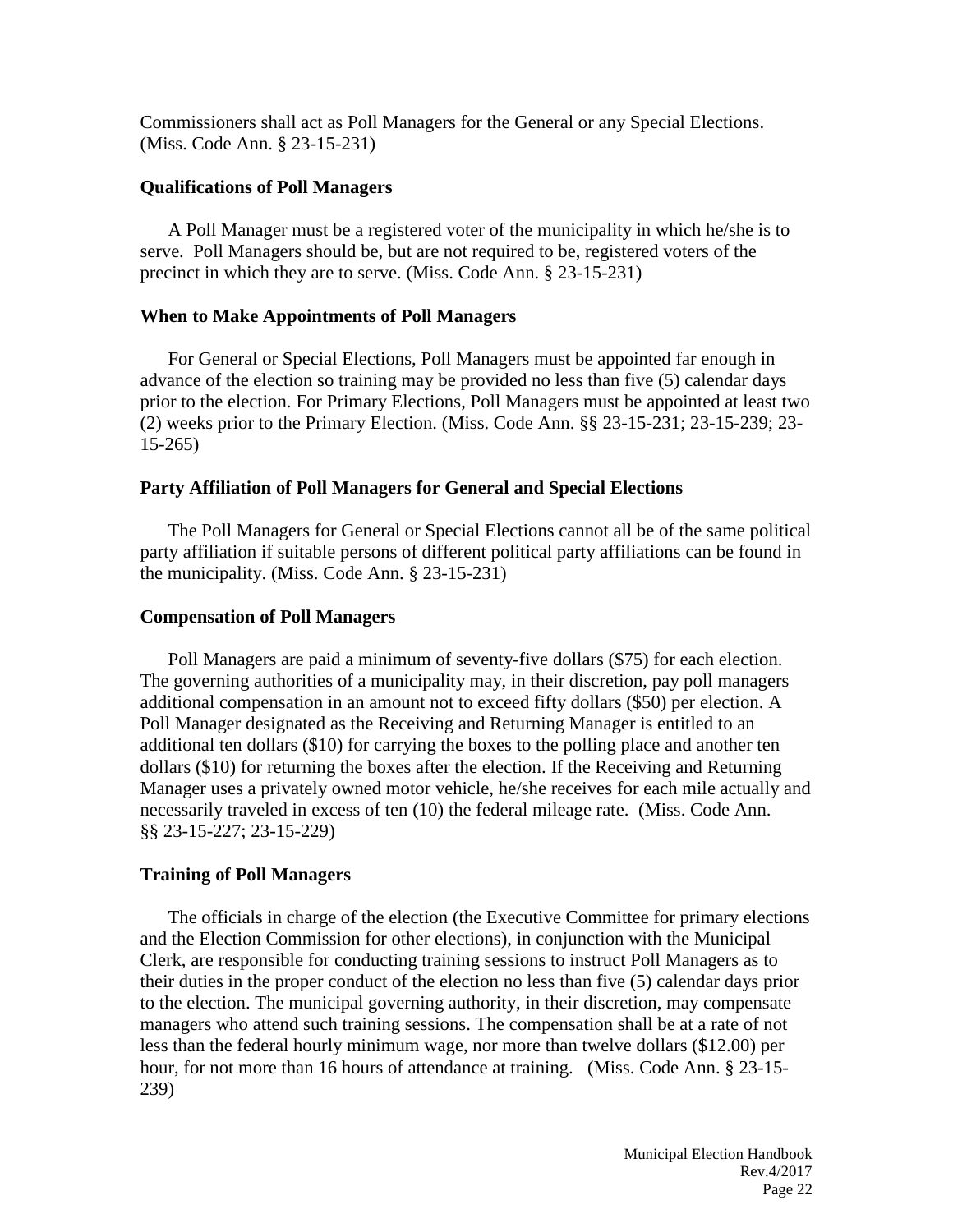Commissioners shall act as Poll Managers for the General or any Special Elections. (Miss. Code Ann. § 23-15-231)

### Qualifications of Poll Managers

A Poll Manager must be a registered voter of the municipality in which he/she is to serve. Poll Managers should be, but are not required to be, registered voters of the precinct in which they are to serve. (Miss. Code Ann. § 23-15-231)

### When to Make Appointments of Poll Managers

For General or Special Elections, Poll Managers must be appointed far enough in advance of the election so training may be provided no less than five (5) calendar days prior to the election. For Primary Elections, Poll Managers must be appointed at least two (2) weeks prior to the Primary Election. (Miss. Code Ann. §§ 23-15-231; 23-15-239; 23-15-265)

### Party Affiliation of Poll Managers for General and Special Elections

The Poll Managers for General or Special Elections cannot all be of the same political party affiliation if suitable persons of different political party affiliations can be found in the municipality. (Miss. Code Ann. § 23-15-231)

### Compensation of Poll Managers

Poll Managers are paid a minimum of seventy-five dollars ($75) for each election. The governing authorities of a municipality may, in their discretion, pay poll managers additional compensation in an amount not to exceed fifty dollars ($50) per election. A Poll Manager designated as the Receiving and Returning Manager is entitled to an additional ten dollars ($10) for carrying the boxes to the polling place and another ten dollars ($10) for returning the boxes after the election. If the Receiving and Returning Manager uses a privately owned motor vehicle, he/she receives for each mile actually and necessarily traveled in excess of ten (10) the federal mileage rate. (Miss. Code Ann. §§ 23-15-227; 23-15-229)

### Training of Poll Managers

The officials in charge of the election (the Executive Committee for primary elections and the Election Commission for other elections), in conjunction with the Municipal Clerk, are responsible for conducting training sessions to instruct Poll Managers as to their duties in the proper conduct of the election no less than five (5) calendar days prior to the election. The municipal governing authority, in their discretion, may compensate managers who attend such training sessions. The compensation shall be at a rate of not less than the federal hourly minimum wage, nor more than twelve dollars ($12.00) per hour, for not more than 16 hours of attendance at training. (Miss. Code Ann. § 23-15-239)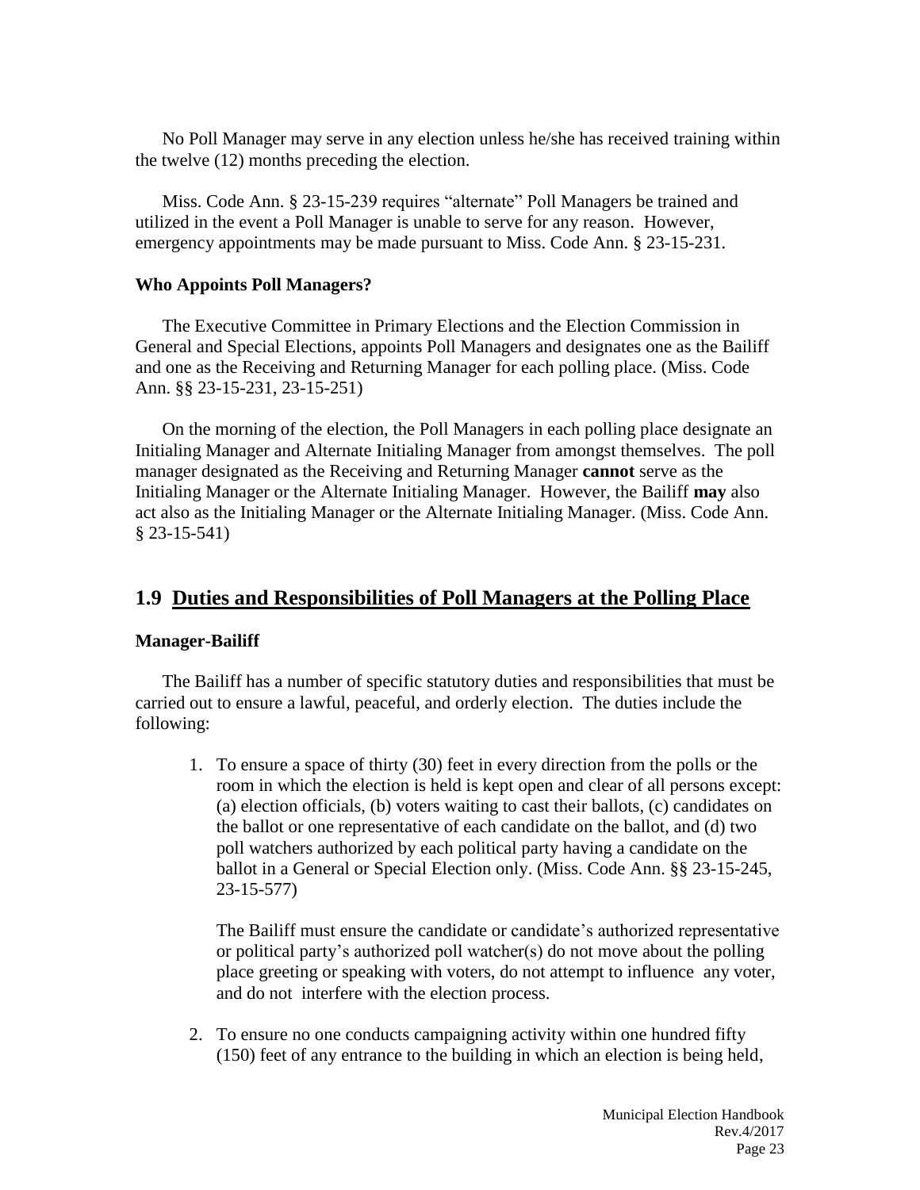No Poll Manager may serve in any election unless he/she has received training within the twelve (12) months preceding the election.

Miss. Code Ann. § 23-15-239 requires "alternate" Poll Managers be trained and utilized in the event a Poll Manager is unable to serve for any reason. However, emergency appointments may be made pursuant to Miss. Code Ann. § 23-15-231.

**Who Appoints Poll Managers?**

The Executive Committee in Primary Elections and the Election Commission in General and Special Elections, appoints Poll Managers and designates one as the Bailiff and one as the Receiving and Returning Manager for each polling place. (Miss. Code Ann. §§ 23-15-231, 23-15-251)

On the morning of the election, the Poll Managers in each polling place designate an Initialing Manager and Alternate Initialing Manager from amongst themselves. The poll manager designated as the Receiving and Returning Manager **cannot** serve as the Initialing Manager or the Alternate Initialing Manager. However, the Bailiff **may** also act also as the Initialing Manager or the Alternate Initialing Manager. (Miss. Code Ann. § 23-15-541)

## 1.9 Duties and Responsibilities of Poll Managers at the Polling Place

**Manager-Bailiff**

The Bailiff has a number of specific statutory duties and responsibilities that must be carried out to ensure a lawful, peaceful, and orderly election. The duties include the following:

1. To ensure a space of thirty (30) feet in every direction from the polls or the room in which the election is held is kept open and clear of all persons except: (a) election officials, (b) voters waiting to cast their ballots, (c) candidates on the ballot or one representative of each candidate on the ballot, and (d) two poll watchers authorized by each political party having a candidate on the ballot in a General or Special Election only. (Miss. Code Ann. §§ 23-15-245, 23-15-577)

   The Bailiff must ensure the candidate or candidate's authorized representative or political party's authorized poll watcher(s) do not move about the polling place greeting or speaking with voters, do not attempt to influence any voter, and do not interfere with the election process.

2. To ensure no one conducts campaigning activity within one hundred fifty (150) feet of any entrance to the building in which an election is being held,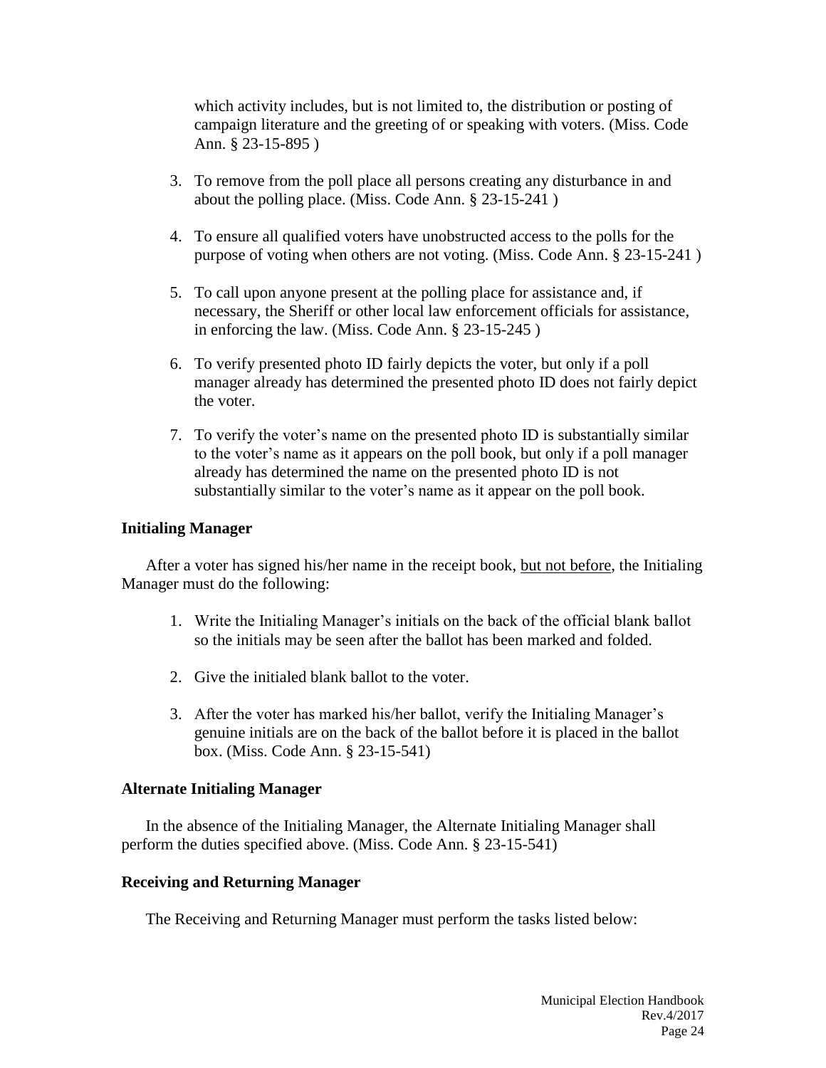which activity includes, but is not limited to, the distribution or posting of campaign literature and the greeting of or speaking with voters. (Miss. Code Ann. § 23-15-895 )

3. To remove from the poll place all persons creating any disturbance in and about the polling place. (Miss. Code Ann. § 23-15-241 )

4. To ensure all qualified voters have unobstructed access to the polls for the purpose of voting when others are not voting. (Miss. Code Ann. § 23-15-241 )

5. To call upon anyone present at the polling place for assistance and, if necessary, the Sheriff or other local law enforcement officials for assistance, in enforcing the law. (Miss. Code Ann. § 23-15-245 )

6. To verify presented photo ID fairly depicts the voter, but only if a poll manager already has determined the presented photo ID does not fairly depict the voter.

7. To verify the voter's name on the presented photo ID is substantially similar to the voter's name as it appears on the poll book, but only if a poll manager already has determined the name on the presented photo ID is not substantially similar to the voter's name as it appear on the poll book.

**Initialing Manager**

After a voter has signed his/her name in the receipt book, <u>but not before</u>, the Initialing Manager must do the following:

1. Write the Initialing Manager's initials on the back of the official blank ballot so the initials may be seen after the ballot has been marked and folded.

2. Give the initialed blank ballot to the voter.

3. After the voter has marked his/her ballot, verify the Initialing Manager's genuine initials are on the back of the ballot before it is placed in the ballot box. (Miss. Code Ann. § 23-15-541)

**Alternate Initialing Manager**

In the absence of the Initialing Manager, the Alternate Initialing Manager shall perform the duties specified above. (Miss. Code Ann. § 23-15-541)

**Receiving and Returning Manager**

The Receiving and Returning Manager must perform the tasks listed below: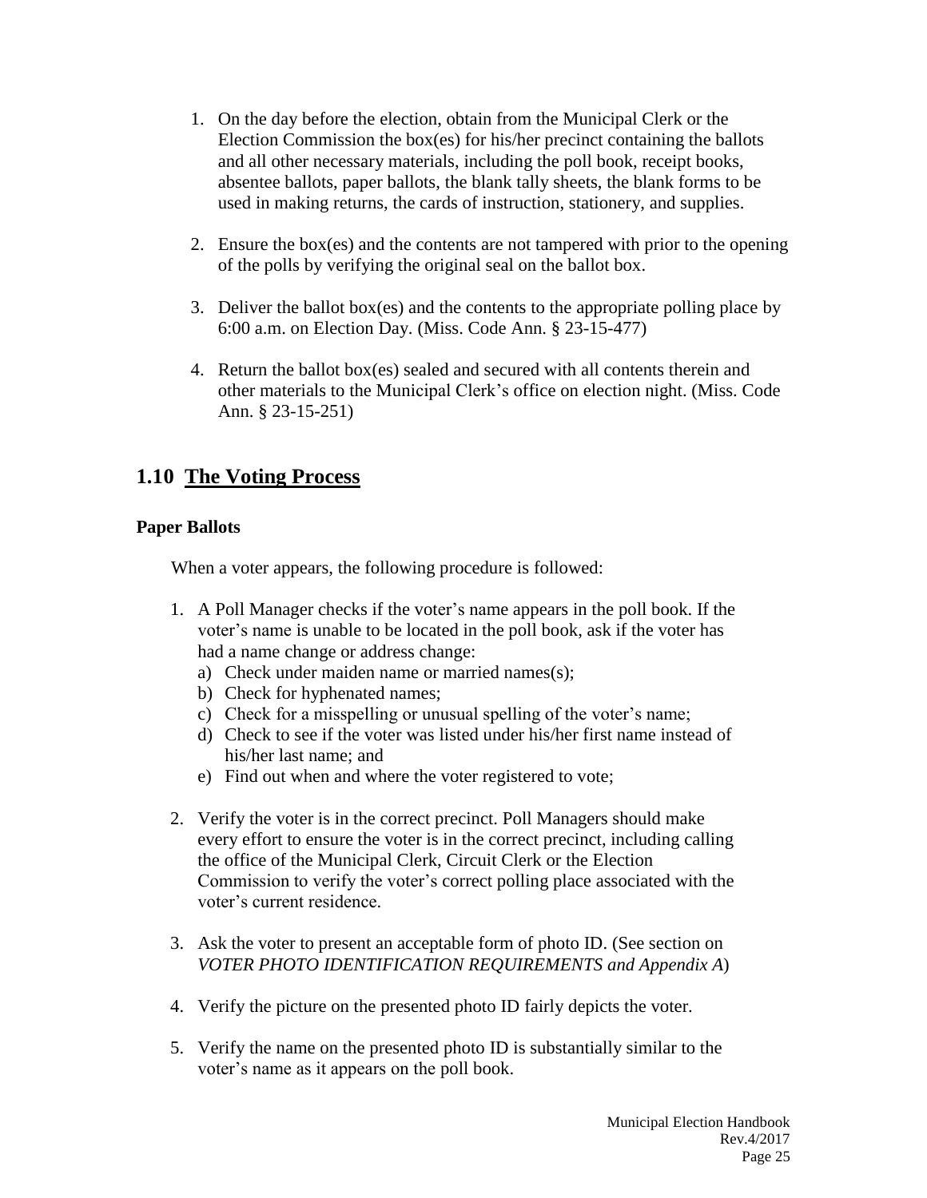1. On the day before the election, obtain from the Municipal Clerk or the Election Commission the box(es) for his/her precinct containing the ballots and all other necessary materials, including the poll book, receipt books, absentee ballots, paper ballots, the blank tally sheets, the blank forms to be used in making returns, the cards of instruction, stationery, and supplies.

2. Ensure the box(es) and the contents are not tampered with prior to the opening of the polls by verifying the original seal on the ballot box.

3. Deliver the ballot box(es) and the contents to the appropriate polling place by 6:00 a.m. on Election Day. (Miss. Code Ann. § 23-15-477)

4. Return the ballot box(es) sealed and secured with all contents therein and other materials to the Municipal Clerk's office on election night. (Miss. Code Ann. § 23-15-251)

## 1.10 The Voting Process

### Paper Ballots

When a voter appears, the following procedure is followed:

1. A Poll Manager checks if the voter's name appears in the poll book. If the voter's name is unable to be located in the poll book, ask if the voter has had a name change or address change:
   a) Check under maiden name or married names(s);
   b) Check for hyphenated names;
   c) Check for a misspelling or unusual spelling of the voter's name;
   d) Check to see if the voter was listed under his/her first name instead of his/her last name; and
   e) Find out when and where the voter registered to vote;

2. Verify the voter is in the correct precinct. Poll Managers should make every effort to ensure the voter is in the correct precinct, including calling the office of the Municipal Clerk, Circuit Clerk or the Election Commission to verify the voter's correct polling place associated with the voter's current residence.

3. Ask the voter to present an acceptable form of photo ID. (See section on *VOTER PHOTO IDENTIFICATION REQUIREMENTS and Appendix A*)

4. Verify the picture on the presented photo ID fairly depicts the voter.

5. Verify the name on the presented photo ID is substantially similar to the voter's name as it appears on the poll book.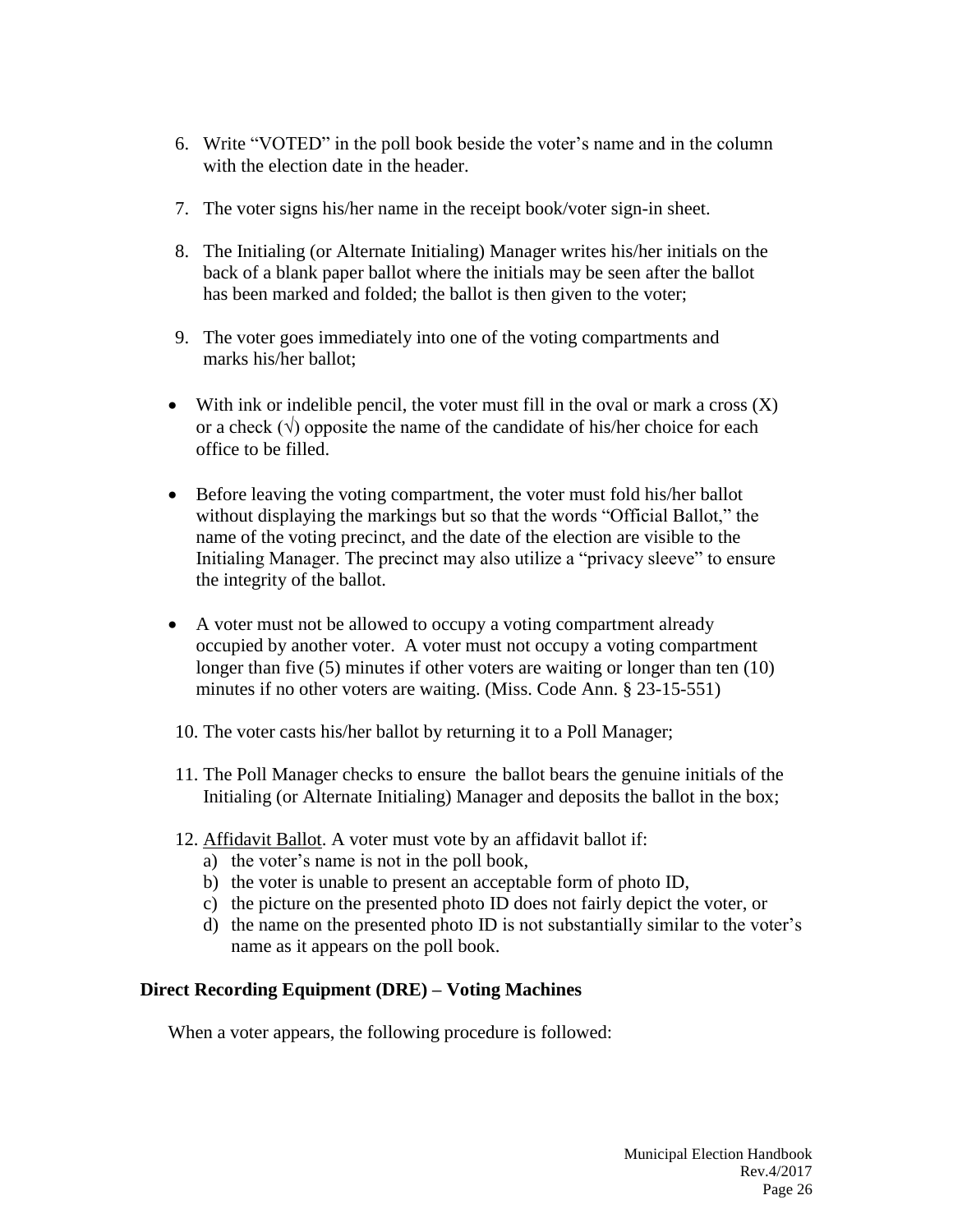6. Write "VOTED" in the poll book beside the voter's name and in the column with the election date in the header.

7. The voter signs his/her name in the receipt book/voter sign-in sheet.

8. The Initialing (or Alternate Initialing) Manager writes his/her initials on the back of a blank paper ballot where the initials may be seen after the ballot has been marked and folded; the ballot is then given to the voter;

9. The voter goes immediately into one of the voting compartments and marks his/her ballot;

- With ink or indelible pencil, the voter must fill in the oval or mark a cross (X) or a check (√) opposite the name of the candidate of his/her choice for each office to be filled.

- Before leaving the voting compartment, the voter must fold his/her ballot without displaying the markings but so that the words "Official Ballot," the name of the voting precinct, and the date of the election are visible to the Initialing Manager. The precinct may also utilize a "privacy sleeve" to ensure the integrity of the ballot.

- A voter must not be allowed to occupy a voting compartment already occupied by another voter. A voter must not occupy a voting compartment longer than five (5) minutes if other voters are waiting or longer than ten (10) minutes if no other voters are waiting. (Miss. Code Ann. § 23-15-551)

10. The voter casts his/her ballot by returning it to a Poll Manager;

11. The Poll Manager checks to ensure the ballot bears the genuine initials of the Initialing (or Alternate Initialing) Manager and deposits the ballot in the box;

12. Affidavit Ballot. A voter must vote by an affidavit ballot if:
    a) the voter's name is not in the poll book,
    b) the voter is unable to present an acceptable form of photo ID,
    c) the picture on the presented photo ID does not fairly depict the voter, or
    d) the name on the presented photo ID is not substantially similar to the voter's name as it appears on the poll book.

**Direct Recording Equipment (DRE) – Voting Machines**

When a voter appears, the following procedure is followed: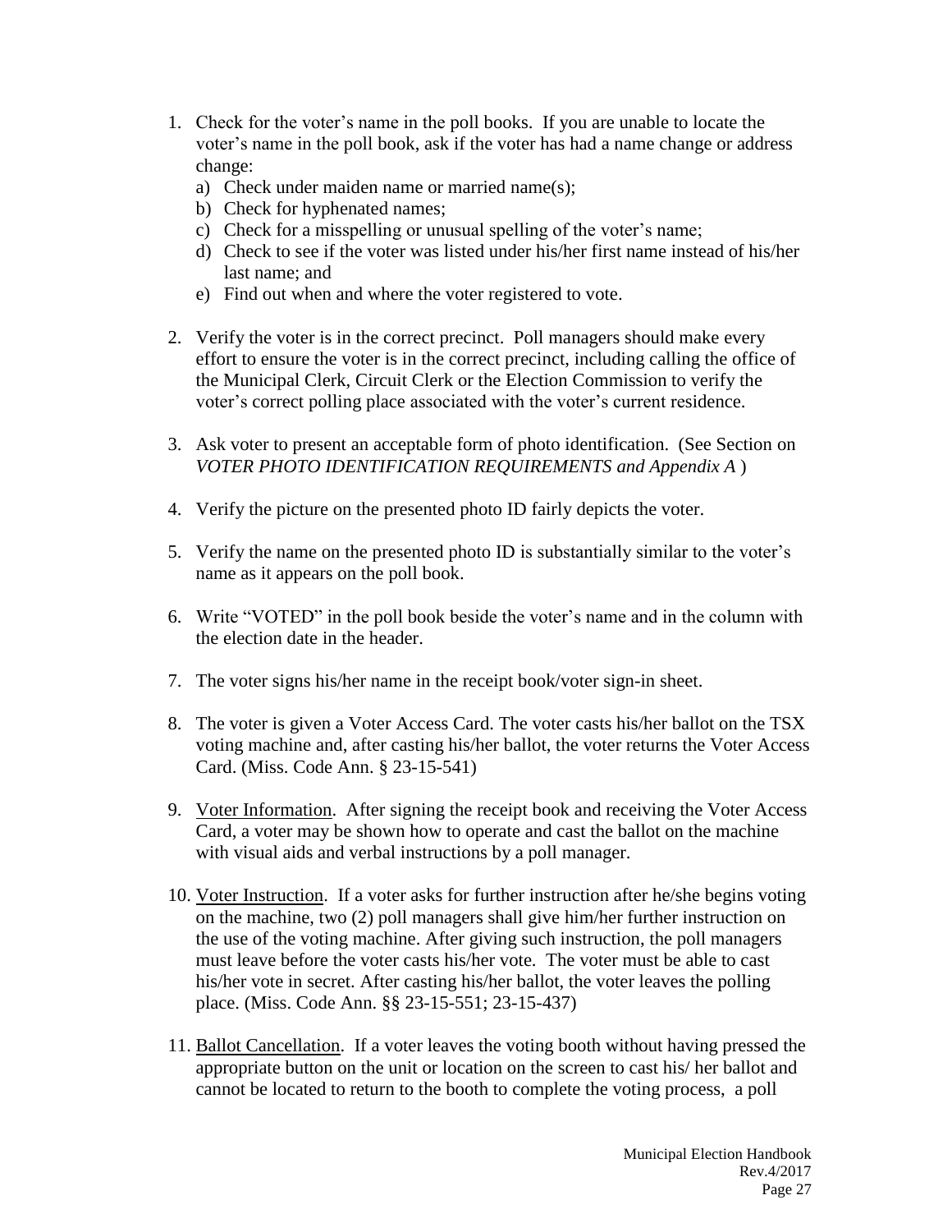1. Check for the voter's name in the poll books. If you are unable to locate the voter's name in the poll book, ask if the voter has had a name change or address change:
   a) Check under maiden name or married name(s);
   b) Check for hyphenated names;
   c) Check for a misspelling or unusual spelling of the voter's name;
   d) Check to see if the voter was listed under his/her first name instead of his/her last name; and
   e) Find out when and where the voter registered to vote.

2. Verify the voter is in the correct precinct. Poll managers should make every effort to ensure the voter is in the correct precinct, including calling the office of the Municipal Clerk, Circuit Clerk or the Election Commission to verify the voter's correct polling place associated with the voter's current residence.

3. Ask voter to present an acceptable form of photo identification. (See Section on *VOTER PHOTO IDENTIFICATION REQUIREMENTS and Appendix A* )

4. Verify the picture on the presented photo ID fairly depicts the voter.

5. Verify the name on the presented photo ID is substantially similar to the voter's name as it appears on the poll book.

6. Write "VOTED" in the poll book beside the voter's name and in the column with the election date in the header.

7. The voter signs his/her name in the receipt book/voter sign-in sheet.

8. The voter is given a Voter Access Card. The voter casts his/her ballot on the TSX voting machine and, after casting his/her ballot, the voter returns the Voter Access Card. (Miss. Code Ann. § 23-15-541)

9. <u>Voter Information</u>. After signing the receipt book and receiving the Voter Access Card, a voter may be shown how to operate and cast the ballot on the machine with visual aids and verbal instructions by a poll manager.

10. <u>Voter Instruction</u>. If a voter asks for further instruction after he/she begins voting on the machine, two (2) poll managers shall give him/her further instruction on the use of the voting machine. After giving such instruction, the poll managers must leave before the voter casts his/her vote. The voter must be able to cast his/her vote in secret. After casting his/her ballot, the voter leaves the polling place. (Miss. Code Ann. §§ 23-15-551; 23-15-437)

11. <u>Ballot Cancellation</u>. If a voter leaves the voting booth without having pressed the appropriate button on the unit or location on the screen to cast his/ her ballot and cannot be located to return to the booth to complete the voting process, a poll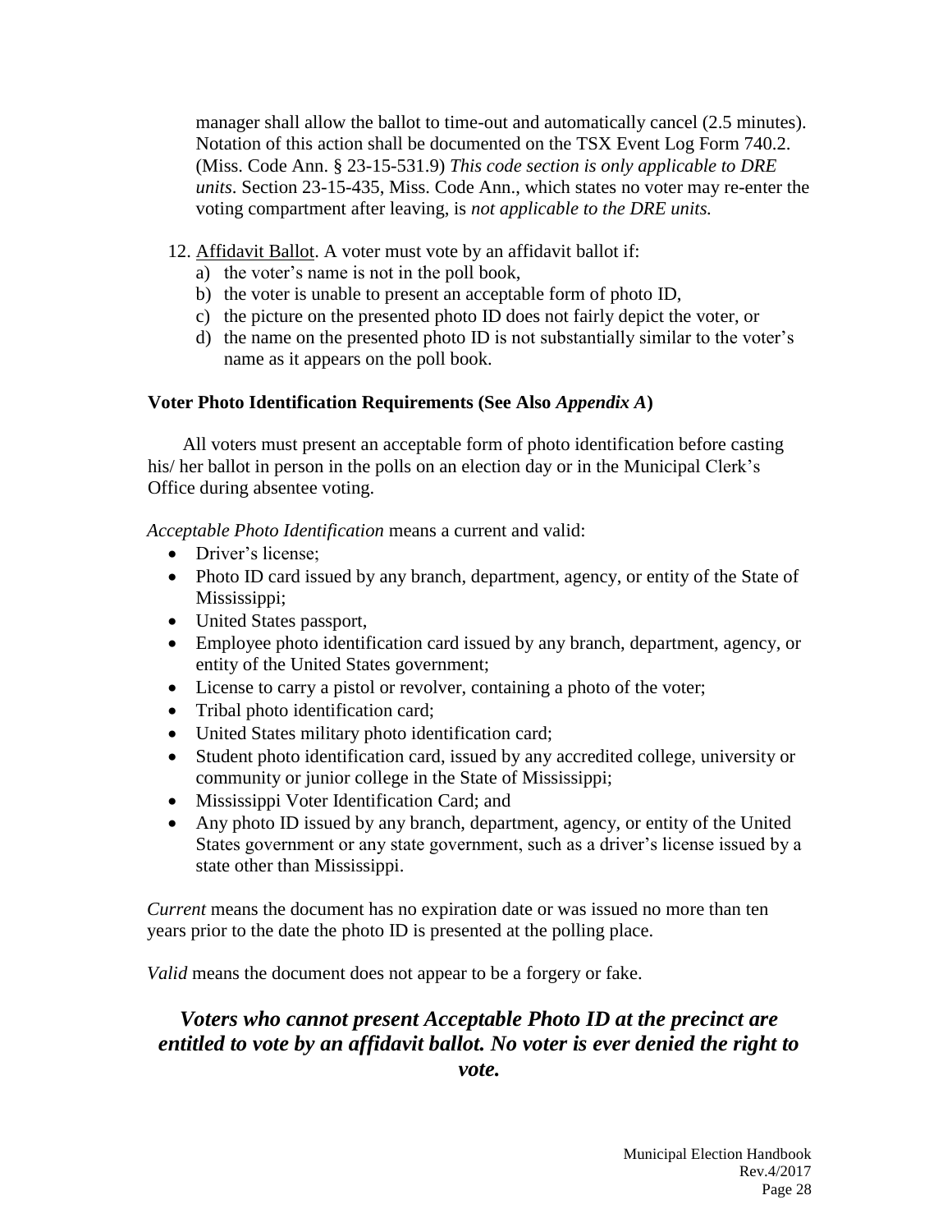manager shall allow the ballot to time-out and automatically cancel (2.5 minutes). Notation of this action shall be documented on the TSX Event Log Form 740.2. (Miss. Code Ann. § 23-15-531.9) *This code section is only applicable to DRE units*. Section 23-15-435, Miss. Code Ann., which states no voter may re-enter the voting compartment after leaving, is *not applicable to the DRE units.*

12. Affidavit Ballot. A voter must vote by an affidavit ballot if:
    a) the voter's name is not in the poll book,
    b) the voter is unable to present an acceptable form of photo ID,
    c) the picture on the presented photo ID does not fairly depict the voter, or
    d) the name on the presented photo ID is not substantially similar to the voter's name as it appears on the poll book.

**Voter Photo Identification Requirements (See Also *Appendix A*)**

All voters must present an acceptable form of photo identification before casting his/ her ballot in person in the polls on an election day or in the Municipal Clerk's Office during absentee voting.

*Acceptable Photo Identification* means a current and valid:

- Driver's license;
- Photo ID card issued by any branch, department, agency, or entity of the State of Mississippi;
- United States passport,
- Employee photo identification card issued by any branch, department, agency, or entity of the United States government;
- License to carry a pistol or revolver, containing a photo of the voter;
- Tribal photo identification card;
- United States military photo identification card;
- Student photo identification card, issued by any accredited college, university or community or junior college in the State of Mississippi;
- Mississippi Voter Identification Card; and
- Any photo ID issued by any branch, department, agency, or entity of the United States government or any state government, such as a driver's license issued by a state other than Mississippi.

*Current* means the document has no expiration date or was issued no more than ten years prior to the date the photo ID is presented at the polling place.

*Valid* means the document does not appear to be a forgery or fake.

***Voters who cannot present Acceptable Photo ID at the precinct are entitled to vote by an affidavit ballot. No voter is ever denied the right to vote.***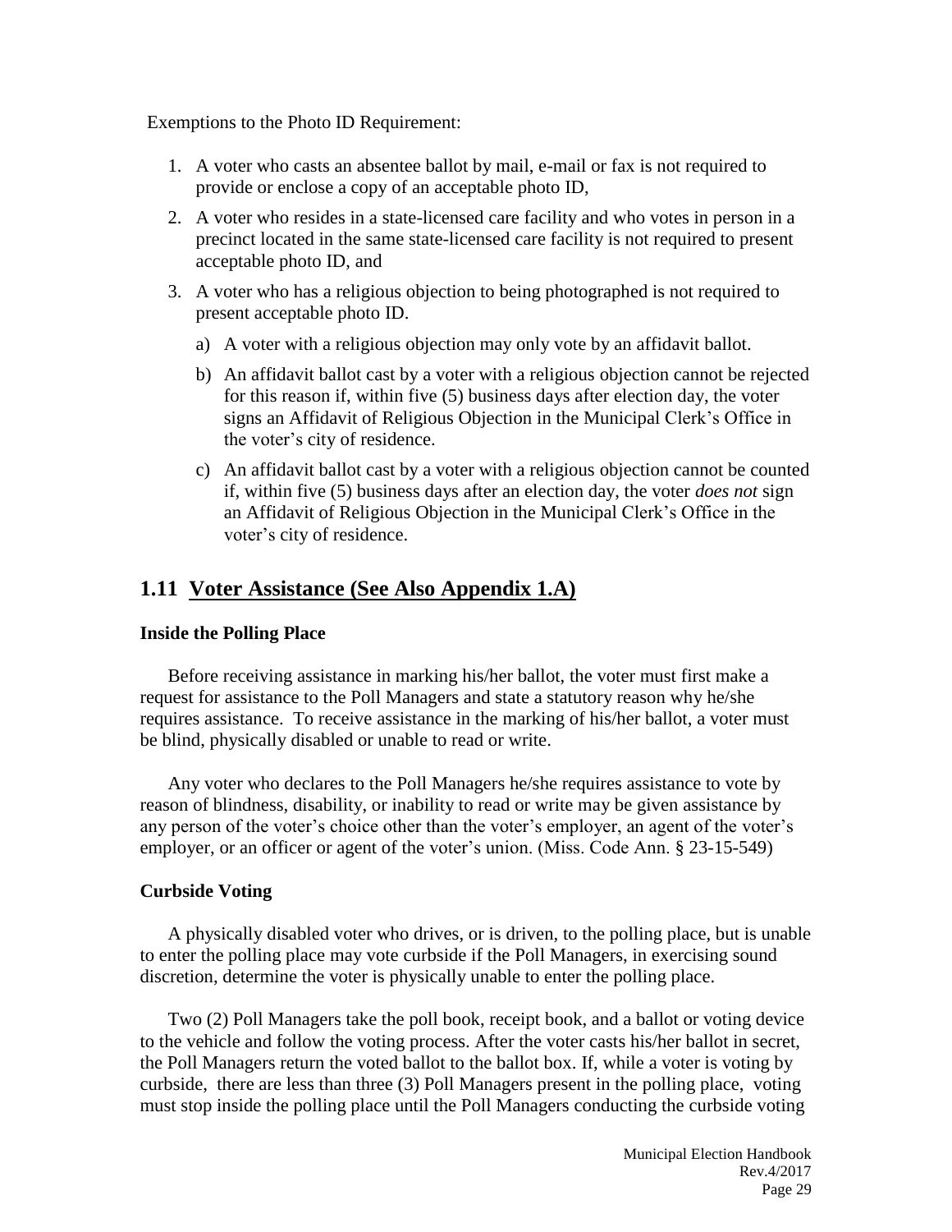Exemptions to the Photo ID Requirement:

1. A voter who casts an absentee ballot by mail, e-mail or fax is not required to provide or enclose a copy of an acceptable photo ID,
2. A voter who resides in a state-licensed care facility and who votes in person in a precinct located in the same state-licensed care facility is not required to present acceptable photo ID, and
3. A voter who has a religious objection to being photographed is not required to present acceptable photo ID.
   a) A voter with a religious objection may only vote by an affidavit ballot.
   b) An affidavit ballot cast by a voter with a religious objection cannot be rejected for this reason if, within five (5) business days after election day, the voter signs an Affidavit of Religious Objection in the Municipal Clerk's Office in the voter's city of residence.
   c) An affidavit ballot cast by a voter with a religious objection cannot be counted if, within five (5) business days after an election day, the voter *does not* sign an Affidavit of Religious Objection in the Municipal Clerk's Office in the voter's city of residence.

## 1.11 Voter Assistance (See Also Appendix 1.A)

### Inside the Polling Place

Before receiving assistance in marking his/her ballot, the voter must first make a request for assistance to the Poll Managers and state a statutory reason why he/she requires assistance. To receive assistance in the marking of his/her ballot, a voter must be blind, physically disabled or unable to read or write.

Any voter who declares to the Poll Managers he/she requires assistance to vote by reason of blindness, disability, or inability to read or write may be given assistance by any person of the voter's choice other than the voter's employer, an agent of the voter's employer, or an officer or agent of the voter's union. (Miss. Code Ann. § 23-15-549)

### Curbside Voting

A physically disabled voter who drives, or is driven, to the polling place, but is unable to enter the polling place may vote curbside if the Poll Managers, in exercising sound discretion, determine the voter is physically unable to enter the polling place.

Two (2) Poll Managers take the poll book, receipt book, and a ballot or voting device to the vehicle and follow the voting process. After the voter casts his/her ballot in secret, the Poll Managers return the voted ballot to the ballot box. If, while a voter is voting by curbside, there are less than three (3) Poll Managers present in the polling place, voting must stop inside the polling place until the Poll Managers conducting the curbside voting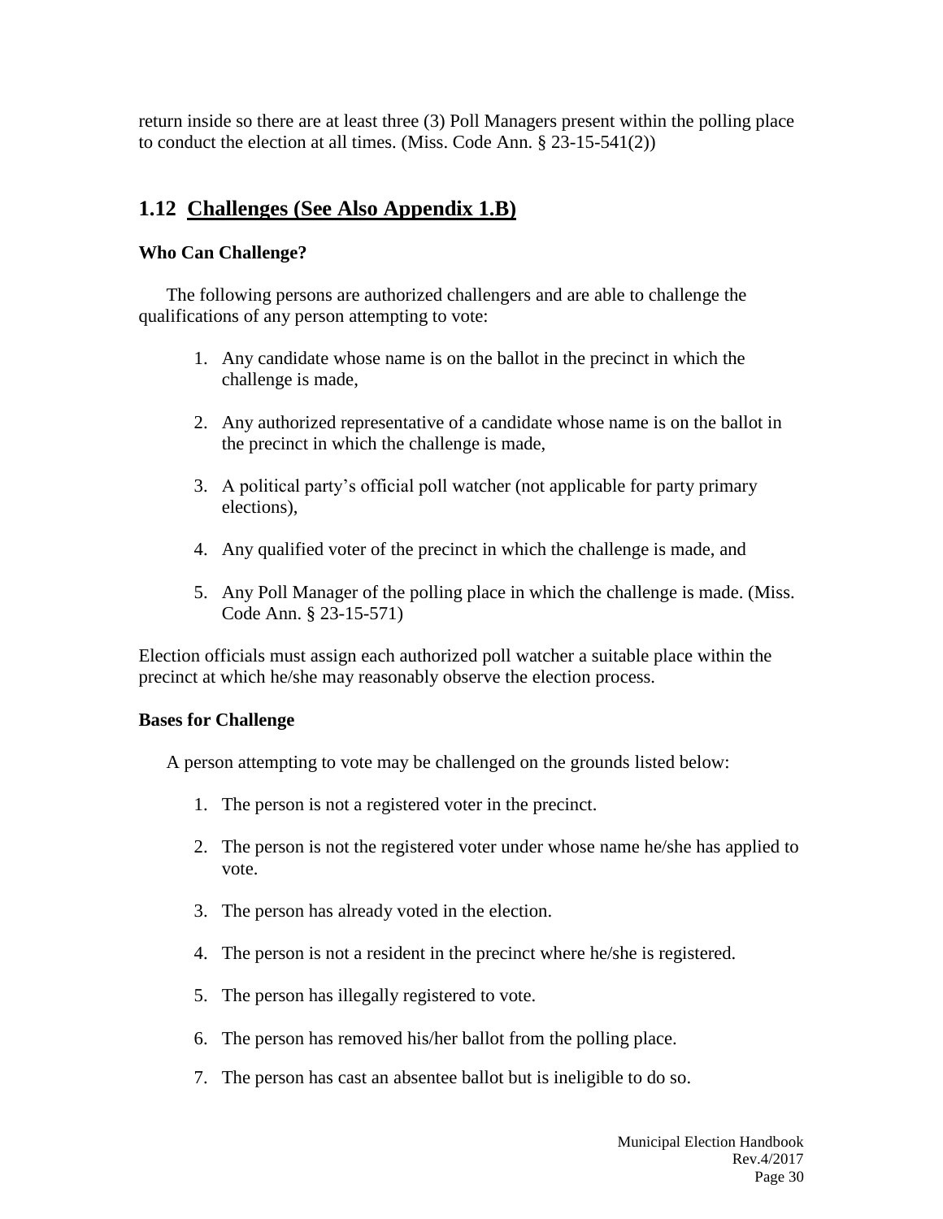return inside so there are at least three (3) Poll Managers present within the polling place to conduct the election at all times. (Miss. Code Ann. § 23-15-541(2))

## 1.12 Challenges (See Also Appendix 1.B)

**Who Can Challenge?**

The following persons are authorized challengers and are able to challenge the qualifications of any person attempting to vote:

1. Any candidate whose name is on the ballot in the precinct in which the challenge is made,
2. Any authorized representative of a candidate whose name is on the ballot in the precinct in which the challenge is made,
3. A political party's official poll watcher (not applicable for party primary elections),
4. Any qualified voter of the precinct in which the challenge is made, and
5. Any Poll Manager of the polling place in which the challenge is made. (Miss. Code Ann. § 23-15-571)

Election officials must assign each authorized poll watcher a suitable place within the precinct at which he/she may reasonably observe the election process.

**Bases for Challenge**

A person attempting to vote may be challenged on the grounds listed below:

1. The person is not a registered voter in the precinct.
2. The person is not the registered voter under whose name he/she has applied to vote.
3. The person has already voted in the election.
4. The person is not a resident in the precinct where he/she is registered.
5. The person has illegally registered to vote.
6. The person has removed his/her ballot from the polling place.
7. The person has cast an absentee ballot but is ineligible to do so.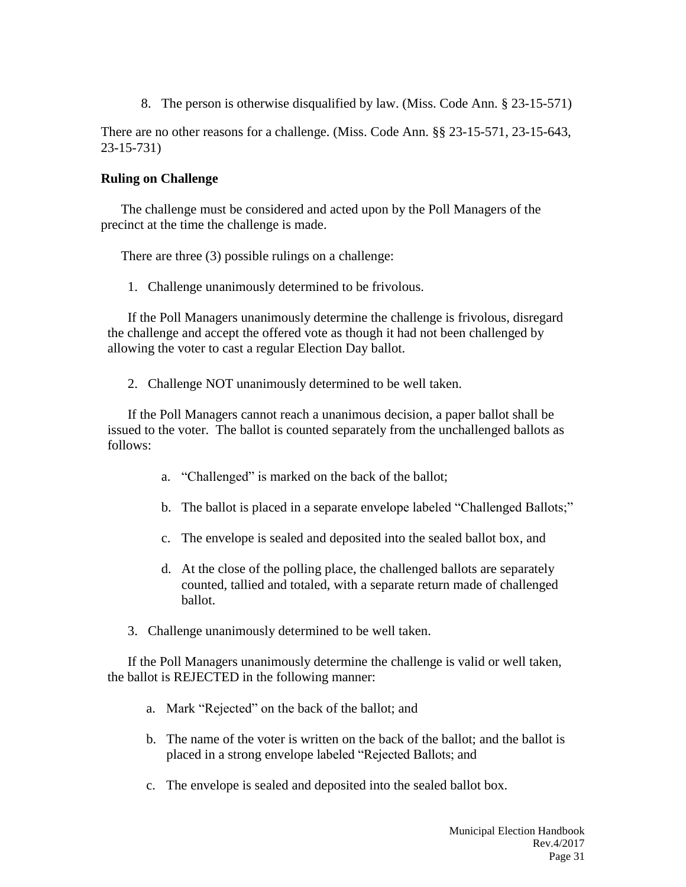8. The person is otherwise disqualified by law. (Miss. Code Ann. § 23-15-571)

There are no other reasons for a challenge. (Miss. Code Ann. §§ 23-15-571, 23-15-643, 23-15-731)

**Ruling on Challenge**

The challenge must be considered and acted upon by the Poll Managers of the precinct at the time the challenge is made.

There are three (3) possible rulings on a challenge:

1. Challenge unanimously determined to be frivolous.

If the Poll Managers unanimously determine the challenge is frivolous, disregard the challenge and accept the offered vote as though it had not been challenged by allowing the voter to cast a regular Election Day ballot.

2. Challenge NOT unanimously determined to be well taken.

If the Poll Managers cannot reach a unanimous decision, a paper ballot shall be issued to the voter. The ballot is counted separately from the unchallenged ballots as follows:

   a. "Challenged" is marked on the back of the ballot;

   b. The ballot is placed in a separate envelope labeled "Challenged Ballots;"

   c. The envelope is sealed and deposited into the sealed ballot box, and

   d. At the close of the polling place, the challenged ballots are separately counted, tallied and totaled, with a separate return made of challenged ballot.

3. Challenge unanimously determined to be well taken.

If the Poll Managers unanimously determine the challenge is valid or well taken, the ballot is REJECTED in the following manner:

   a. Mark "Rejected" on the back of the ballot; and

   b. The name of the voter is written on the back of the ballot; and the ballot is placed in a strong envelope labeled "Rejected Ballots; and

   c. The envelope is sealed and deposited into the sealed ballot box.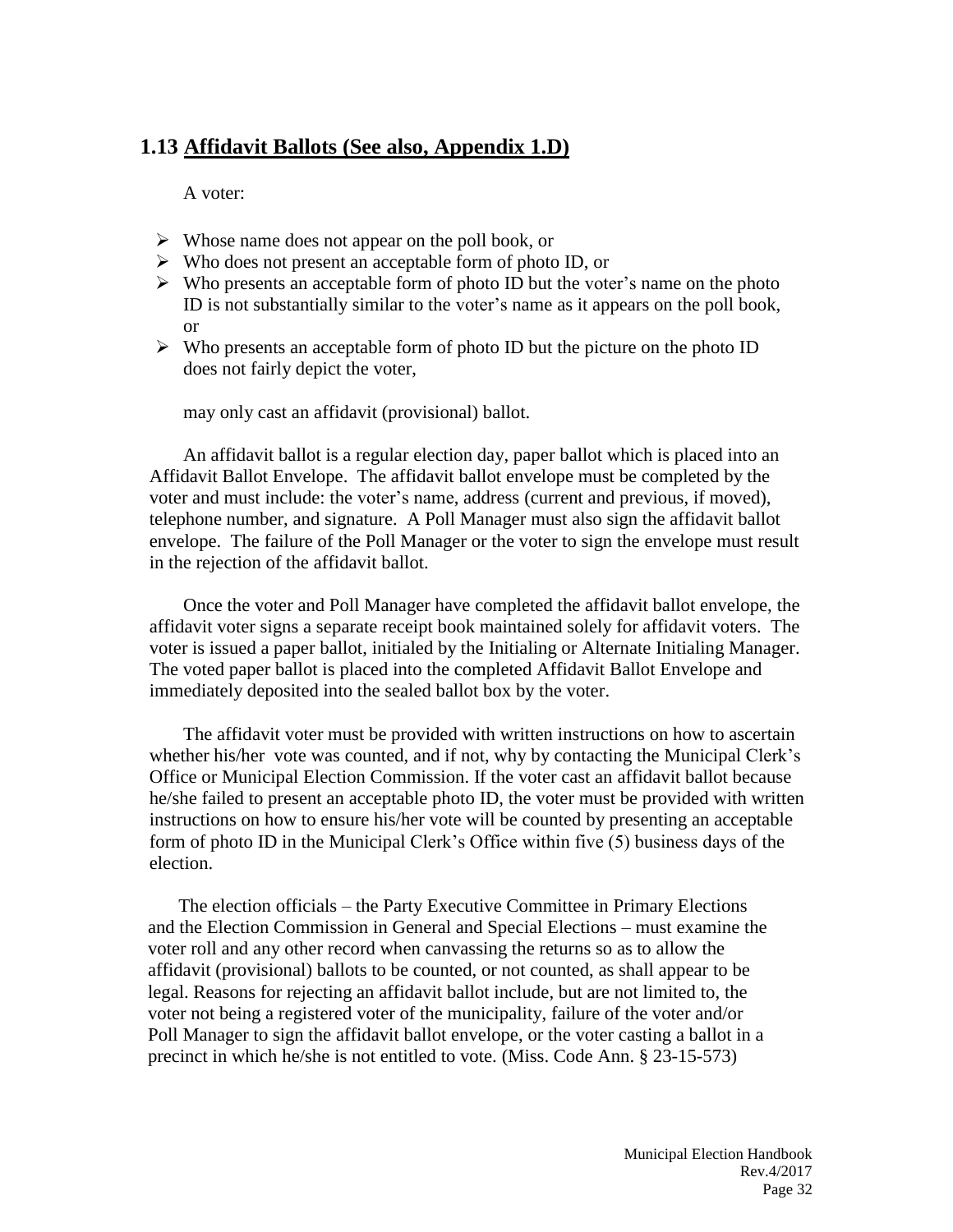## 1.13 Affidavit Ballots (See also, Appendix 1.D)

A voter:

- Whose name does not appear on the poll book, or
- Who does not present an acceptable form of photo ID, or
- Who presents an acceptable form of photo ID but the voter's name on the photo ID is not substantially similar to the voter's name as it appears on the poll book, or
- Who presents an acceptable form of photo ID but the picture on the photo ID does not fairly depict the voter,

may only cast an affidavit (provisional) ballot.

An affidavit ballot is a regular election day, paper ballot which is placed into an Affidavit Ballot Envelope. The affidavit ballot envelope must be completed by the voter and must include: the voter's name, address (current and previous, if moved), telephone number, and signature. A Poll Manager must also sign the affidavit ballot envelope. The failure of the Poll Manager or the voter to sign the envelope must result in the rejection of the affidavit ballot.

Once the voter and Poll Manager have completed the affidavit ballot envelope, the affidavit voter signs a separate receipt book maintained solely for affidavit voters. The voter is issued a paper ballot, initialed by the Initialing or Alternate Initialing Manager. The voted paper ballot is placed into the completed Affidavit Ballot Envelope and immediately deposited into the sealed ballot box by the voter.

The affidavit voter must be provided with written instructions on how to ascertain whether his/her vote was counted, and if not, why by contacting the Municipal Clerk's Office or Municipal Election Commission. If the voter cast an affidavit ballot because he/she failed to present an acceptable photo ID, the voter must be provided with written instructions on how to ensure his/her vote will be counted by presenting an acceptable form of photo ID in the Municipal Clerk's Office within five (5) business days of the election.

The election officials – the Party Executive Committee in Primary Elections and the Election Commission in General and Special Elections – must examine the voter roll and any other record when canvassing the returns so as to allow the affidavit (provisional) ballots to be counted, or not counted, as shall appear to be legal. Reasons for rejecting an affidavit ballot include, but are not limited to, the voter not being a registered voter of the municipality, failure of the voter and/or Poll Manager to sign the affidavit ballot envelope, or the voter casting a ballot in a precinct in which he/she is not entitled to vote. (Miss. Code Ann. § 23-15-573)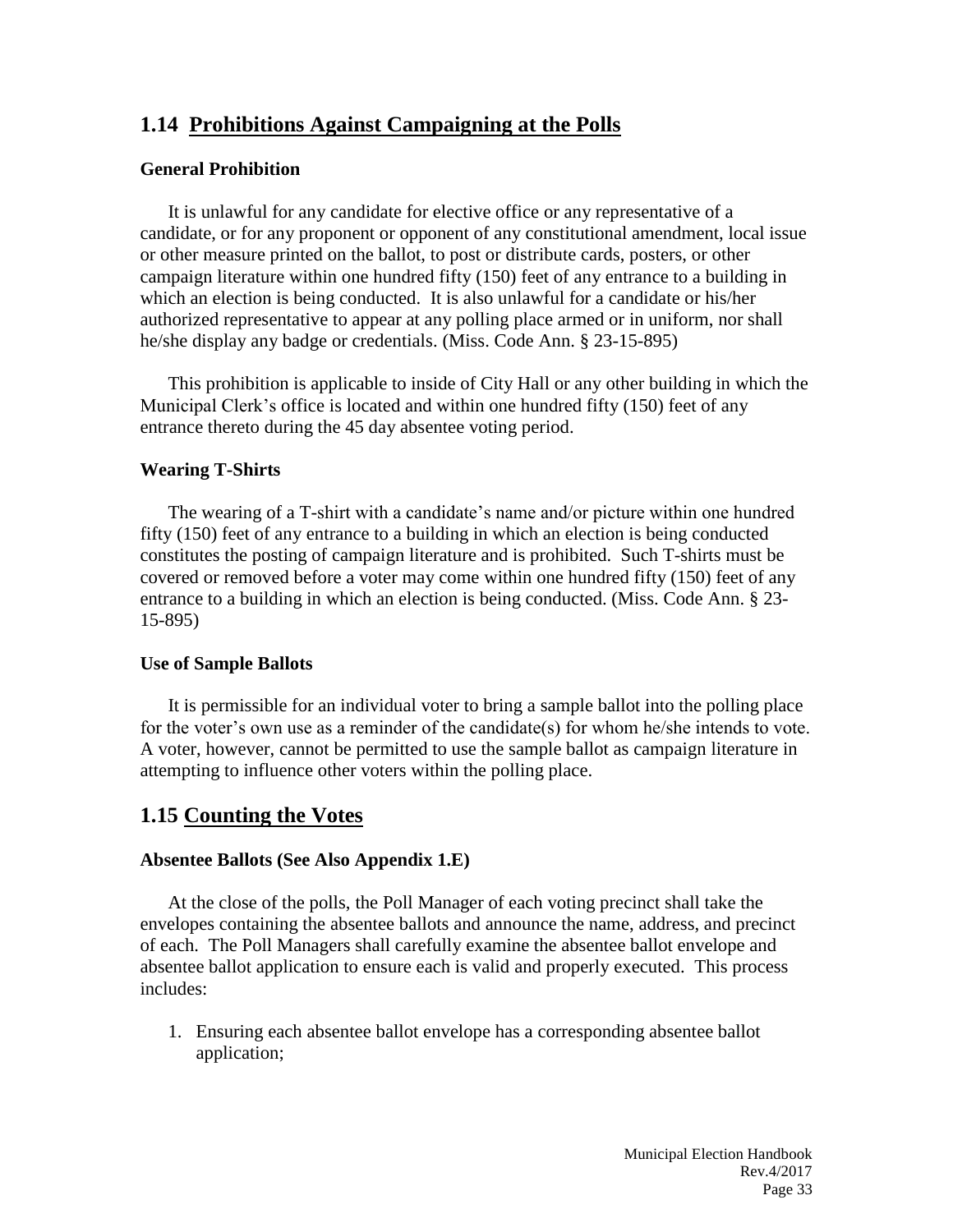## 1.14 Prohibitions Against Campaigning at the Polls

### General Prohibition

It is unlawful for any candidate for elective office or any representative of a candidate, or for any proponent or opponent of any constitutional amendment, local issue or other measure printed on the ballot, to post or distribute cards, posters, or other campaign literature within one hundred fifty (150) feet of any entrance to a building in which an election is being conducted. It is also unlawful for a candidate or his/her authorized representative to appear at any polling place armed or in uniform, nor shall he/she display any badge or credentials. (Miss. Code Ann. § 23-15-895)

This prohibition is applicable to inside of City Hall or any other building in which the Municipal Clerk's office is located and within one hundred fifty (150) feet of any entrance thereto during the 45 day absentee voting period.

### Wearing T-Shirts

The wearing of a T-shirt with a candidate's name and/or picture within one hundred fifty (150) feet of any entrance to a building in which an election is being conducted constitutes the posting of campaign literature and is prohibited. Such T-shirts must be covered or removed before a voter may come within one hundred fifty (150) feet of any entrance to a building in which an election is being conducted. (Miss. Code Ann. § 23-15-895)

### Use of Sample Ballots

It is permissible for an individual voter to bring a sample ballot into the polling place for the voter's own use as a reminder of the candidate(s) for whom he/she intends to vote. A voter, however, cannot be permitted to use the sample ballot as campaign literature in attempting to influence other voters within the polling place.

## 1.15 Counting the Votes

### Absentee Ballots (See Also Appendix 1.E)

At the close of the polls, the Poll Manager of each voting precinct shall take the envelopes containing the absentee ballots and announce the name, address, and precinct of each. The Poll Managers shall carefully examine the absentee ballot envelope and absentee ballot application to ensure each is valid and properly executed. This process includes:

1. Ensuring each absentee ballot envelope has a corresponding absentee ballot application;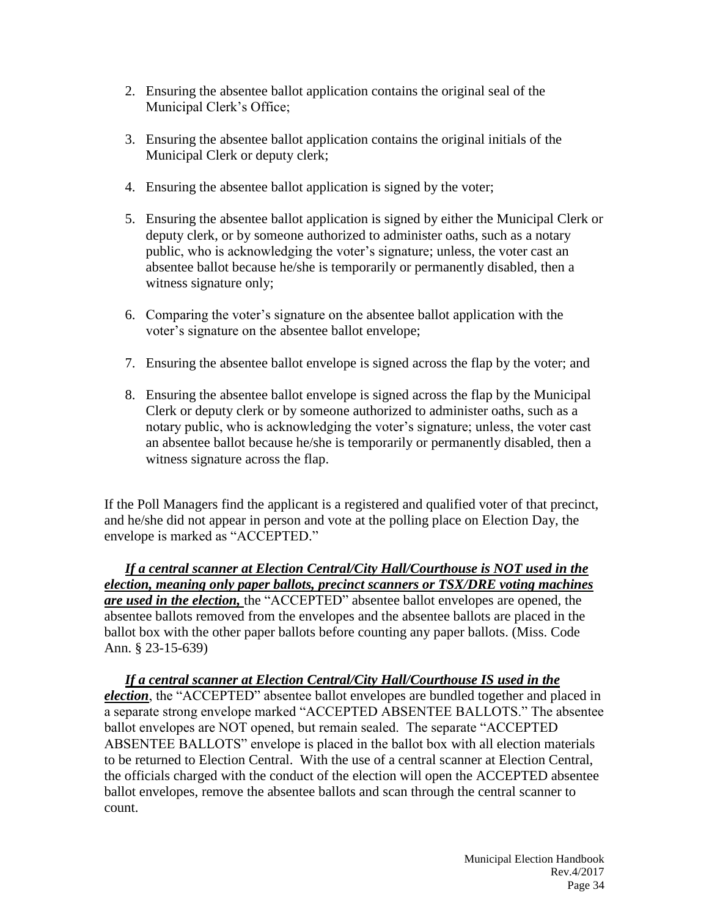2. Ensuring the absentee ballot application contains the original seal of the Municipal Clerk's Office;

3. Ensuring the absentee ballot application contains the original initials of the Municipal Clerk or deputy clerk;

4. Ensuring the absentee ballot application is signed by the voter;

5. Ensuring the absentee ballot application is signed by either the Municipal Clerk or deputy clerk, or by someone authorized to administer oaths, such as a notary public, who is acknowledging the voter's signature; unless, the voter cast an absentee ballot because he/she is temporarily or permanently disabled, then a witness signature only;

6. Comparing the voter's signature on the absentee ballot application with the voter's signature on the absentee ballot envelope;

7. Ensuring the absentee ballot envelope is signed across the flap by the voter; and

8. Ensuring the absentee ballot envelope is signed across the flap by the Municipal Clerk or deputy clerk or by someone authorized to administer oaths, such as a notary public, who is acknowledging the voter's signature; unless, the voter cast an absentee ballot because he/she is temporarily or permanently disabled, then a witness signature across the flap.

If the Poll Managers find the applicant is a registered and qualified voter of that precinct, and he/she did not appear in person and vote at the polling place on Election Day, the envelope is marked as "ACCEPTED."

***If a central scanner at Election Central/City Hall/Courthouse is NOT used in the election, meaning only paper ballots, precinct scanners or TSX/DRE voting machines are used in the election,*** the "ACCEPTED" absentee ballot envelopes are opened, the absentee ballots removed from the envelopes and the absentee ballots are placed in the ballot box with the other paper ballots before counting any paper ballots. (Miss. Code Ann. § 23-15-639)

***If a central scanner at Election Central/City Hall/Courthouse IS used in the election***, the "ACCEPTED" absentee ballot envelopes are bundled together and placed in a separate strong envelope marked "ACCEPTED ABSENTEE BALLOTS." The absentee ballot envelopes are NOT opened, but remain sealed. The separate "ACCEPTED ABSENTEE BALLOTS" envelope is placed in the ballot box with all election materials to be returned to Election Central. With the use of a central scanner at Election Central, the officials charged with the conduct of the election will open the ACCEPTED absentee ballot envelopes, remove the absentee ballots and scan through the central scanner to count.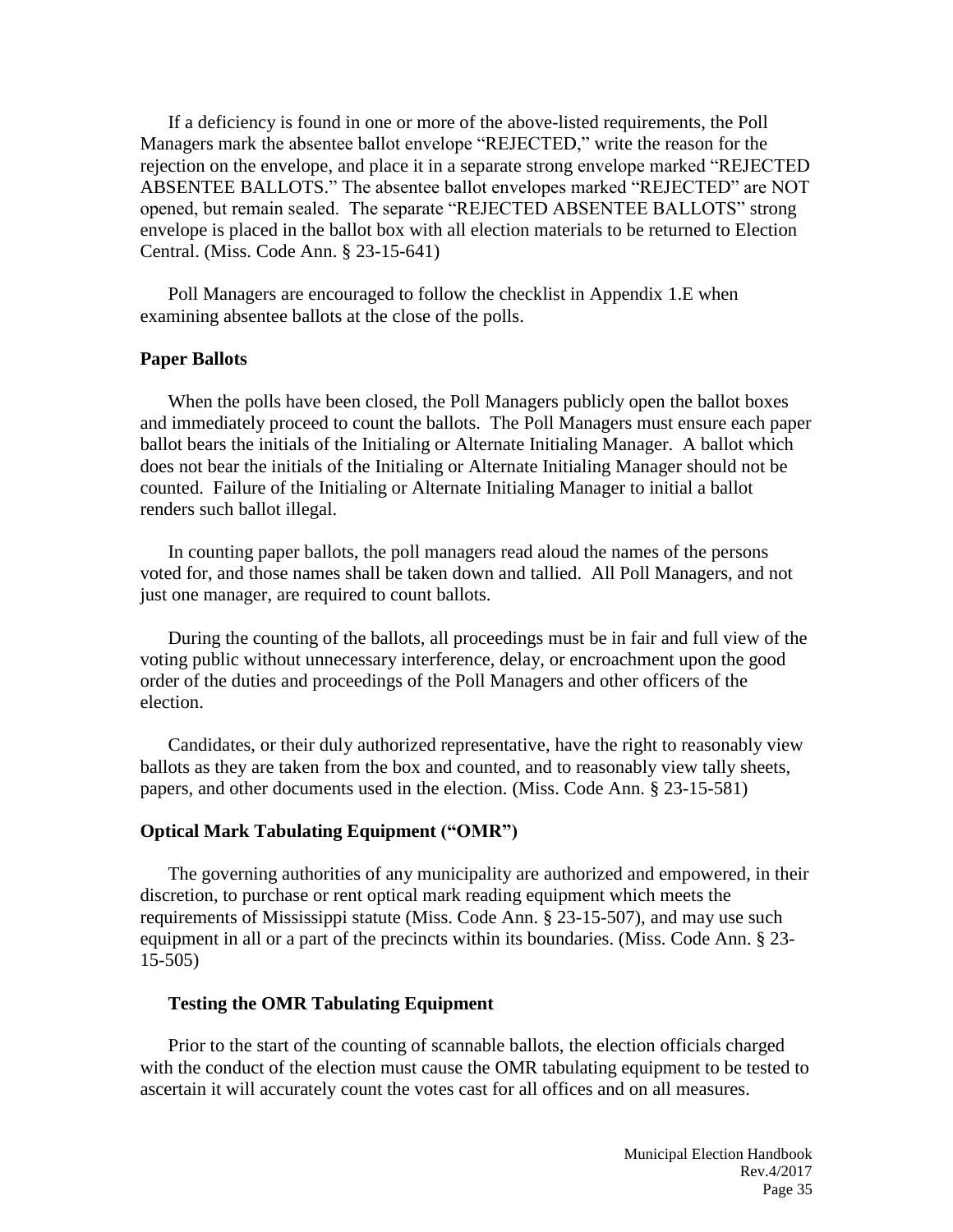If a deficiency is found in one or more of the above-listed requirements, the Poll Managers mark the absentee ballot envelope "REJECTED," write the reason for the rejection on the envelope, and place it in a separate strong envelope marked "REJECTED ABSENTEE BALLOTS." The absentee ballot envelopes marked "REJECTED" are NOT opened, but remain sealed. The separate "REJECTED ABSENTEE BALLOTS" strong envelope is placed in the ballot box with all election materials to be returned to Election Central. (Miss. Code Ann. § 23-15-641)

Poll Managers are encouraged to follow the checklist in Appendix 1.E when examining absentee ballots at the close of the polls.

### Paper Ballots

When the polls have been closed, the Poll Managers publicly open the ballot boxes and immediately proceed to count the ballots. The Poll Managers must ensure each paper ballot bears the initials of the Initialing or Alternate Initialing Manager. A ballot which does not bear the initials of the Initialing or Alternate Initialing Manager should not be counted. Failure of the Initialing or Alternate Initialing Manager to initial a ballot renders such ballot illegal.

In counting paper ballots, the poll managers read aloud the names of the persons voted for, and those names shall be taken down and tallied. All Poll Managers, and not just one manager, are required to count ballots.

During the counting of the ballots, all proceedings must be in fair and full view of the voting public without unnecessary interference, delay, or encroachment upon the good order of the duties and proceedings of the Poll Managers and other officers of the election.

Candidates, or their duly authorized representative, have the right to reasonably view ballots as they are taken from the box and counted, and to reasonably view tally sheets, papers, and other documents used in the election. (Miss. Code Ann. § 23-15-581)

### Optical Mark Tabulating Equipment ("OMR")

The governing authorities of any municipality are authorized and empowered, in their discretion, to purchase or rent optical mark reading equipment which meets the requirements of Mississippi statute (Miss. Code Ann. § 23-15-507), and may use such equipment in all or a part of the precincts within its boundaries. (Miss. Code Ann. § 23-15-505)

#### Testing the OMR Tabulating Equipment

Prior to the start of the counting of scannable ballots, the election officials charged with the conduct of the election must cause the OMR tabulating equipment to be tested to ascertain it will accurately count the votes cast for all offices and on all measures.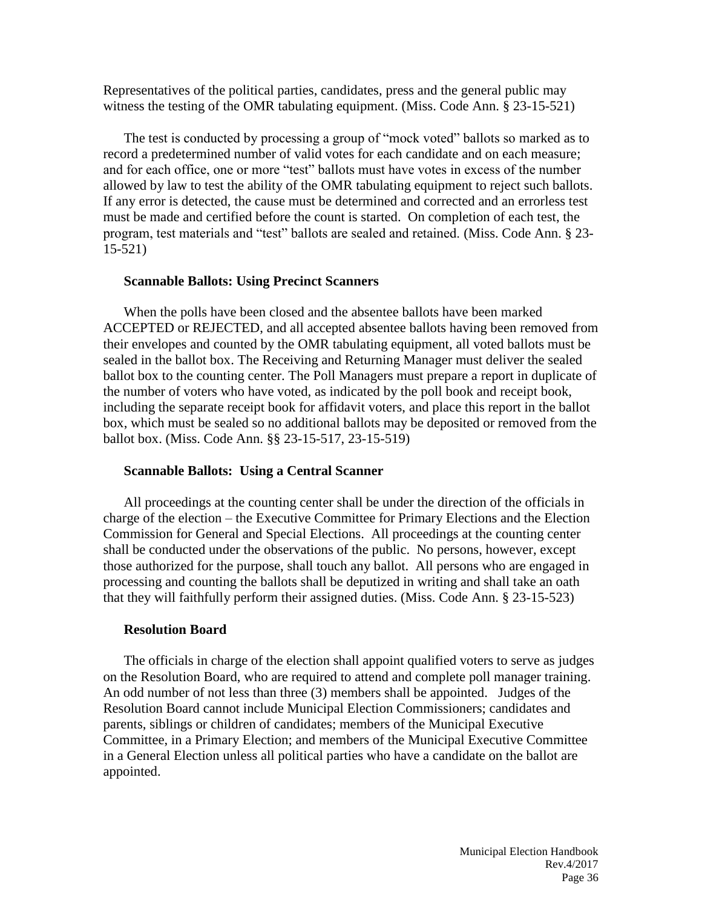Representatives of the political parties, candidates, press and the general public may witness the testing of the OMR tabulating equipment. (Miss. Code Ann. § 23-15-521)

The test is conducted by processing a group of "mock voted" ballots so marked as to record a predetermined number of valid votes for each candidate and on each measure; and for each office, one or more "test" ballots must have votes in excess of the number allowed by law to test the ability of the OMR tabulating equipment to reject such ballots. If any error is detected, the cause must be determined and corrected and an errorless test must be made and certified before the count is started. On completion of each test, the program, test materials and "test" ballots are sealed and retained. (Miss. Code Ann. § 23-15-521)

**Scannable Ballots: Using Precinct Scanners**

When the polls have been closed and the absentee ballots have been marked ACCEPTED or REJECTED, and all accepted absentee ballots having been removed from their envelopes and counted by the OMR tabulating equipment, all voted ballots must be sealed in the ballot box. The Receiving and Returning Manager must deliver the sealed ballot box to the counting center. The Poll Managers must prepare a report in duplicate of the number of voters who have voted, as indicated by the poll book and receipt book, including the separate receipt book for affidavit voters, and place this report in the ballot box, which must be sealed so no additional ballots may be deposited or removed from the ballot box. (Miss. Code Ann. §§ 23-15-517, 23-15-519)

**Scannable Ballots: Using a Central Scanner**

All proceedings at the counting center shall be under the direction of the officials in charge of the election – the Executive Committee for Primary Elections and the Election Commission for General and Special Elections. All proceedings at the counting center shall be conducted under the observations of the public. No persons, however, except those authorized for the purpose, shall touch any ballot. All persons who are engaged in processing and counting the ballots shall be deputized in writing and shall take an oath that they will faithfully perform their assigned duties. (Miss. Code Ann. § 23-15-523)

**Resolution Board**

The officials in charge of the election shall appoint qualified voters to serve as judges on the Resolution Board, who are required to attend and complete poll manager training. An odd number of not less than three (3) members shall be appointed. Judges of the Resolution Board cannot include Municipal Election Commissioners; candidates and parents, siblings or children of candidates; members of the Municipal Executive Committee, in a Primary Election; and members of the Municipal Executive Committee in a General Election unless all political parties who have a candidate on the ballot are appointed.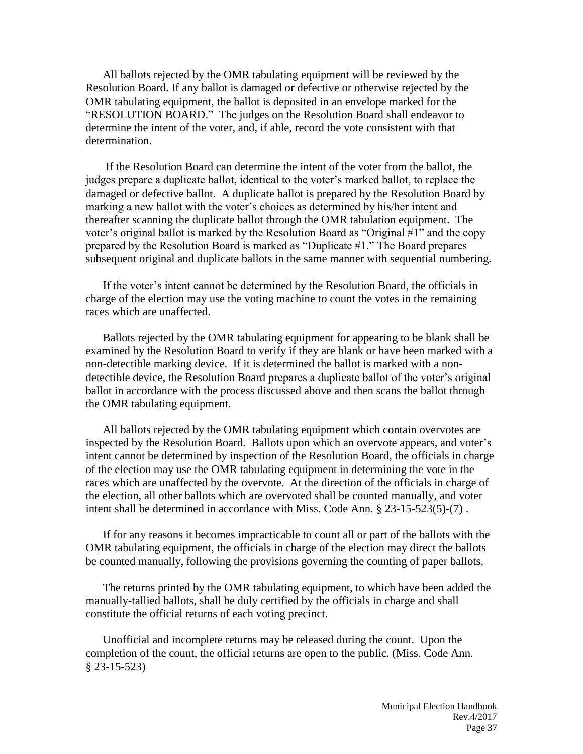All ballots rejected by the OMR tabulating equipment will be reviewed by the Resolution Board. If any ballot is damaged or defective or otherwise rejected by the OMR tabulating equipment, the ballot is deposited in an envelope marked for the "RESOLUTION BOARD." The judges on the Resolution Board shall endeavor to determine the intent of the voter, and, if able, record the vote consistent with that determination.

If the Resolution Board can determine the intent of the voter from the ballot, the judges prepare a duplicate ballot, identical to the voter's marked ballot, to replace the damaged or defective ballot. A duplicate ballot is prepared by the Resolution Board by marking a new ballot with the voter's choices as determined by his/her intent and thereafter scanning the duplicate ballot through the OMR tabulation equipment. The voter's original ballot is marked by the Resolution Board as "Original #1" and the copy prepared by the Resolution Board is marked as "Duplicate #1." The Board prepares subsequent original and duplicate ballots in the same manner with sequential numbering.

If the voter's intent cannot be determined by the Resolution Board, the officials in charge of the election may use the voting machine to count the votes in the remaining races which are unaffected.

Ballots rejected by the OMR tabulating equipment for appearing to be blank shall be examined by the Resolution Board to verify if they are blank or have been marked with a non-detectible marking device. If it is determined the ballot is marked with a non-detectible device, the Resolution Board prepares a duplicate ballot of the voter's original ballot in accordance with the process discussed above and then scans the ballot through the OMR tabulating equipment.

All ballots rejected by the OMR tabulating equipment which contain overvotes are inspected by the Resolution Board. Ballots upon which an overvote appears, and voter's intent cannot be determined by inspection of the Resolution Board, the officials in charge of the election may use the OMR tabulating equipment in determining the vote in the races which are unaffected by the overvote. At the direction of the officials in charge of the election, all other ballots which are overvoted shall be counted manually, and voter intent shall be determined in accordance with Miss. Code Ann. § 23-15-523(5)-(7) .

If for any reasons it becomes impracticable to count all or part of the ballots with the OMR tabulating equipment, the officials in charge of the election may direct the ballots be counted manually, following the provisions governing the counting of paper ballots.

The returns printed by the OMR tabulating equipment, to which have been added the manually-tallied ballots, shall be duly certified by the officials in charge and shall constitute the official returns of each voting precinct.

Unofficial and incomplete returns may be released during the count. Upon the completion of the count, the official returns are open to the public. (Miss. Code Ann. § 23-15-523)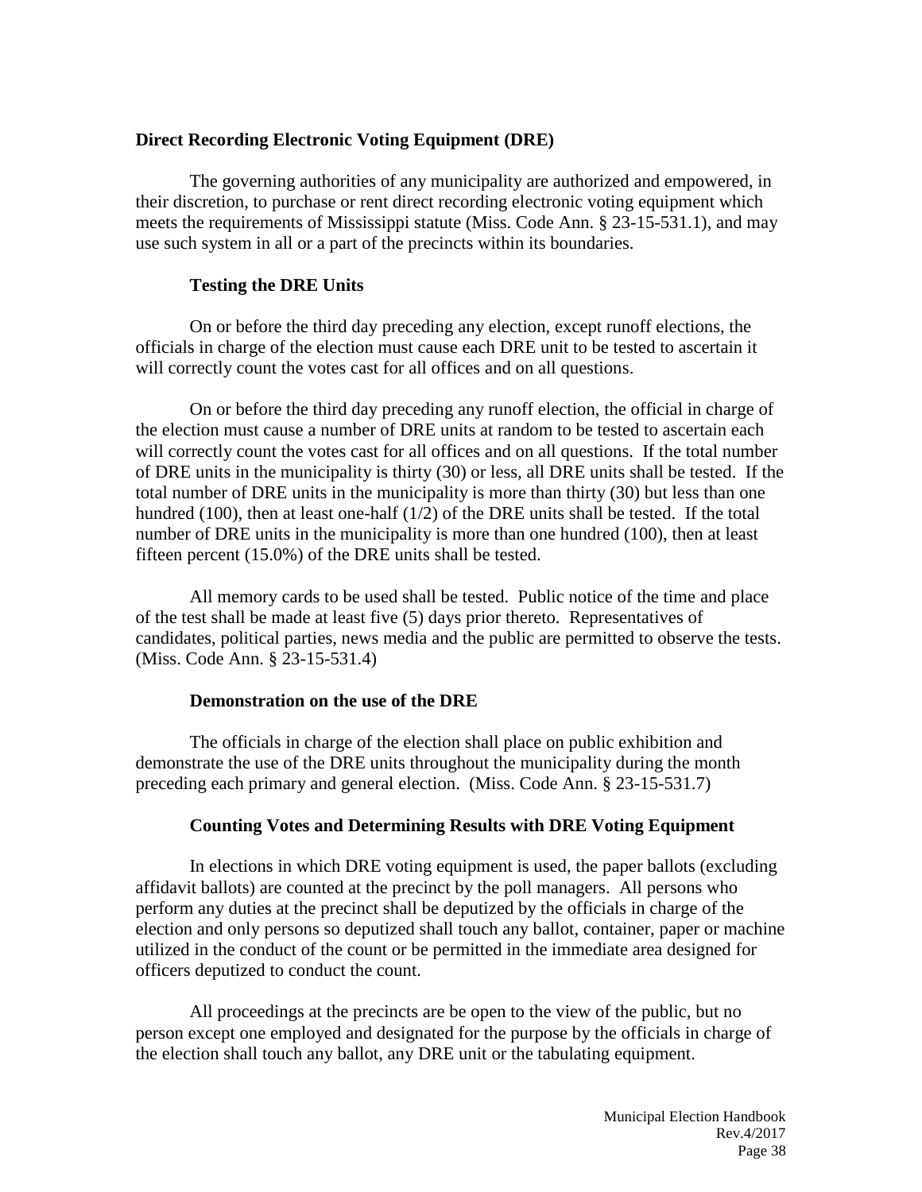## Direct Recording Electronic Voting Equipment (DRE)

The governing authorities of any municipality are authorized and empowered, in their discretion, to purchase or rent direct recording electronic voting equipment which meets the requirements of Mississippi statute (Miss. Code Ann. § 23-15-531.1), and may use such system in all or a part of the precincts within its boundaries.

### Testing the DRE Units

On or before the third day preceding any election, except runoff elections, the officials in charge of the election must cause each DRE unit to be tested to ascertain it will correctly count the votes cast for all offices and on all questions.

On or before the third day preceding any runoff election, the official in charge of the election must cause a number of DRE units at random to be tested to ascertain each will correctly count the votes cast for all offices and on all questions. If the total number of DRE units in the municipality is thirty (30) or less, all DRE units shall be tested. If the total number of DRE units in the municipality is more than thirty (30) but less than one hundred (100), then at least one-half (1/2) of the DRE units shall be tested. If the total number of DRE units in the municipality is more than one hundred (100), then at least fifteen percent (15.0%) of the DRE units shall be tested.

All memory cards to be used shall be tested. Public notice of the time and place of the test shall be made at least five (5) days prior thereto. Representatives of candidates, political parties, news media and the public are permitted to observe the tests. (Miss. Code Ann. § 23-15-531.4)

### Demonstration on the use of the DRE

The officials in charge of the election shall place on public exhibition and demonstrate the use of the DRE units throughout the municipality during the month preceding each primary and general election. (Miss. Code Ann. § 23-15-531.7)

### Counting Votes and Determining Results with DRE Voting Equipment

In elections in which DRE voting equipment is used, the paper ballots (excluding affidavit ballots) are counted at the precinct by the poll managers. All persons who perform any duties at the precinct shall be deputized by the officials in charge of the election and only persons so deputized shall touch any ballot, container, paper or machine utilized in the conduct of the count or be permitted in the immediate area designed for officers deputized to conduct the count.

All proceedings at the precincts are be open to the view of the public, but no person except one employed and designated for the purpose by the officials in charge of the election shall touch any ballot, any DRE unit or the tabulating equipment.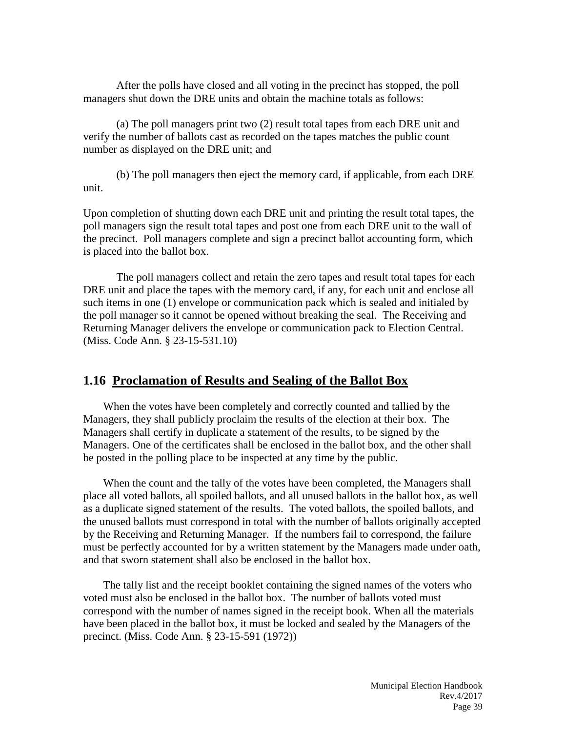After the polls have closed and all voting in the precinct has stopped, the poll managers shut down the DRE units and obtain the machine totals as follows:

(a) The poll managers print two (2) result total tapes from each DRE unit and verify the number of ballots cast as recorded on the tapes matches the public count number as displayed on the DRE unit; and

(b) The poll managers then eject the memory card, if applicable, from each DRE unit.

Upon completion of shutting down each DRE unit and printing the result total tapes, the poll managers sign the result total tapes and post one from each DRE unit to the wall of the precinct. Poll managers complete and sign a precinct ballot accounting form, which is placed into the ballot box.

The poll managers collect and retain the zero tapes and result total tapes for each DRE unit and place the tapes with the memory card, if any, for each unit and enclose all such items in one (1) envelope or communication pack which is sealed and initialed by the poll manager so it cannot be opened without breaking the seal. The Receiving and Returning Manager delivers the envelope or communication pack to Election Central. (Miss. Code Ann. § 23-15-531.10)

## 1.16 Proclamation of Results and Sealing of the Ballot Box

When the votes have been completely and correctly counted and tallied by the Managers, they shall publicly proclaim the results of the election at their box. The Managers shall certify in duplicate a statement of the results, to be signed by the Managers. One of the certificates shall be enclosed in the ballot box, and the other shall be posted in the polling place to be inspected at any time by the public.

When the count and the tally of the votes have been completed, the Managers shall place all voted ballots, all spoiled ballots, and all unused ballots in the ballot box, as well as a duplicate signed statement of the results. The voted ballots, the spoiled ballots, and the unused ballots must correspond in total with the number of ballots originally accepted by the Receiving and Returning Manager. If the numbers fail to correspond, the failure must be perfectly accounted for by a written statement by the Managers made under oath, and that sworn statement shall also be enclosed in the ballot box.

The tally list and the receipt booklet containing the signed names of the voters who voted must also be enclosed in the ballot box. The number of ballots voted must correspond with the number of names signed in the receipt book. When all the materials have been placed in the ballot box, it must be locked and sealed by the Managers of the precinct. (Miss. Code Ann. § 23-15-591 (1972))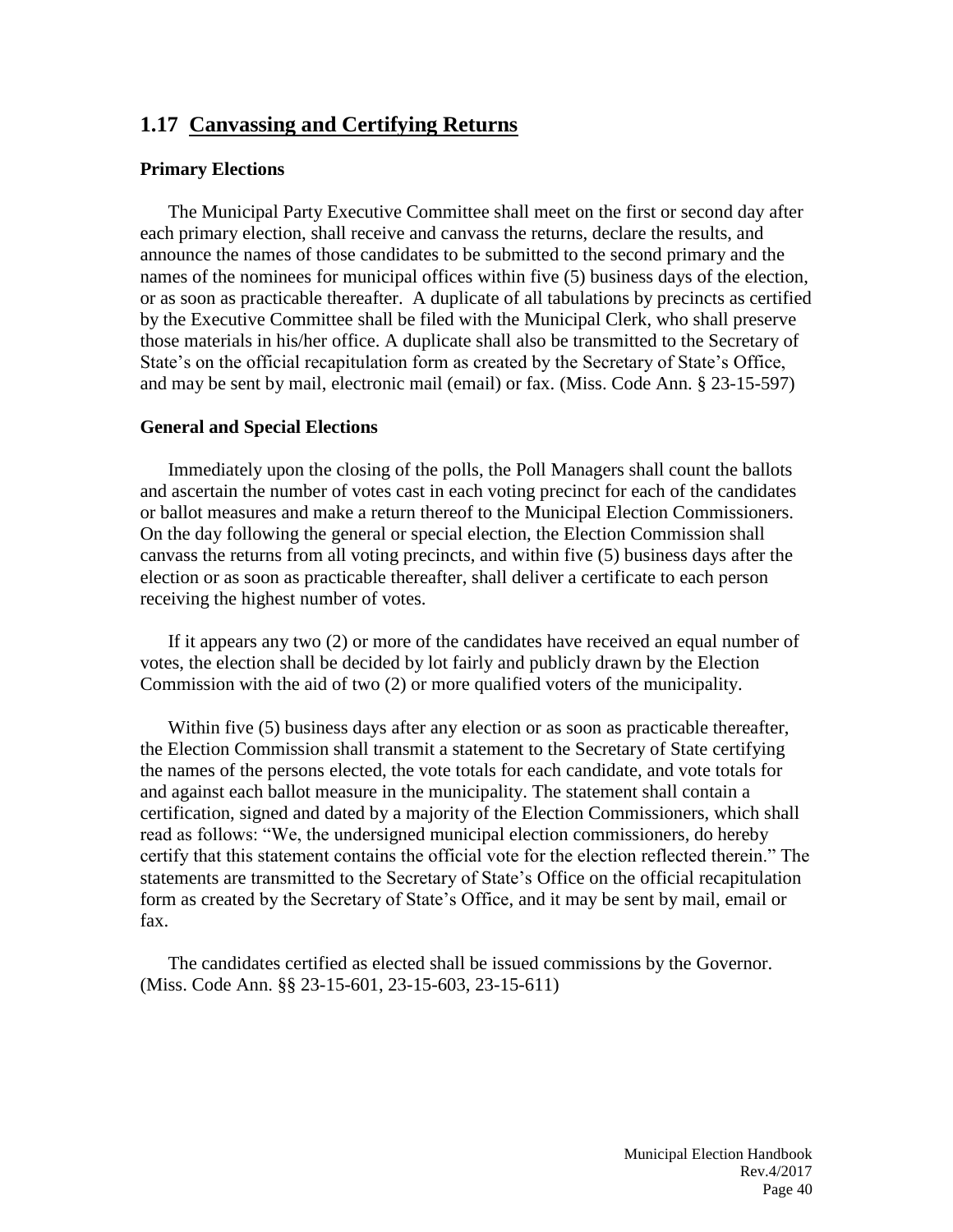## 1.17 Canvassing and Certifying Returns

### Primary Elections

The Municipal Party Executive Committee shall meet on the first or second day after each primary election, shall receive and canvass the returns, declare the results, and announce the names of those candidates to be submitted to the second primary and the names of the nominees for municipal offices within five (5) business days of the election, or as soon as practicable thereafter. A duplicate of all tabulations by precincts as certified by the Executive Committee shall be filed with the Municipal Clerk, who shall preserve those materials in his/her office. A duplicate shall also be transmitted to the Secretary of State's on the official recapitulation form as created by the Secretary of State's Office, and may be sent by mail, electronic mail (email) or fax. (Miss. Code Ann. § 23-15-597)

### General and Special Elections

Immediately upon the closing of the polls, the Poll Managers shall count the ballots and ascertain the number of votes cast in each voting precinct for each of the candidates or ballot measures and make a return thereof to the Municipal Election Commissioners. On the day following the general or special election, the Election Commission shall canvass the returns from all voting precincts, and within five (5) business days after the election or as soon as practicable thereafter, shall deliver a certificate to each person receiving the highest number of votes.

If it appears any two (2) or more of the candidates have received an equal number of votes, the election shall be decided by lot fairly and publicly drawn by the Election Commission with the aid of two (2) or more qualified voters of the municipality.

Within five (5) business days after any election or as soon as practicable thereafter, the Election Commission shall transmit a statement to the Secretary of State certifying the names of the persons elected, the vote totals for each candidate, and vote totals for and against each ballot measure in the municipality. The statement shall contain a certification, signed and dated by a majority of the Election Commissioners, which shall read as follows: "We, the undersigned municipal election commissioners, do hereby certify that this statement contains the official vote for the election reflected therein." The statements are transmitted to the Secretary of State's Office on the official recapitulation form as created by the Secretary of State's Office, and it may be sent by mail, email or fax.

The candidates certified as elected shall be issued commissions by the Governor. (Miss. Code Ann. §§ 23-15-601, 23-15-603, 23-15-611)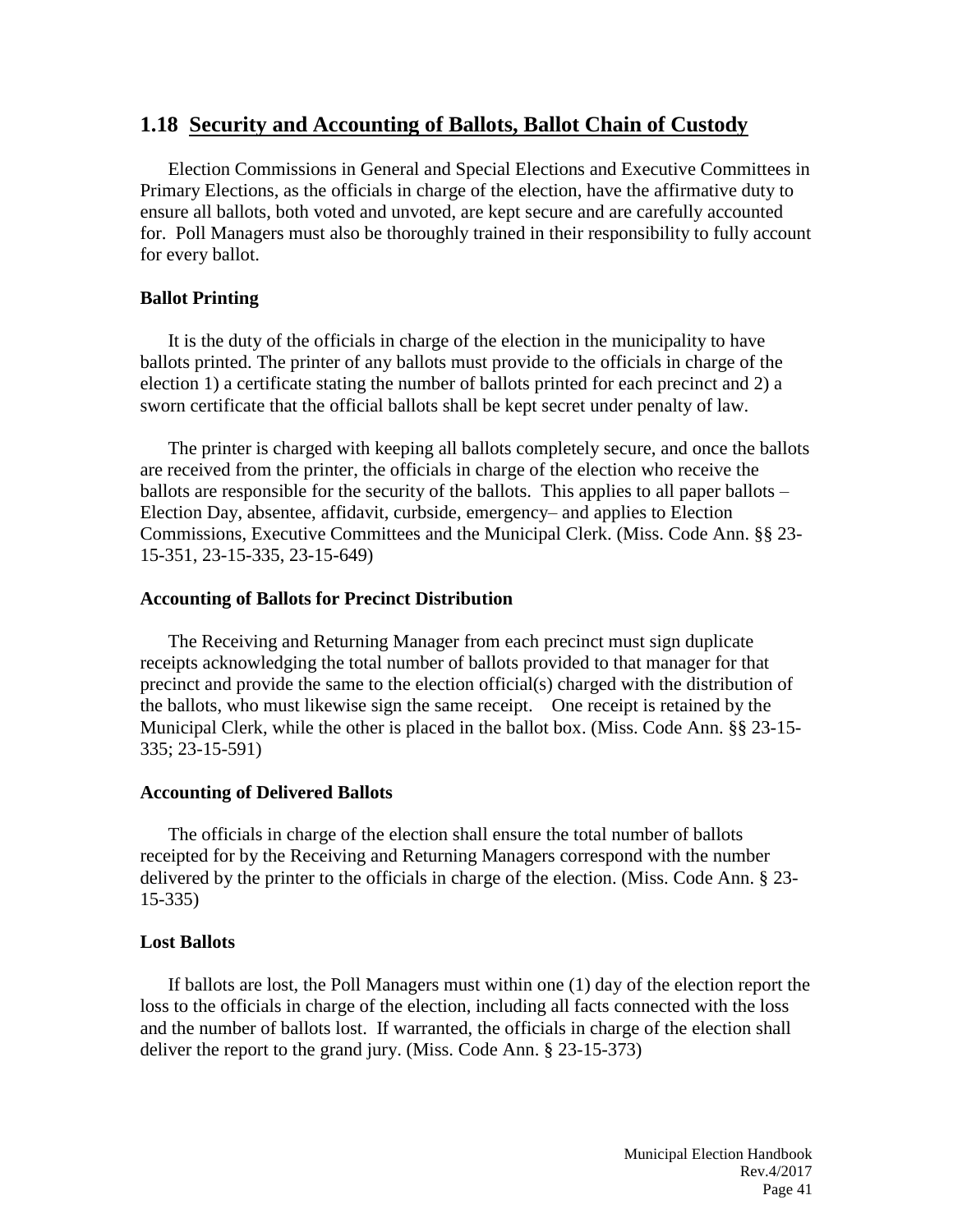## 1.18 Security and Accounting of Ballots, Ballot Chain of Custody

Election Commissions in General and Special Elections and Executive Committees in Primary Elections, as the officials in charge of the election, have the affirmative duty to ensure all ballots, both voted and unvoted, are kept secure and are carefully accounted for. Poll Managers must also be thoroughly trained in their responsibility to fully account for every ballot.

### Ballot Printing

It is the duty of the officials in charge of the election in the municipality to have ballots printed. The printer of any ballots must provide to the officials in charge of the election 1) a certificate stating the number of ballots printed for each precinct and 2) a sworn certificate that the official ballots shall be kept secret under penalty of law.

The printer is charged with keeping all ballots completely secure, and once the ballots are received from the printer, the officials in charge of the election who receive the ballots are responsible for the security of the ballots. This applies to all paper ballots – Election Day, absentee, affidavit, curbside, emergency– and applies to Election Commissions, Executive Committees and the Municipal Clerk. (Miss. Code Ann. §§ 23-15-351, 23-15-335, 23-15-649)

### Accounting of Ballots for Precinct Distribution

The Receiving and Returning Manager from each precinct must sign duplicate receipts acknowledging the total number of ballots provided to that manager for that precinct and provide the same to the election official(s) charged with the distribution of the ballots, who must likewise sign the same receipt. One receipt is retained by the Municipal Clerk, while the other is placed in the ballot box. (Miss. Code Ann. §§ 23-15-335; 23-15-591)

### Accounting of Delivered Ballots

The officials in charge of the election shall ensure the total number of ballots receipted for by the Receiving and Returning Managers correspond with the number delivered by the printer to the officials in charge of the election. (Miss. Code Ann. § 23-15-335)

### Lost Ballots

If ballots are lost, the Poll Managers must within one (1) day of the election report the loss to the officials in charge of the election, including all facts connected with the loss and the number of ballots lost. If warranted, the officials in charge of the election shall deliver the report to the grand jury. (Miss. Code Ann. § 23-15-373)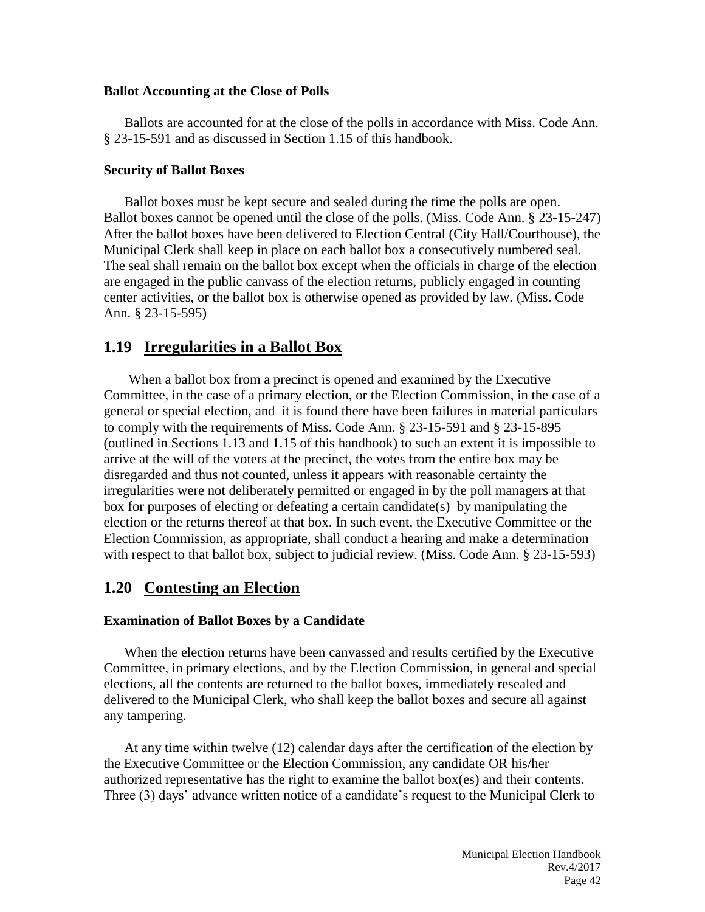#### Ballot Accounting at the Close of Polls

Ballots are accounted for at the close of the polls in accordance with Miss. Code Ann. § 23-15-591 and as discussed in Section 1.15 of this handbook.

#### Security of Ballot Boxes

Ballot boxes must be kept secure and sealed during the time the polls are open. Ballot boxes cannot be opened until the close of the polls. (Miss. Code Ann. § 23-15-247) After the ballot boxes have been delivered to Election Central (City Hall/Courthouse), the Municipal Clerk shall keep in place on each ballot box a consecutively numbered seal. The seal shall remain on the ballot box except when the officials in charge of the election are engaged in the public canvass of the election returns, publicly engaged in counting center activities, or the ballot box is otherwise opened as provided by law. (Miss. Code Ann. § 23-15-595)

## 1.19 Irregularities in a Ballot Box

When a ballot box from a precinct is opened and examined by the Executive Committee, in the case of a primary election, or the Election Commission, in the case of a general or special election, and it is found there have been failures in material particulars to comply with the requirements of Miss. Code Ann. § 23-15-591 and § 23-15-895 (outlined in Sections 1.13 and 1.15 of this handbook) to such an extent it is impossible to arrive at the will of the voters at the precinct, the votes from the entire box may be disregarded and thus not counted, unless it appears with reasonable certainty the irregularities were not deliberately permitted or engaged in by the poll managers at that box for purposes of electing or defeating a certain candidate(s) by manipulating the election or the returns thereof at that box. In such event, the Executive Committee or the Election Commission, as appropriate, shall conduct a hearing and make a determination with respect to that ballot box, subject to judicial review. (Miss. Code Ann. § 23-15-593)

## 1.20 Contesting an Election

#### Examination of Ballot Boxes by a Candidate

When the election returns have been canvassed and results certified by the Executive Committee, in primary elections, and by the Election Commission, in general and special elections, all the contents are returned to the ballot boxes, immediately resealed and delivered to the Municipal Clerk, who shall keep the ballot boxes and secure all against any tampering.

At any time within twelve (12) calendar days after the certification of the election by the Executive Committee or the Election Commission, any candidate OR his/her authorized representative has the right to examine the ballot box(es) and their contents. Three (3) days' advance written notice of a candidate's request to the Municipal Clerk to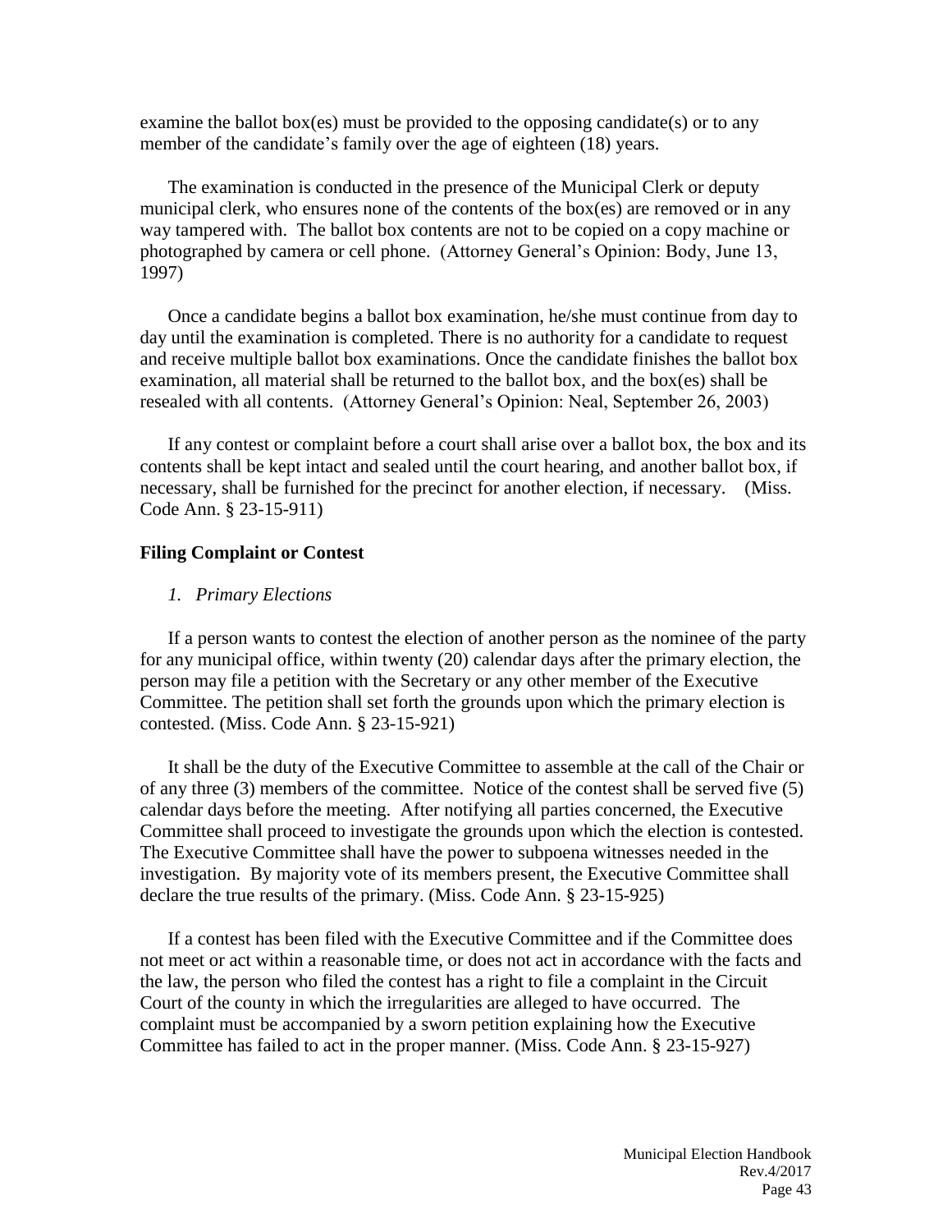examine the ballot box(es) must be provided to the opposing candidate(s) or to any member of the candidate's family over the age of eighteen (18) years.

The examination is conducted in the presence of the Municipal Clerk or deputy municipal clerk, who ensures none of the contents of the box(es) are removed or in any way tampered with. The ballot box contents are not to be copied on a copy machine or photographed by camera or cell phone. (Attorney General's Opinion: Body, June 13, 1997)

Once a candidate begins a ballot box examination, he/she must continue from day to day until the examination is completed. There is no authority for a candidate to request and receive multiple ballot box examinations. Once the candidate finishes the ballot box examination, all material shall be returned to the ballot box, and the box(es) shall be resealed with all contents. (Attorney General's Opinion: Neal, September 26, 2003)

If any contest or complaint before a court shall arise over a ballot box, the box and its contents shall be kept intact and sealed until the court hearing, and another ballot box, if necessary, shall be furnished for the precinct for another election, if necessary. (Miss. Code Ann. § 23-15-911)

**Filing Complaint or Contest**

*1. Primary Elections*

If a person wants to contest the election of another person as the nominee of the party for any municipal office, within twenty (20) calendar days after the primary election, the person may file a petition with the Secretary or any other member of the Executive Committee. The petition shall set forth the grounds upon which the primary election is contested. (Miss. Code Ann. § 23-15-921)

It shall be the duty of the Executive Committee to assemble at the call of the Chair or of any three (3) members of the committee. Notice of the contest shall be served five (5) calendar days before the meeting. After notifying all parties concerned, the Executive Committee shall proceed to investigate the grounds upon which the election is contested. The Executive Committee shall have the power to subpoena witnesses needed in the investigation. By majority vote of its members present, the Executive Committee shall declare the true results of the primary. (Miss. Code Ann. § 23-15-925)

If a contest has been filed with the Executive Committee and if the Committee does not meet or act within a reasonable time, or does not act in accordance with the facts and the law, the person who filed the contest has a right to file a complaint in the Circuit Court of the county in which the irregularities are alleged to have occurred. The complaint must be accompanied by a sworn petition explaining how the Executive Committee has failed to act in the proper manner. (Miss. Code Ann. § 23-15-927)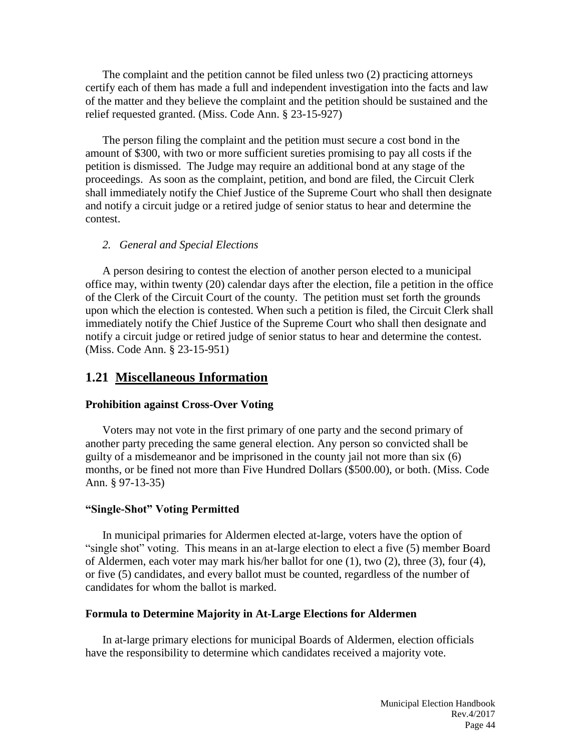The complaint and the petition cannot be filed unless two (2) practicing attorneys certify each of them has made a full and independent investigation into the facts and law of the matter and they believe the complaint and the petition should be sustained and the relief requested granted. (Miss. Code Ann. § 23-15-927)

The person filing the complaint and the petition must secure a cost bond in the amount of $300, with two or more sufficient sureties promising to pay all costs if the petition is dismissed. The Judge may require an additional bond at any stage of the proceedings. As soon as the complaint, petition, and bond are filed, the Circuit Clerk shall immediately notify the Chief Justice of the Supreme Court who shall then designate and notify a circuit judge or a retired judge of senior status to hear and determine the contest.

*2. General and Special Elections*

A person desiring to contest the election of another person elected to a municipal office may, within twenty (20) calendar days after the election, file a petition in the office of the Clerk of the Circuit Court of the county. The petition must set forth the grounds upon which the election is contested. When such a petition is filed, the Circuit Clerk shall immediately notify the Chief Justice of the Supreme Court who shall then designate and notify a circuit judge or retired judge of senior status to hear and determine the contest. (Miss. Code Ann. § 23-15-951)

## 1.21 Miscellaneous Information

**Prohibition against Cross-Over Voting**

Voters may not vote in the first primary of one party and the second primary of another party preceding the same general election. Any person so convicted shall be guilty of a misdemeanor and be imprisoned in the county jail not more than six (6) months, or be fined not more than Five Hundred Dollars ($500.00), or both. (Miss. Code Ann. § 97-13-35)

**"Single-Shot" Voting Permitted**

In municipal primaries for Aldermen elected at-large, voters have the option of "single shot" voting. This means in an at-large election to elect a five (5) member Board of Aldermen, each voter may mark his/her ballot for one (1), two (2), three (3), four (4), or five (5) candidates, and every ballot must be counted, regardless of the number of candidates for whom the ballot is marked.

**Formula to Determine Majority in At-Large Elections for Aldermen**

In at-large primary elections for municipal Boards of Aldermen, election officials have the responsibility to determine which candidates received a majority vote.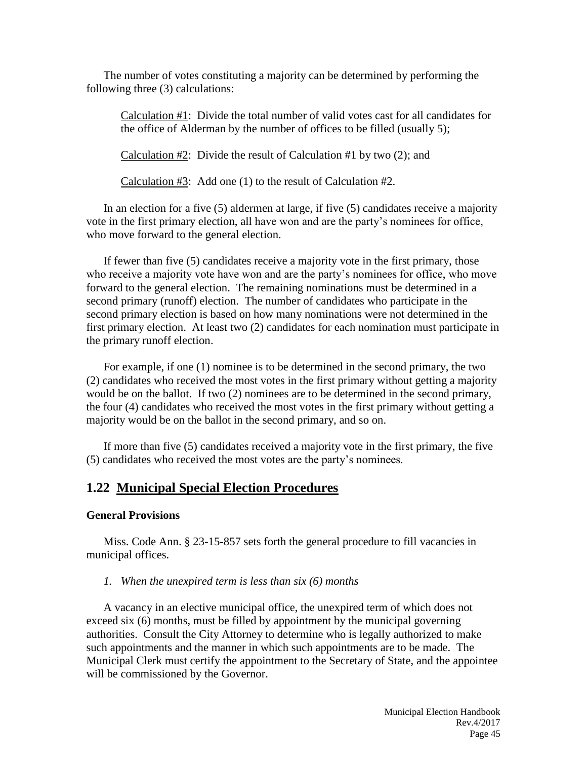The number of votes constituting a majority can be determined by performing the following three (3) calculations:

> <u>Calculation #1</u>: Divide the total number of valid votes cast for all candidates for the office of Alderman by the number of offices to be filled (usually 5);
>
> <u>Calculation #2</u>: Divide the result of Calculation #1 by two (2); and
>
> <u>Calculation #3</u>: Add one (1) to the result of Calculation #2.

In an election for a five (5) aldermen at large, if five (5) candidates receive a majority vote in the first primary election, all have won and are the party's nominees for office, who move forward to the general election.

If fewer than five (5) candidates receive a majority vote in the first primary, those who receive a majority vote have won and are the party's nominees for office, who move forward to the general election. The remaining nominations must be determined in a second primary (runoff) election. The number of candidates who participate in the second primary election is based on how many nominations were not determined in the first primary election. At least two (2) candidates for each nomination must participate in the primary runoff election.

For example, if one (1) nominee is to be determined in the second primary, the two (2) candidates who received the most votes in the first primary without getting a majority would be on the ballot. If two (2) nominees are to be determined in the second primary, the four (4) candidates who received the most votes in the first primary without getting a majority would be on the ballot in the second primary, and so on.

If more than five (5) candidates received a majority vote in the first primary, the five (5) candidates who received the most votes are the party's nominees.

## 1.22 <u>Municipal Special Election Procedures</u>

**General Provisions**

Miss. Code Ann. § 23-15-857 sets forth the general procedure to fill vacancies in municipal offices.

*1. When the unexpired term is less than six (6) months*

A vacancy in an elective municipal office, the unexpired term of which does not exceed six (6) months, must be filled by appointment by the municipal governing authorities. Consult the City Attorney to determine who is legally authorized to make such appointments and the manner in which such appointments are to be made. The Municipal Clerk must certify the appointment to the Secretary of State, and the appointee will be commissioned by the Governor.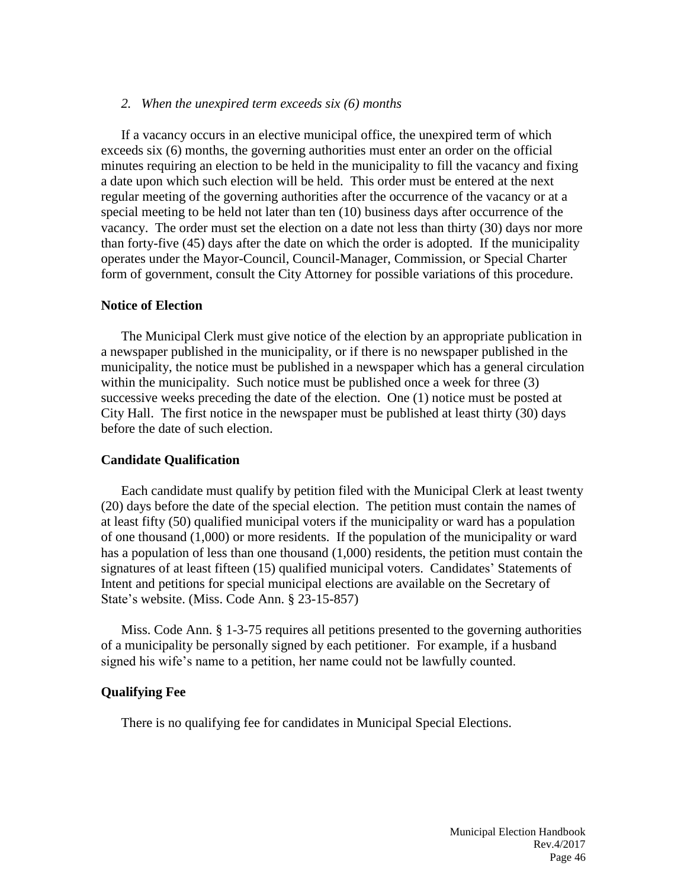*2. When the unexpired term exceeds six (6) months*

If a vacancy occurs in an elective municipal office, the unexpired term of which exceeds six (6) months, the governing authorities must enter an order on the official minutes requiring an election to be held in the municipality to fill the vacancy and fixing a date upon which such election will be held. This order must be entered at the next regular meeting of the governing authorities after the occurrence of the vacancy or at a special meeting to be held not later than ten (10) business days after occurrence of the vacancy. The order must set the election on a date not less than thirty (30) days nor more than forty-five (45) days after the date on which the order is adopted. If the municipality operates under the Mayor-Council, Council-Manager, Commission, or Special Charter form of government, consult the City Attorney for possible variations of this procedure.

**Notice of Election**

The Municipal Clerk must give notice of the election by an appropriate publication in a newspaper published in the municipality, or if there is no newspaper published in the municipality, the notice must be published in a newspaper which has a general circulation within the municipality. Such notice must be published once a week for three (3) successive weeks preceding the date of the election. One (1) notice must be posted at City Hall. The first notice in the newspaper must be published at least thirty (30) days before the date of such election.

**Candidate Qualification**

Each candidate must qualify by petition filed with the Municipal Clerk at least twenty (20) days before the date of the special election. The petition must contain the names of at least fifty (50) qualified municipal voters if the municipality or ward has a population of one thousand (1,000) or more residents. If the population of the municipality or ward has a population of less than one thousand (1,000) residents, the petition must contain the signatures of at least fifteen (15) qualified municipal voters. Candidates' Statements of Intent and petitions for special municipal elections are available on the Secretary of State's website. (Miss. Code Ann. § 23-15-857)

Miss. Code Ann. § 1-3-75 requires all petitions presented to the governing authorities of a municipality be personally signed by each petitioner. For example, if a husband signed his wife's name to a petition, her name could not be lawfully counted.

**Qualifying Fee**

There is no qualifying fee for candidates in Municipal Special Elections.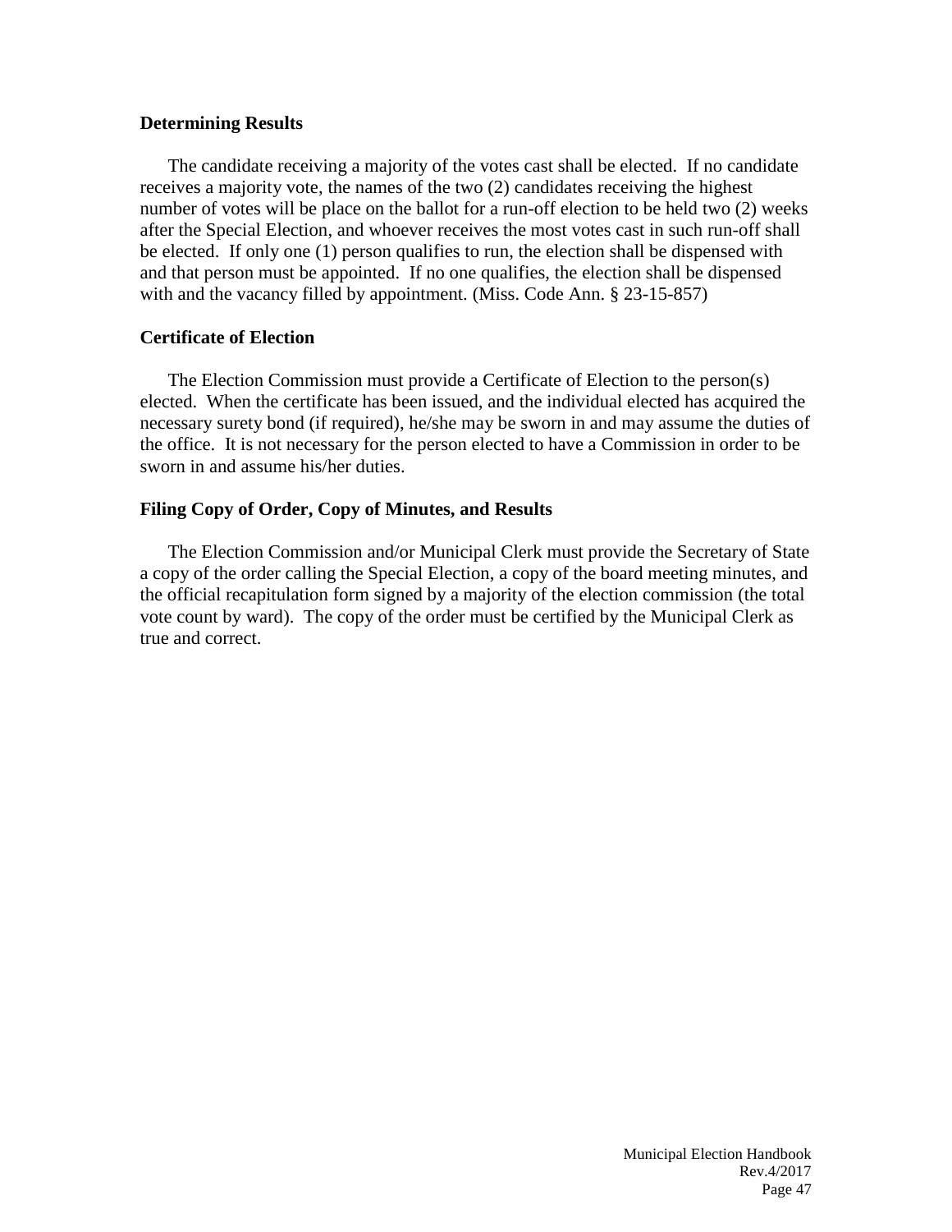### Determining Results

The candidate receiving a majority of the votes cast shall be elected. If no candidate receives a majority vote, the names of the two (2) candidates receiving the highest number of votes will be place on the ballot for a run-off election to be held two (2) weeks after the Special Election, and whoever receives the most votes cast in such run-off shall be elected. If only one (1) person qualifies to run, the election shall be dispensed with and that person must be appointed. If no one qualifies, the election shall be dispensed with and the vacancy filled by appointment. (Miss. Code Ann. § 23-15-857)

### Certificate of Election

The Election Commission must provide a Certificate of Election to the person(s) elected. When the certificate has been issued, and the individual elected has acquired the necessary surety bond (if required), he/she may be sworn in and may assume the duties of the office. It is not necessary for the person elected to have a Commission in order to be sworn in and assume his/her duties.

### Filing Copy of Order, Copy of Minutes, and Results

The Election Commission and/or Municipal Clerk must provide the Secretary of State a copy of the order calling the Special Election, a copy of the board meeting minutes, and the official recapitulation form signed by a majority of the election commission (the total vote count by ward). The copy of the order must be certified by the Municipal Clerk as true and correct.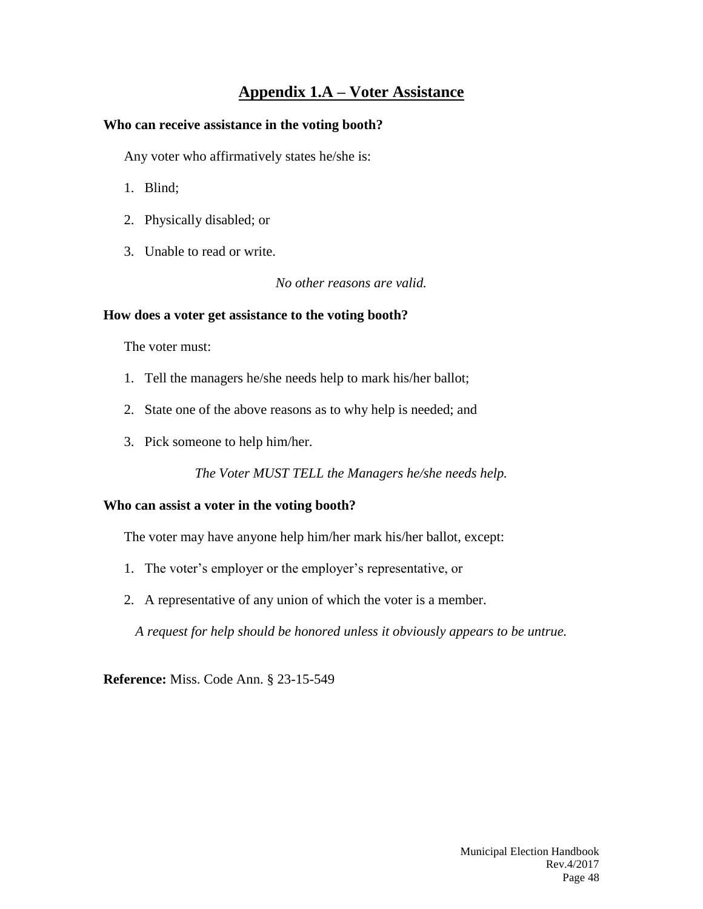## Appendix 1.A – Voter Assistance

**Who can receive assistance in the voting booth?**

Any voter who affirmatively states he/she is:

1. Blind;
2. Physically disabled; or
3. Unable to read or write.

*No other reasons are valid.*

**How does a voter get assistance to the voting booth?**

The voter must:

1. Tell the managers he/she needs help to mark his/her ballot;
2. State one of the above reasons as to why help is needed; and
3. Pick someone to help him/her.

*The Voter MUST TELL the Managers he/she needs help.*

**Who can assist a voter in the voting booth?**

The voter may have anyone help him/her mark his/her ballot, except:

1. The voter's employer or the employer's representative, or
2. A representative of any union of which the voter is a member.

*A request for help should be honored unless it obviously appears to be untrue.*

**Reference:** Miss. Code Ann. § 23-15-549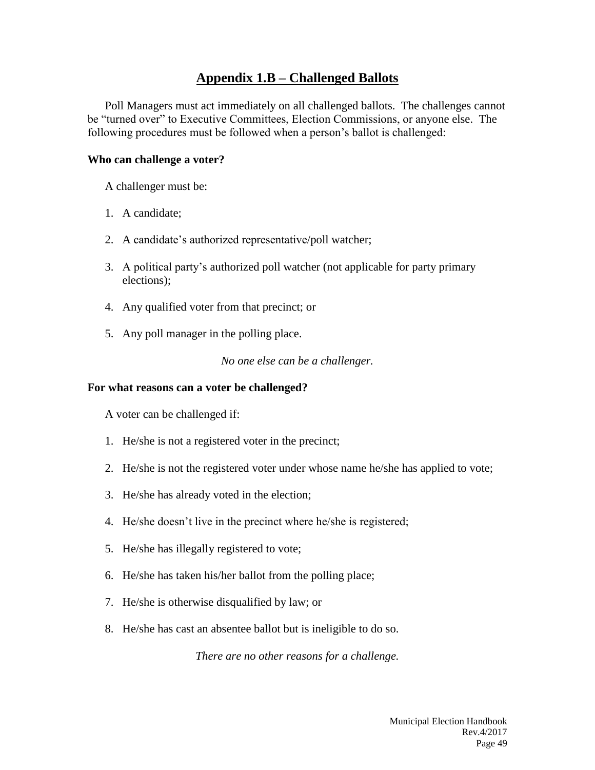## Appendix 1.B – Challenged Ballots

Poll Managers must act immediately on all challenged ballots. The challenges cannot be "turned over" to Executive Committees, Election Commissions, or anyone else. The following procedures must be followed when a person's ballot is challenged:

**Who can challenge a voter?**

A challenger must be:

1. A candidate;
2. A candidate's authorized representative/poll watcher;
3. A political party's authorized poll watcher (not applicable for party primary elections);
4. Any qualified voter from that precinct; or
5. Any poll manager in the polling place.

*No one else can be a challenger.*

**For what reasons can a voter be challenged?**

A voter can be challenged if:

1. He/she is not a registered voter in the precinct;
2. He/she is not the registered voter under whose name he/she has applied to vote;
3. He/she has already voted in the election;
4. He/she doesn't live in the precinct where he/she is registered;
5. He/she has illegally registered to vote;
6. He/she has taken his/her ballot from the polling place;
7. He/she is otherwise disqualified by law; or
8. He/she has cast an absentee ballot but is ineligible to do so.

*There are no other reasons for a challenge.*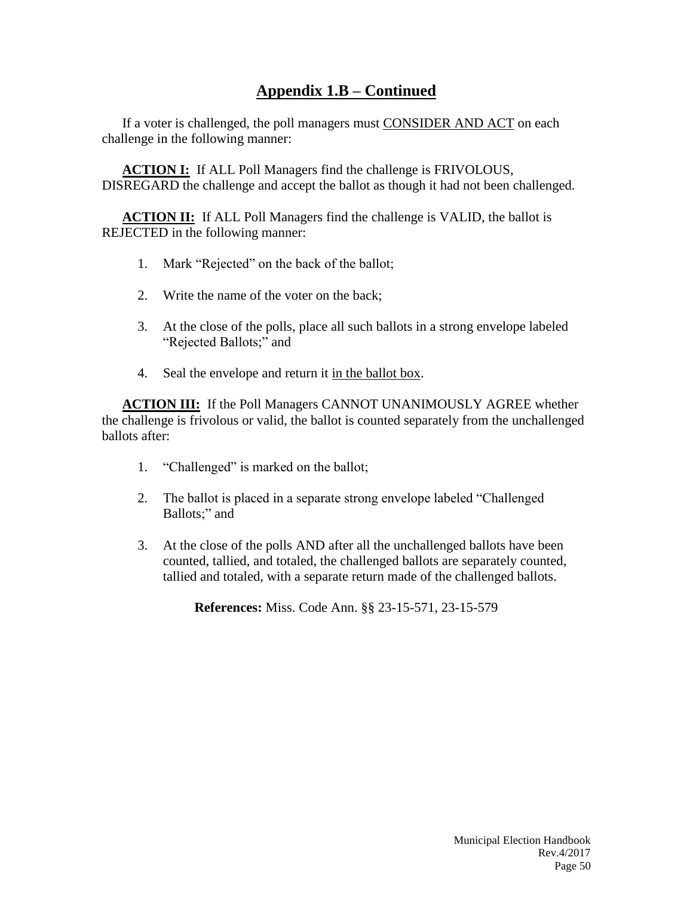## Appendix 1.B – Continued

If a voter is challenged, the poll managers must CONSIDER AND ACT on each challenge in the following manner:

**ACTION I:** If ALL Poll Managers find the challenge is FRIVOLOUS, DISREGARD the challenge and accept the ballot as though it had not been challenged.

**ACTION II:** If ALL Poll Managers find the challenge is VALID, the ballot is REJECTED in the following manner:

1. Mark "Rejected" on the back of the ballot;
2. Write the name of the voter on the back;
3. At the close of the polls, place all such ballots in a strong envelope labeled "Rejected Ballots;" and
4. Seal the envelope and return it in the ballot box.

**ACTION III:** If the Poll Managers CANNOT UNANIMOUSLY AGREE whether the challenge is frivolous or valid, the ballot is counted separately from the unchallenged ballots after:

1. "Challenged" is marked on the ballot;
2. The ballot is placed in a separate strong envelope labeled "Challenged Ballots;" and
3. At the close of the polls AND after all the unchallenged ballots have been counted, tallied, and totaled, the challenged ballots are separately counted, tallied and totaled, with a separate return made of the challenged ballots.

**References:** Miss. Code Ann. §§ 23-15-571, 23-15-579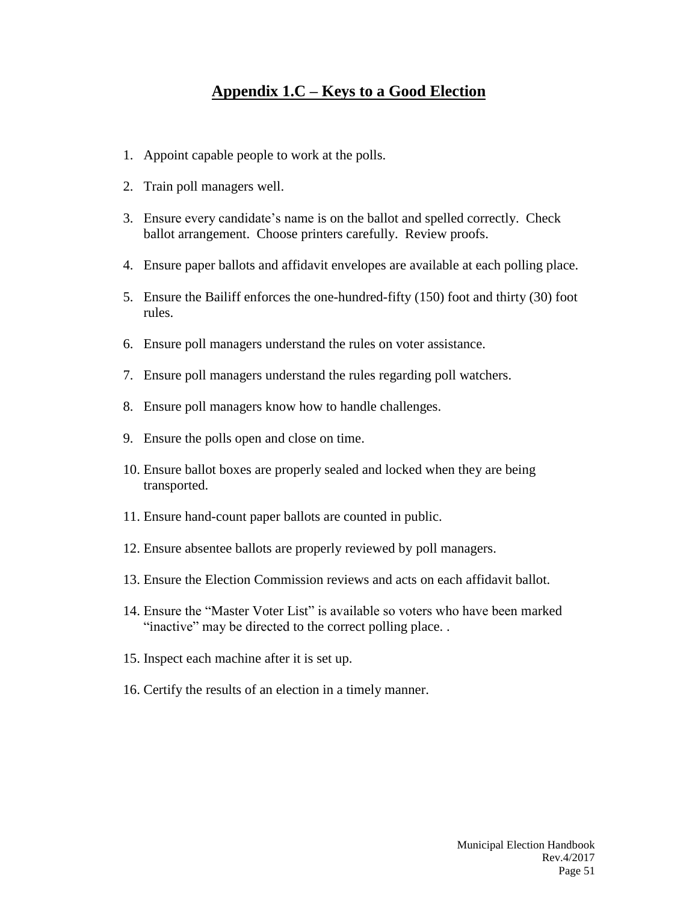# Appendix 1.C – Keys to a Good Election

1. Appoint capable people to work at the polls.
2. Train poll managers well.
3. Ensure every candidate's name is on the ballot and spelled correctly. Check ballot arrangement. Choose printers carefully. Review proofs.
4. Ensure paper ballots and affidavit envelopes are available at each polling place.
5. Ensure the Bailiff enforces the one-hundred-fifty (150) foot and thirty (30) foot rules.
6. Ensure poll managers understand the rules on voter assistance.
7. Ensure poll managers understand the rules regarding poll watchers.
8. Ensure poll managers know how to handle challenges.
9. Ensure the polls open and close on time.
10. Ensure ballot boxes are properly sealed and locked when they are being transported.
11. Ensure hand-count paper ballots are counted in public.
12. Ensure absentee ballots are properly reviewed by poll managers.
13. Ensure the Election Commission reviews and acts on each affidavit ballot.
14. Ensure the "Master Voter List" is available so voters who have been marked "inactive" may be directed to the correct polling place. .
15. Inspect each machine after it is set up.
16. Certify the results of an election in a timely manner.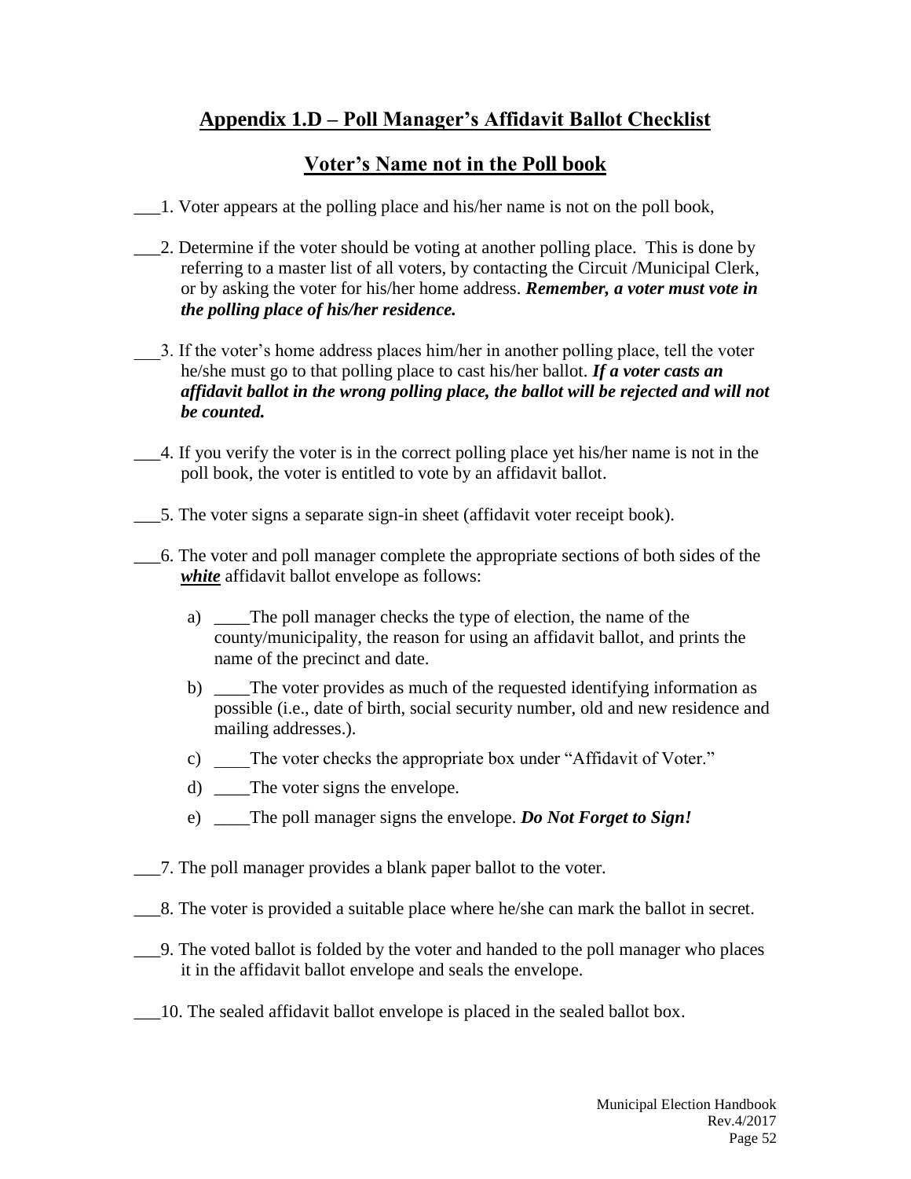## Appendix 1.D – Poll Manager's Affidavit Ballot Checklist

## Voter's Name not in the Poll book

___1. Voter appears at the polling place and his/her name is not on the poll book,

___2. Determine if the voter should be voting at another polling place. This is done by referring to a master list of all voters, by contacting the Circuit /Municipal Clerk, or by asking the voter for his/her home address. ***Remember, a voter must vote in the polling place of his/her residence.***

___3. If the voter's home address places him/her in another polling place, tell the voter he/she must go to that polling place to cast his/her ballot. ***If a voter casts an affidavit ballot in the wrong polling place, the ballot will be rejected and will not be counted.***

___4. If you verify the voter is in the correct polling place yet his/her name is not in the poll book, the voter is entitled to vote by an affidavit ballot.

___5. The voter signs a separate sign-in sheet (affidavit voter receipt book).

___6. The voter and poll manager complete the appropriate sections of both sides of the ***white*** affidavit ballot envelope as follows:

a) ____The poll manager checks the type of election, the name of the county/municipality, the reason for using an affidavit ballot, and prints the name of the precinct and date.

b) ____The voter provides as much of the requested identifying information as possible (i.e., date of birth, social security number, old and new residence and mailing addresses.).

c) ____The voter checks the appropriate box under "Affidavit of Voter."

d) ____The voter signs the envelope.

e) ____The poll manager signs the envelope. ***Do Not Forget to Sign!***

___7. The poll manager provides a blank paper ballot to the voter.

___8. The voter is provided a suitable place where he/she can mark the ballot in secret.

___9. The voted ballot is folded by the voter and handed to the poll manager who places it in the affidavit ballot envelope and seals the envelope.

___10. The sealed affidavit ballot envelope is placed in the sealed ballot box.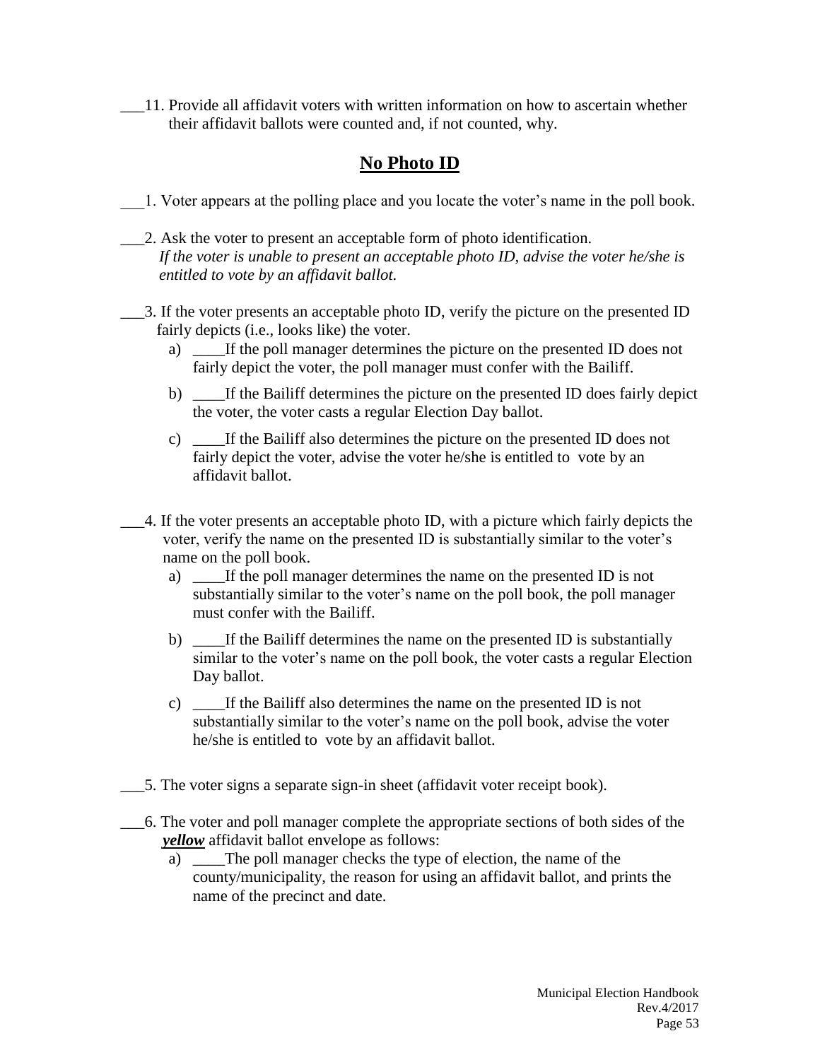___11. Provide all affidavit voters with written information on how to ascertain whether their affidavit ballots were counted and, if not counted, why.

## **No Photo ID**

___1. Voter appears at the polling place and you locate the voter's name in the poll book.

___2. Ask the voter to present an acceptable form of photo identification.
*If the voter is unable to present an acceptable photo ID, advise the voter he/she is entitled to vote by an affidavit ballot.*

___3. If the voter presents an acceptable photo ID, verify the picture on the presented ID fairly depicts (i.e., looks like) the voter.

a) ____If the poll manager determines the picture on the presented ID does not fairly depict the voter, the poll manager must confer with the Bailiff.

b) ____If the Bailiff determines the picture on the presented ID does fairly depict the voter, the voter casts a regular Election Day ballot.

c) ____If the Bailiff also determines the picture on the presented ID does not fairly depict the voter, advise the voter he/she is entitled to vote by an affidavit ballot.

___4. If the voter presents an acceptable photo ID, with a picture which fairly depicts the voter, verify the name on the presented ID is substantially similar to the voter's name on the poll book.

a) ____If the poll manager determines the name on the presented ID is not substantially similar to the voter's name on the poll book, the poll manager must confer with the Bailiff.

b) ____If the Bailiff determines the name on the presented ID is substantially similar to the voter's name on the poll book, the voter casts a regular Election Day ballot.

c) ____If the Bailiff also determines the name on the presented ID is not substantially similar to the voter's name on the poll book, advise the voter he/she is entitled to vote by an affidavit ballot.

___5. The voter signs a separate sign-in sheet (affidavit voter receipt book).

___6. The voter and poll manager complete the appropriate sections of both sides of the ***yellow*** affidavit ballot envelope as follows:

a) ____The poll manager checks the type of election, the name of the county/municipality, the reason for using an affidavit ballot, and prints the name of the precinct and date.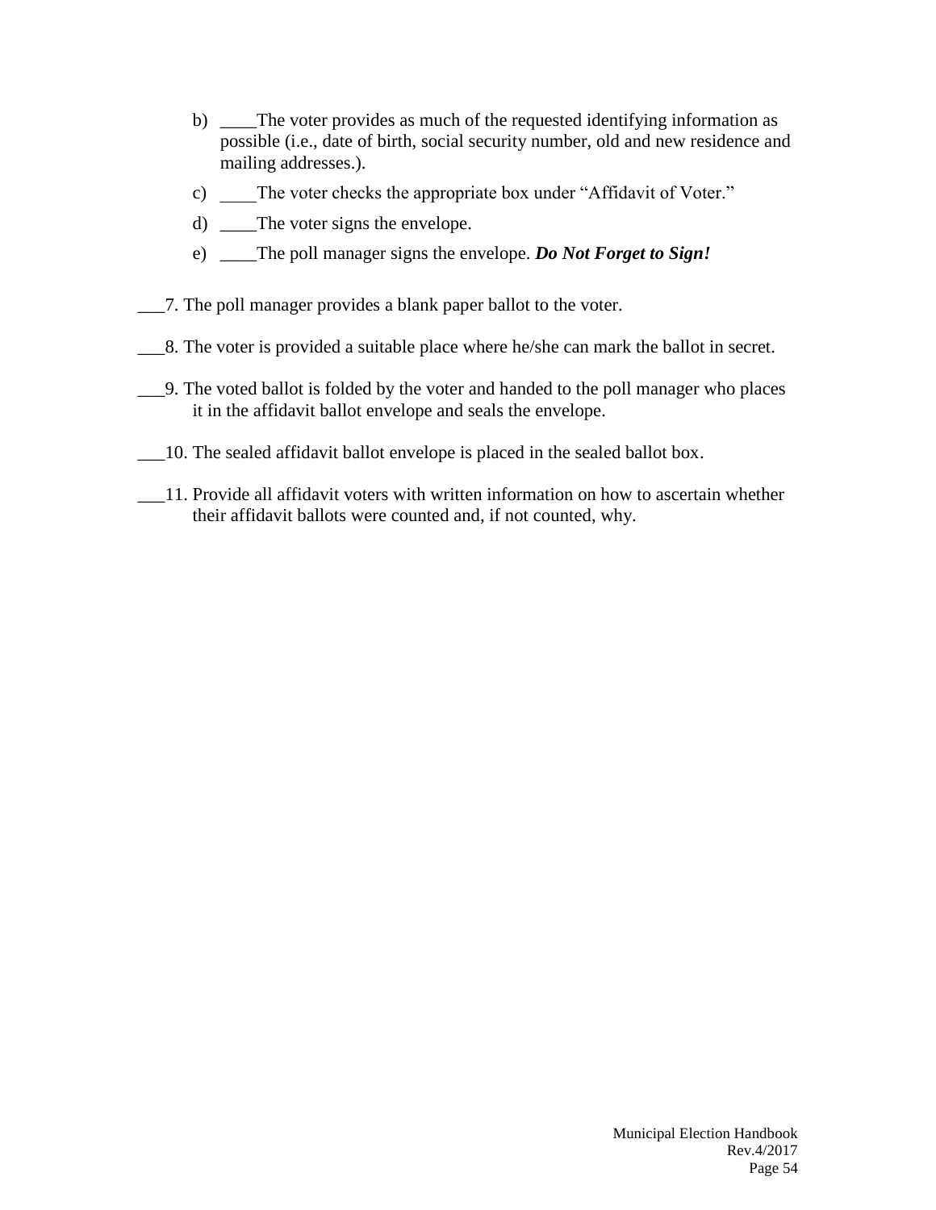b) ____The voter provides as much of the requested identifying information as possible (i.e., date of birth, social security number, old and new residence and mailing addresses.).

c) ____The voter checks the appropriate box under "Affidavit of Voter."

d) ____The voter signs the envelope.

e) ____The poll manager signs the envelope. ***Do Not Forget to Sign!***

___7. The poll manager provides a blank paper ballot to the voter.

___8. The voter is provided a suitable place where he/she can mark the ballot in secret.

___9. The voted ballot is folded by the voter and handed to the poll manager who places it in the affidavit ballot envelope and seals the envelope.

___10. The sealed affidavit ballot envelope is placed in the sealed ballot box.

___11. Provide all affidavit voters with written information on how to ascertain whether their affidavit ballots were counted and, if not counted, why.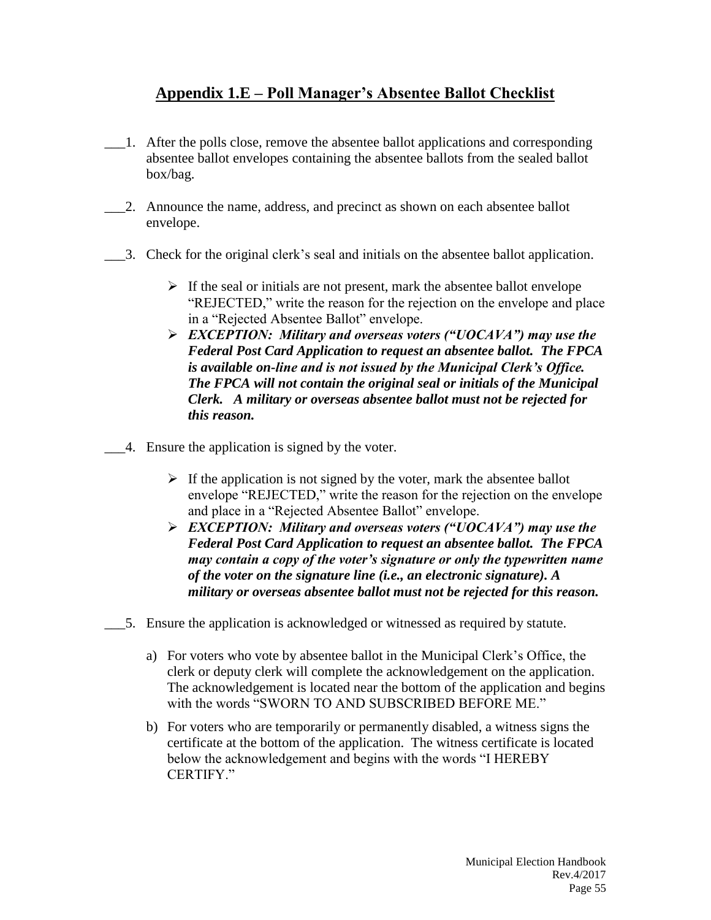## Appendix 1.E – Poll Manager's Absentee Ballot Checklist

___1. After the polls close, remove the absentee ballot applications and corresponding absentee ballot envelopes containing the absentee ballots from the sealed ballot box/bag.

___2. Announce the name, address, and precinct as shown on each absentee ballot envelope.

___3. Check for the original clerk's seal and initials on the absentee ballot application.

- If the seal or initials are not present, mark the absentee ballot envelope "REJECTED," write the reason for the rejection on the envelope and place in a "Rejected Absentee Ballot" envelope.
- ***EXCEPTION: Military and overseas voters ("UOCAVA") may use the Federal Post Card Application to request an absentee ballot. The FPCA is available on-line and is not issued by the Municipal Clerk's Office. The FPCA will not contain the original seal or initials of the Municipal Clerk. A military or overseas absentee ballot must not be rejected for this reason.***

___4. Ensure the application is signed by the voter.

- If the application is not signed by the voter, mark the absentee ballot envelope "REJECTED," write the reason for the rejection on the envelope and place in a "Rejected Absentee Ballot" envelope.
- ***EXCEPTION: Military and overseas voters ("UOCAVA") may use the Federal Post Card Application to request an absentee ballot. The FPCA may contain a copy of the voter's signature or only the typewritten name of the voter on the signature line (i.e., an electronic signature). A military or overseas absentee ballot must not be rejected for this reason.***

___5. Ensure the application is acknowledged or witnessed as required by statute.

a) For voters who vote by absentee ballot in the Municipal Clerk's Office, the clerk or deputy clerk will complete the acknowledgement on the application. The acknowledgement is located near the bottom of the application and begins with the words "SWORN TO AND SUBSCRIBED BEFORE ME."

b) For voters who are temporarily or permanently disabled, a witness signs the certificate at the bottom of the application. The witness certificate is located below the acknowledgement and begins with the words "I HEREBY CERTIFY."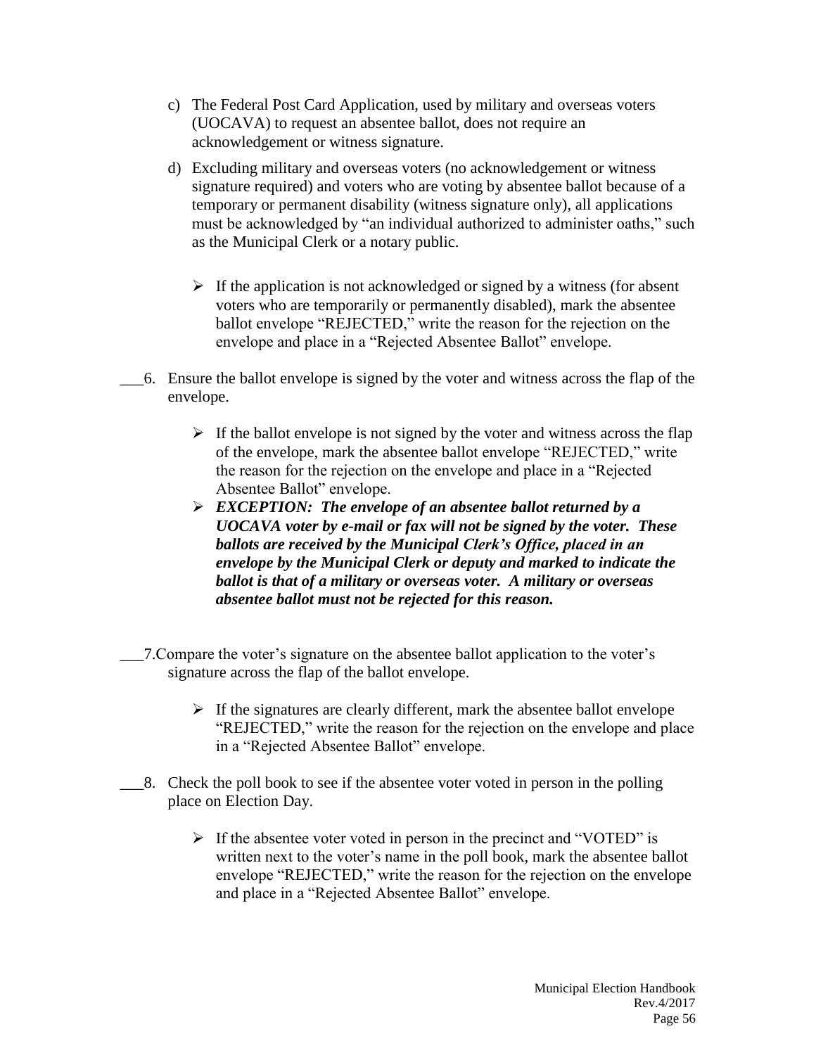c) The Federal Post Card Application, used by military and overseas voters (UOCAVA) to request an absentee ballot, does not require an acknowledgement or witness signature.

d) Excluding military and overseas voters (no acknowledgement or witness signature required) and voters who are voting by absentee ballot because of a temporary or permanent disability (witness signature only), all applications must be acknowledged by "an individual authorized to administer oaths," such as the Municipal Clerk or a notary public.

   - If the application is not acknowledged or signed by a witness (for absent voters who are temporarily or permanently disabled), mark the absentee ballot envelope "REJECTED," write the reason for the rejection on the envelope and place in a "Rejected Absentee Ballot" envelope.

___6. Ensure the ballot envelope is signed by the voter and witness across the flap of the envelope.

   - If the ballot envelope is not signed by the voter and witness across the flap of the envelope, mark the absentee ballot envelope "REJECTED," write the reason for the rejection on the envelope and place in a "Rejected Absentee Ballot" envelope.
   - ***EXCEPTION: The envelope of an absentee ballot returned by a UOCAVA voter by e-mail or fax will not be signed by the voter. These ballots are received by the Municipal Clerk's Office, placed in an envelope by the Municipal Clerk or deputy and marked to indicate the ballot is that of a military or overseas voter. A military or overseas absentee ballot must not be rejected for this reason.***

___7. Compare the voter's signature on the absentee ballot application to the voter's signature across the flap of the ballot envelope.

   - If the signatures are clearly different, mark the absentee ballot envelope "REJECTED," write the reason for the rejection on the envelope and place in a "Rejected Absentee Ballot" envelope.

___8. Check the poll book to see if the absentee voter voted in person in the polling place on Election Day.

   - If the absentee voter voted in person in the precinct and "VOTED" is written next to the voter's name in the poll book, mark the absentee ballot envelope "REJECTED," write the reason for the rejection on the envelope and place in a "Rejected Absentee Ballot" envelope.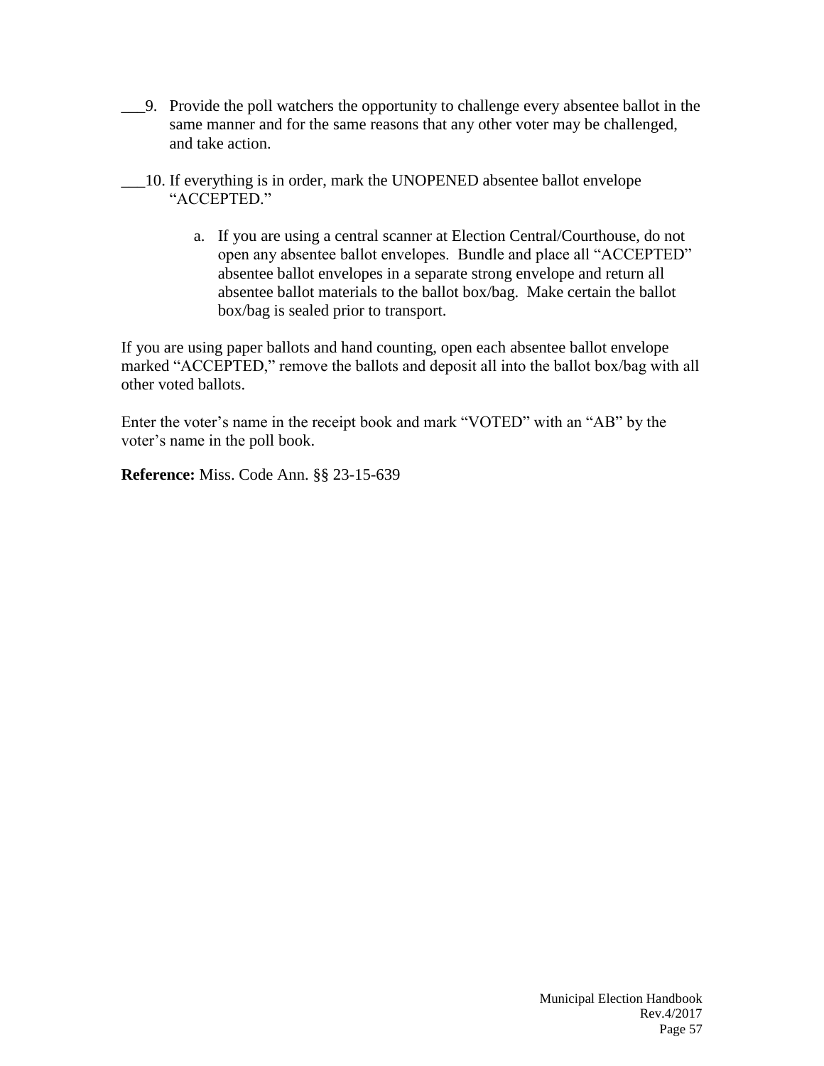___9. Provide the poll watchers the opportunity to challenge every absentee ballot in the same manner and for the same reasons that any other voter may be challenged, and take action.

___10. If everything is in order, mark the UNOPENED absentee ballot envelope "ACCEPTED."

  a. If you are using a central scanner at Election Central/Courthouse, do not open any absentee ballot envelopes. Bundle and place all "ACCEPTED" absentee ballot envelopes in a separate strong envelope and return all absentee ballot materials to the ballot box/bag. Make certain the ballot box/bag is sealed prior to transport.

If you are using paper ballots and hand counting, open each absentee ballot envelope marked "ACCEPTED," remove the ballots and deposit all into the ballot box/bag with all other voted ballots.

Enter the voter's name in the receipt book and mark "VOTED" with an "AB" by the voter's name in the poll book.

**Reference:** Miss. Code Ann. §§ 23-15-639